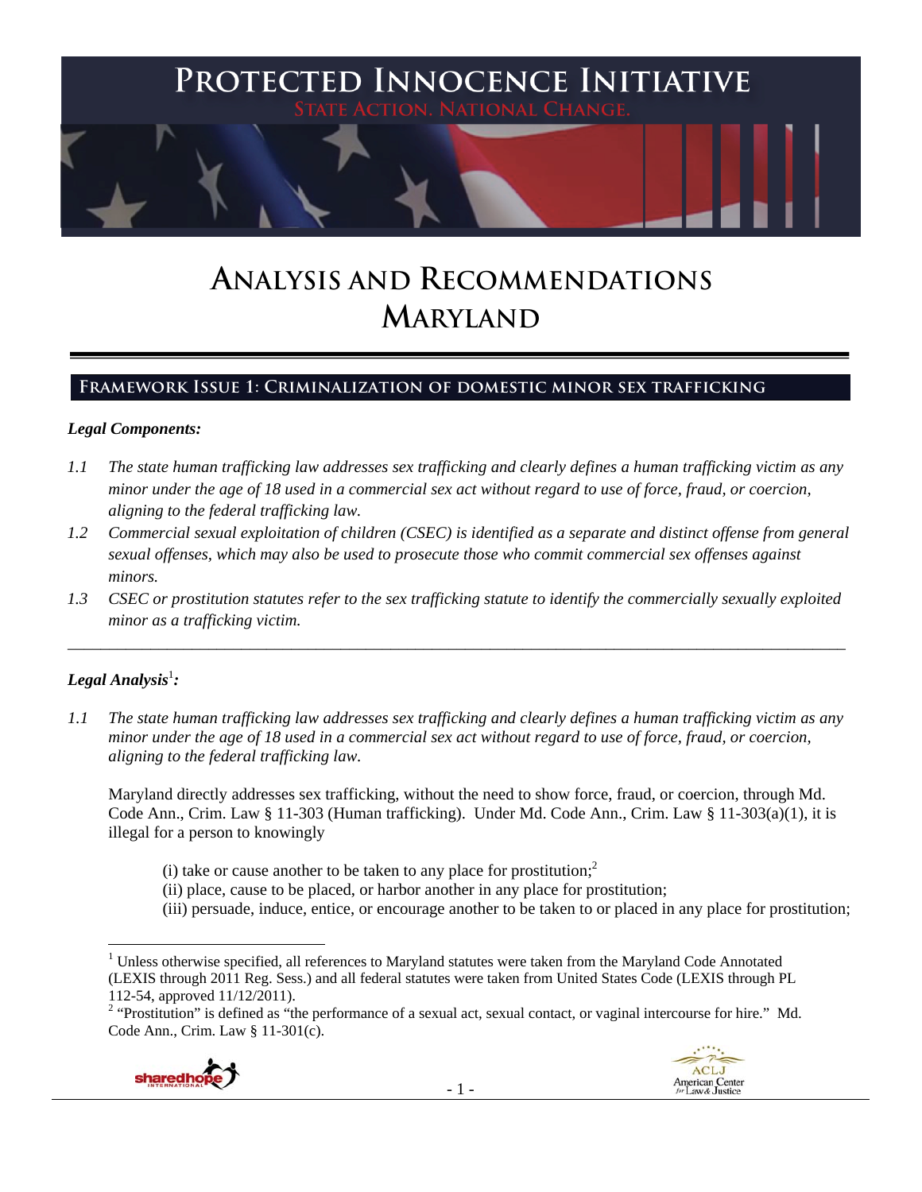# PROTECTED INNOCENCE INITIATIVE

STATE ACTION. NATIONAL CHANGE.

# ANALYSIS AND RECOMMENDATIONS MARYLAND

## FRAMEWORK ISSUE 1: CRIMINALIZATION OF DOMESTIC MINOR SEX TRAFFICKING

### *Legal Components:*

*1.1 The state human trafficking law addresses sex trafficking and clearly defines a human trafficking victim as any minor under the age of 18 used in a commercial sex act without regard to use of force, fraud, or coercion, aligning to the federal trafficking law.*

*1.2 Commercial sexual exploitation of children (CSEC) is identified as a separate and distinct offense from general sexual offenses, which may also be used to prosecute those who commit commercial sex offenses against minors.*

*1.3 CSEC or prostitution statutes refer to the sex trafficking statute to identify the commercially sexually exploited minor as a trafficking victim.*

---

### *Legal Analysis*[1]*:*

*1.1 The state human trafficking law addresses sex trafficking and clearly defines a human trafficking victim as any minor under the age of 18 used in a commercial sex act without regard to use of force, fraud, or coercion, aligning to the federal trafficking law.*

Maryland directly addresses sex trafficking, without the need to show force, fraud, or coercion, through Md. Code Ann., Crim. Law § 11-303 (Human trafficking). Under Md. Code Ann., Crim. Law § 11-303(a)(1), it is illegal for a person to knowingly

(i) take or cause another to be taken to any place for prostitution;[2]
(ii) place, cause to be placed, or harbor another in any place for prostitution;
(iii) persuade, induce, entice, or encourage another to be taken to or placed in any place for prostitution;

---

[1] Unless otherwise specified, all references to Maryland statutes were taken from the Maryland Code Annotated (LEXIS through 2011 Reg. Sess.) and all federal statutes were taken from United States Code (LEXIS through PL 112-54, approved 11/12/2011).

[2] "Prostitution" is defined as "the performance of a sexual act, sexual contact, or vaginal intercourse for hire." Md. Code Ann., Crim. Law § 11-301(c).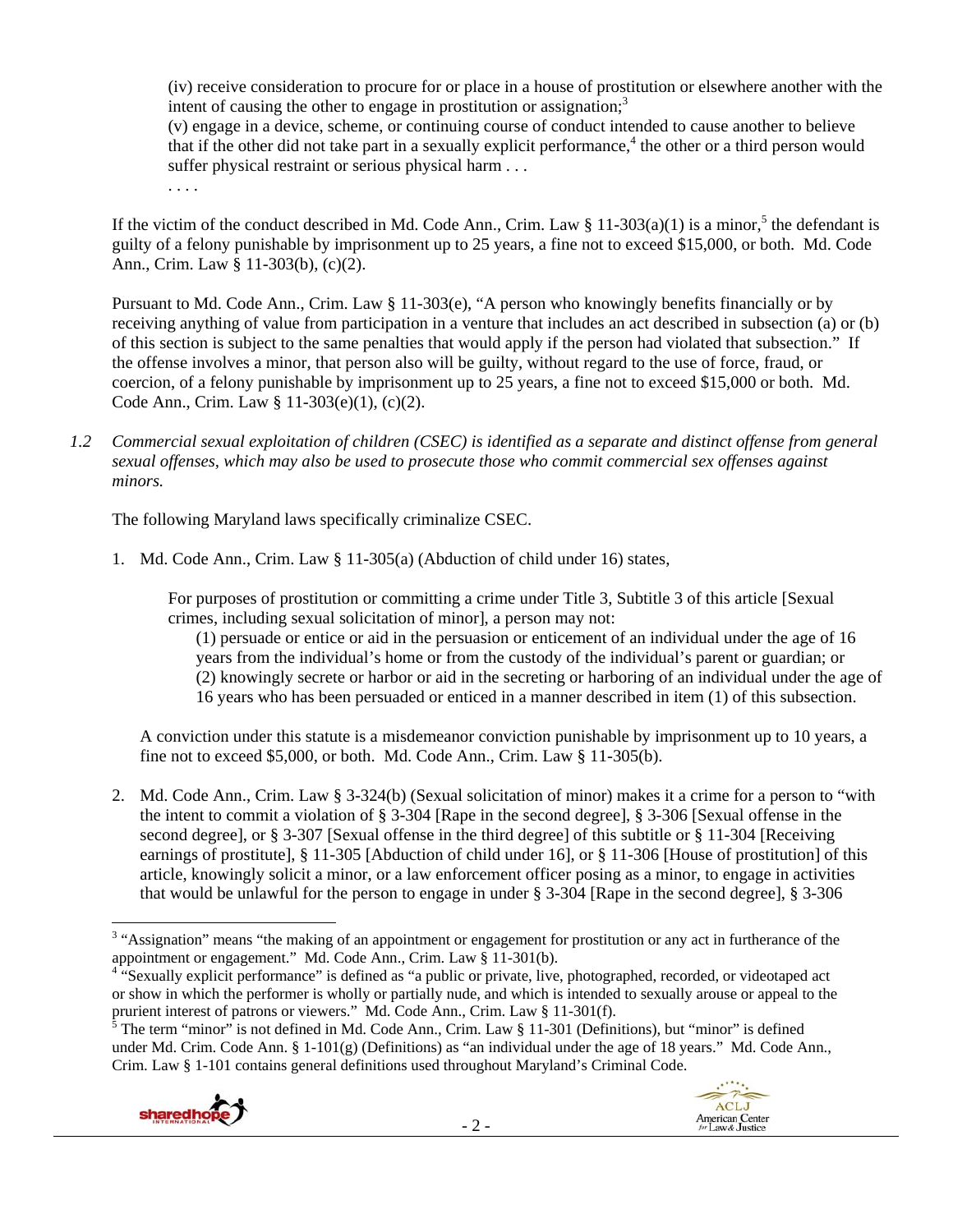> (iv) receive consideration to procure for or place in a house of prostitution or elsewhere another with the intent of causing the other to engage in prostitution or assignation;[3]
> (v) engage in a device, scheme, or continuing course of conduct intended to cause another to believe that if the other did not take part in a sexually explicit performance,[4] the other or a third person would suffer physical restraint or serious physical harm . . .
> . . . .

If the victim of the conduct described in Md. Code Ann., Crim. Law § 11-303(a)(1) is a minor,[5] the defendant is guilty of a felony punishable by imprisonment up to 25 years, a fine not to exceed $15,000, or both. Md. Code Ann., Crim. Law § 11-303(b), (c)(2).

Pursuant to Md. Code Ann., Crim. Law § 11-303(e), "A person who knowingly benefits financially or by receiving anything of value from participation in a venture that includes an act described in subsection (a) or (b) of this section is subject to the same penalties that would apply if the person had violated that subsection." If the offense involves a minor, that person also will be guilty, without regard to the use of force, fraud, or coercion, of a felony punishable by imprisonment up to 25 years, a fine not to exceed $15,000 or both. Md. Code Ann., Crim. Law § 11-303(e)(1), (c)(2).

*1.2 Commercial sexual exploitation of children (CSEC) is identified as a separate and distinct offense from general sexual offenses, which may also be used to prosecute those who commit commercial sex offenses against minors.*

The following Maryland laws specifically criminalize CSEC.

1. Md. Code Ann., Crim. Law § 11-305(a) (Abduction of child under 16) states,

   > For purposes of prostitution or committing a crime under Title 3, Subtitle 3 of this article [Sexual crimes, including sexual solicitation of minor], a person may not:
   > (1) persuade or entice or aid in the persuasion or enticement of an individual under the age of 16 years from the individual's home or from the custody of the individual's parent or guardian; or
   > (2) knowingly secrete or harbor or aid in the secreting or harboring of an individual under the age of 16 years who has been persuaded or enticed in a manner described in item (1) of this subsection.

   A conviction under this statute is a misdemeanor conviction punishable by imprisonment up to 10 years, a fine not to exceed $5,000, or both. Md. Code Ann., Crim. Law § 11-305(b).

2. Md. Code Ann., Crim. Law § 3-324(b) (Sexual solicitation of minor) makes it a crime for a person to "with the intent to commit a violation of § 3-304 [Rape in the second degree], § 3-306 [Sexual offense in the second degree], or § 3-307 [Sexual offense in the third degree] of this subtitle or § 11-304 [Receiving earnings of prostitute], § 11-305 [Abduction of child under 16], or § 11-306 [House of prostitution] of this article, knowingly solicit a minor, or a law enforcement officer posing as a minor, to engage in activities that would be unlawful for the person to engage in under § 3-304 [Rape in the second degree], § 3-306

---

[3] "Assignation" means "the making of an appointment or engagement for prostitution or any act in furtherance of the appointment or engagement." Md. Code Ann., Crim. Law § 11-301(b).

[4] "Sexually explicit performance" is defined as "a public or private, live, photographed, recorded, or videotaped act or show in which the performer is wholly or partially nude, and which is intended to sexually arouse or appeal to the prurient interest of patrons or viewers." Md. Code Ann., Crim. Law § 11-301(f).

[5] The term "minor" is not defined in Md. Code Ann., Crim. Law § 11-301 (Definitions), but "minor" is defined under Md. Crim. Code Ann. § 1-101(g) (Definitions) as "an individual under the age of 18 years." Md. Code Ann., Crim. Law § 1-101 contains general definitions used throughout Maryland's Criminal Code.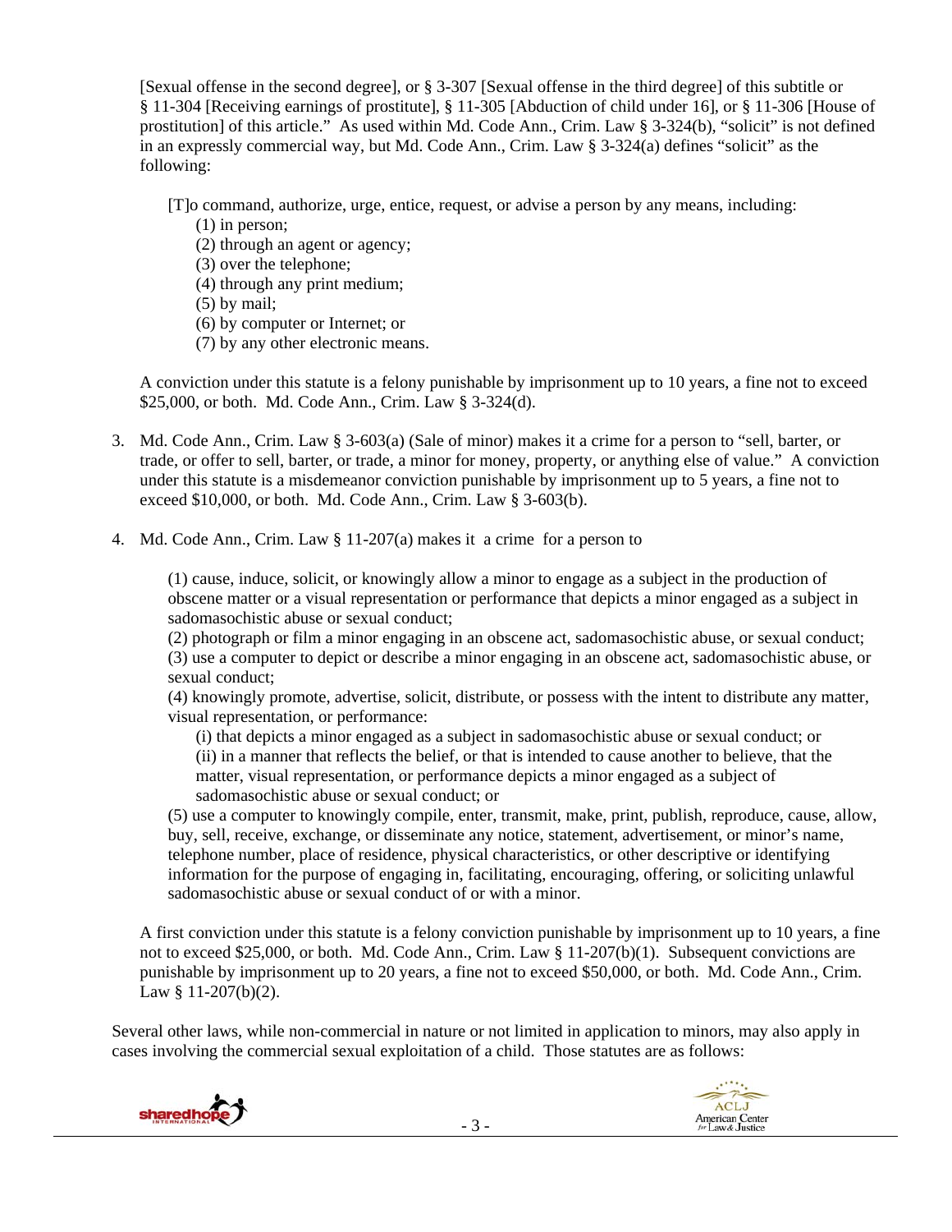[Sexual offense in the second degree], or § 3-307 [Sexual offense in the third degree] of this subtitle or § 11-304 [Receiving earnings of prostitute], § 11-305 [Abduction of child under 16], or § 11-306 [House of prostitution] of this article." As used within Md. Code Ann., Crim. Law § 3-324(b), "solicit" is not defined in an expressly commercial way, but Md. Code Ann., Crim. Law § 3-324(a) defines "solicit" as the following:

> [T]o command, authorize, urge, entice, request, or advise a person by any means, including:
> (1) in person;
> (2) through an agent or agency;
> (3) over the telephone;
> (4) through any print medium;
> (5) by mail;
> (6) by computer or Internet; or
> (7) by any other electronic means.

A conviction under this statute is a felony punishable by imprisonment up to 10 years, a fine not to exceed $25,000, or both. Md. Code Ann., Crim. Law § 3-324(d).

3. Md. Code Ann., Crim. Law § 3-603(a) (Sale of minor) makes it a crime for a person to "sell, barter, or trade, or offer to sell, barter, or trade, a minor for money, property, or anything else of value." A conviction under this statute is a misdemeanor conviction punishable by imprisonment up to 5 years, a fine not to exceed $10,000, or both. Md. Code Ann., Crim. Law § 3-603(b).

4. Md. Code Ann., Crim. Law § 11-207(a) makes it a crime for a person to

> (1) cause, induce, solicit, or knowingly allow a minor to engage as a subject in the production of obscene matter or a visual representation or performance that depicts a minor engaged as a subject in sadomasochistic abuse or sexual conduct;
> (2) photograph or film a minor engaging in an obscene act, sadomasochistic abuse, or sexual conduct;
> (3) use a computer to depict or describe a minor engaging in an obscene act, sadomasochistic abuse, or sexual conduct;
> (4) knowingly promote, advertise, solicit, distribute, or possess with the intent to distribute any matter, visual representation, or performance:
> (i) that depicts a minor engaged as a subject in sadomasochistic abuse or sexual conduct; or
> (ii) in a manner that reflects the belief, or that is intended to cause another to believe, that the matter, visual representation, or performance depicts a minor engaged as a subject of sadomasochistic abuse or sexual conduct; or
> (5) use a computer to knowingly compile, enter, transmit, make, print, publish, reproduce, cause, allow, buy, sell, receive, exchange, or disseminate any notice, statement, advertisement, or minor's name, telephone number, place of residence, physical characteristics, or other descriptive or identifying information for the purpose of engaging in, facilitating, encouraging, offering, or soliciting unlawful sadomasochistic abuse or sexual conduct of or with a minor.

A first conviction under this statute is a felony conviction punishable by imprisonment up to 10 years, a fine not to exceed $25,000, or both. Md. Code Ann., Crim. Law § 11-207(b)(1). Subsequent convictions are punishable by imprisonment up to 20 years, a fine not to exceed $50,000, or both. Md. Code Ann., Crim. Law § 11-207(b)(2).

Several other laws, while non-commercial in nature or not limited in application to minors, may also apply in cases involving the commercial sexual exploitation of a child. Those statutes are as follows: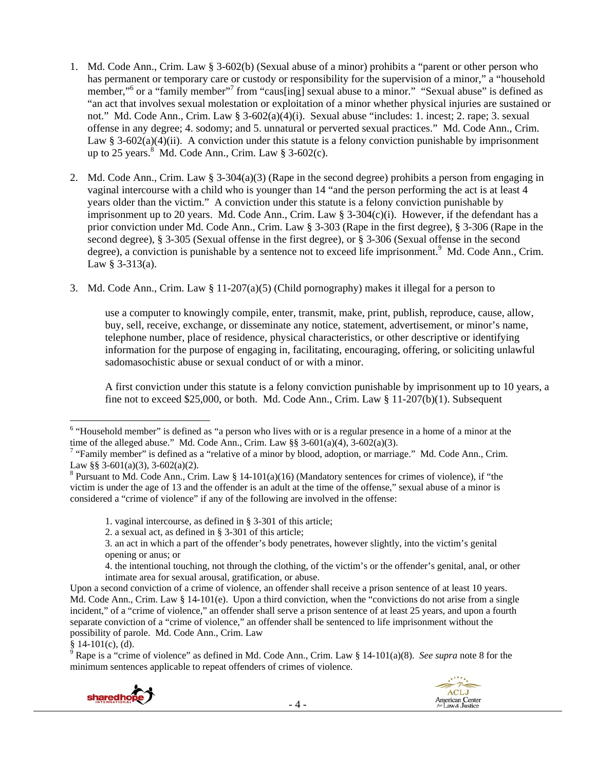1. Md. Code Ann., Crim. Law § 3-602(b) (Sexual abuse of a minor) prohibits a "parent or other person who has permanent or temporary care or custody or responsibility for the supervision of a minor," a "household member,"[6] or a "family member"[7] from "caus[ing] sexual abuse to a minor." "Sexual abuse" is defined as "an act that involves sexual molestation or exploitation of a minor whether physical injuries are sustained or not." Md. Code Ann., Crim. Law § 3-602(a)(4)(i). Sexual abuse "includes: 1. incest; 2. rape; 3. sexual offense in any degree; 4. sodomy; and 5. unnatural or perverted sexual practices." Md. Code Ann., Crim. Law § 3-602(a)(4)(ii). A conviction under this statute is a felony conviction punishable by imprisonment up to 25 years.[8] Md. Code Ann., Crim. Law § 3-602(c).

2. Md. Code Ann., Crim. Law § 3-304(a)(3) (Rape in the second degree) prohibits a person from engaging in vaginal intercourse with a child who is younger than 14 "and the person performing the act is at least 4 years older than the victim." A conviction under this statute is a felony conviction punishable by imprisonment up to 20 years. Md. Code Ann., Crim. Law § 3-304(c)(i). However, if the defendant has a prior conviction under Md. Code Ann., Crim. Law § 3-303 (Rape in the first degree), § 3-306 (Rape in the second degree), § 3-305 (Sexual offense in the first degree), or § 3-306 (Sexual offense in the second degree), a conviction is punishable by a sentence not to exceed life imprisonment.[9] Md. Code Ann., Crim. Law § 3-313(a).

3. Md. Code Ann., Crim. Law § 11-207(a)(5) (Child pornography) makes it illegal for a person to

   > use a computer to knowingly compile, enter, transmit, make, print, publish, reproduce, cause, allow, buy, sell, receive, exchange, or disseminate any notice, statement, advertisement, or minor's name, telephone number, place of residence, physical characteristics, or other descriptive or identifying information for the purpose of engaging in, facilitating, encouraging, offering, or soliciting unlawful sadomasochistic abuse or sexual conduct of or with a minor.

   A first conviction under this statute is a felony conviction punishable by imprisonment up to 10 years, a fine not to exceed $25,000, or both. Md. Code Ann., Crim. Law § 11-207(b)(1). Subsequent

---

[6] "Household member" is defined as "a person who lives with or is a regular presence in a home of a minor at the time of the alleged abuse." Md. Code Ann., Crim. Law §§ 3-601(a)(4), 3-602(a)(3).

[7] "Family member" is defined as a "relative of a minor by blood, adoption, or marriage." Md. Code Ann., Crim. Law §§ 3-601(a)(3), 3-602(a)(2).

[8] Pursuant to Md. Code Ann., Crim. Law § 14-101(a)(16) (Mandatory sentences for crimes of violence), if "the victim is under the age of 13 and the offender is an adult at the time of the offense," sexual abuse of a minor is considered a "crime of violence" if any of the following are involved in the offense:

> 1. vaginal intercourse, as defined in § 3-301 of this article;
> 2. a sexual act, as defined in § 3-301 of this article;
> 3. an act in which a part of the offender's body penetrates, however slightly, into the victim's genital opening or anus; or
> 4. the intentional touching, not through the clothing, of the victim's or the offender's genital, anal, or other intimate area for sexual arousal, gratification, or abuse.

Upon a second conviction of a crime of violence, an offender shall receive a prison sentence of at least 10 years. Md. Code Ann., Crim. Law § 14-101(e). Upon a third conviction, when the "convictions do not arise from a single incident," of a "crime of violence," an offender shall serve a prison sentence of at least 25 years, and upon a fourth separate conviction of a "crime of violence," an offender shall be sentenced to life imprisonment without the possibility of parole. Md. Code Ann., Crim. Law § 14-101(c), (d).

[9] Rape is a "crime of violence" as defined in Md. Code Ann., Crim. Law § 14-101(a)(8). *See supra* note 8 for the minimum sentences applicable to repeat offenders of crimes of violence.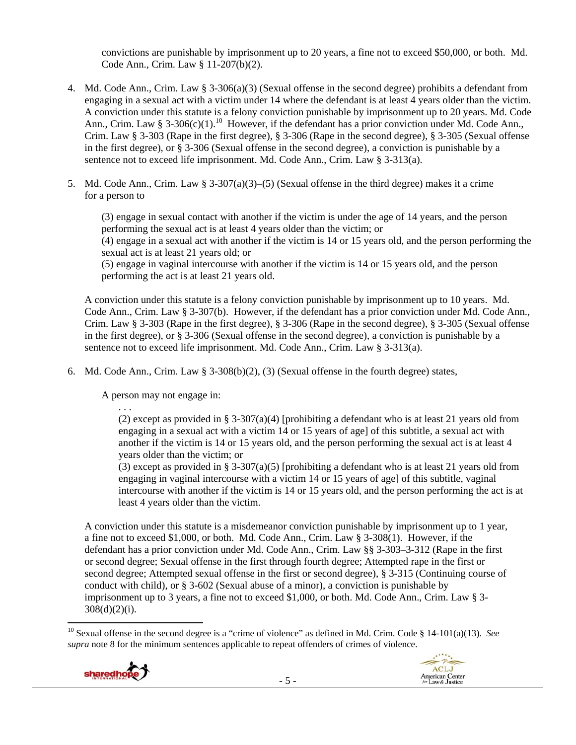convictions are punishable by imprisonment up to 20 years, a fine not to exceed $50,000, or both. Md. Code Ann., Crim. Law § 11-207(b)(2).

4. Md. Code Ann., Crim. Law § 3-306(a)(3) (Sexual offense in the second degree) prohibits a defendant from engaging in a sexual act with a victim under 14 where the defendant is at least 4 years older than the victim. A conviction under this statute is a felony conviction punishable by imprisonment up to 20 years. Md. Code Ann., Crim. Law § 3-306(c)(1).[10] However, if the defendant has a prior conviction under Md. Code Ann., Crim. Law § 3-303 (Rape in the first degree), § 3-306 (Rape in the second degree), § 3-305 (Sexual offense in the first degree), or § 3-306 (Sexual offense in the second degree), a conviction is punishable by a sentence not to exceed life imprisonment. Md. Code Ann., Crim. Law § 3-313(a).

5. Md. Code Ann., Crim. Law § 3-307(a)(3)–(5) (Sexual offense in the third degree) makes it a crime for a person to

   (3) engage in sexual contact with another if the victim is under the age of 14 years, and the person performing the sexual act is at least 4 years older than the victim; or
   (4) engage in a sexual act with another if the victim is 14 or 15 years old, and the person performing the sexual act is at least 21 years old; or
   (5) engage in vaginal intercourse with another if the victim is 14 or 15 years old, and the person performing the act is at least 21 years old.

   A conviction under this statute is a felony conviction punishable by imprisonment up to 10 years. Md. Code Ann., Crim. Law § 3-307(b). However, if the defendant has a prior conviction under Md. Code Ann., Crim. Law § 3-303 (Rape in the first degree), § 3-306 (Rape in the second degree), § 3-305 (Sexual offense in the first degree), or § 3-306 (Sexual offense in the second degree), a conviction is punishable by a sentence not to exceed life imprisonment. Md. Code Ann., Crim. Law § 3-313(a).

6. Md. Code Ann., Crim. Law § 3-308(b)(2), (3) (Sexual offense in the fourth degree) states,

   A person may not engage in:

   . . .
   (2) except as provided in § 3-307(a)(4) [prohibiting a defendant who is at least 21 years old from engaging in a sexual act with a victim 14 or 15 years of age] of this subtitle, a sexual act with another if the victim is 14 or 15 years old, and the person performing the sexual act is at least 4 years older than the victim; or
   (3) except as provided in § 3-307(a)(5) [prohibiting a defendant who is at least 21 years old from engaging in vaginal intercourse with a victim 14 or 15 years of age] of this subtitle, vaginal intercourse with another if the victim is 14 or 15 years old, and the person performing the act is at least 4 years older than the victim.

   A conviction under this statute is a misdemeanor conviction punishable by imprisonment up to 1 year, a fine not to exceed $1,000, or both. Md. Code Ann., Crim. Law § 3-308(1). However, if the defendant has a prior conviction under Md. Code Ann., Crim. Law §§ 3-303–3-312 (Rape in the first or second degree; Sexual offense in the first through fourth degree; Attempted rape in the first or second degree; Attempted sexual offense in the first or second degree), § 3-315 (Continuing course of conduct with child), or § 3-602 (Sexual abuse of a minor), a conviction is punishable by imprisonment up to 3 years, a fine not to exceed $1,000, or both. Md. Code Ann., Crim. Law § 3-308(d)(2)(i).

---

[10] Sexual offense in the second degree is a "crime of violence" as defined in Md. Crim. Code § 14-101(a)(13). *See supra* note 8 for the minimum sentences applicable to repeat offenders of crimes of violence.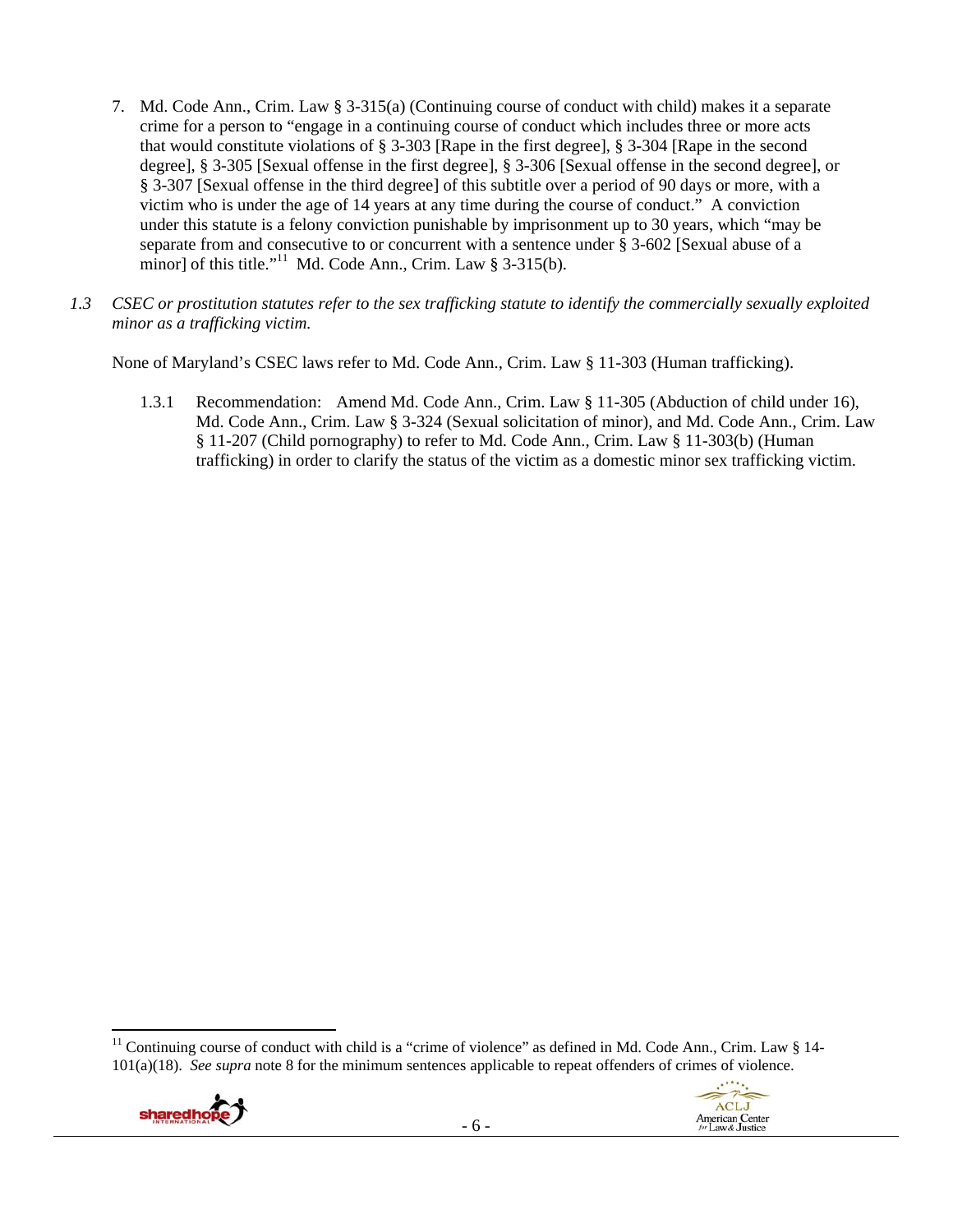7. Md. Code Ann., Crim. Law § 3-315(a) (Continuing course of conduct with child) makes it a separate crime for a person to "engage in a continuing course of conduct which includes three or more acts that would constitute violations of § 3-303 [Rape in the first degree], § 3-304 [Rape in the second degree], § 3-305 [Sexual offense in the first degree], § 3-306 [Sexual offense in the second degree], or § 3-307 [Sexual offense in the third degree] of this subtitle over a period of 90 days or more, with a victim who is under the age of 14 years at any time during the course of conduct." A conviction under this statute is a felony conviction punishable by imprisonment up to 30 years, which "may be separate from and consecutive to or concurrent with a sentence under § 3-602 [Sexual abuse of a minor] of this title."[11] Md. Code Ann., Crim. Law § 3-315(b).

*1.3 CSEC or prostitution statutes refer to the sex trafficking statute to identify the commercially sexually exploited minor as a trafficking victim.*

None of Maryland's CSEC laws refer to Md. Code Ann., Crim. Law § 11-303 (Human trafficking).

1.3.1 Recommendation: Amend Md. Code Ann., Crim. Law § 11-305 (Abduction of child under 16), Md. Code Ann., Crim. Law § 3-324 (Sexual solicitation of minor), and Md. Code Ann., Crim. Law § 11-207 (Child pornography) to refer to Md. Code Ann., Crim. Law § 11-303(b) (Human trafficking) in order to clarify the status of the victim as a domestic minor sex trafficking victim.

---

[11] Continuing course of conduct with child is a "crime of violence" as defined in Md. Code Ann., Crim. Law § 14-101(a)(18). *See supra* note 8 for the minimum sentences applicable to repeat offenders of crimes of violence.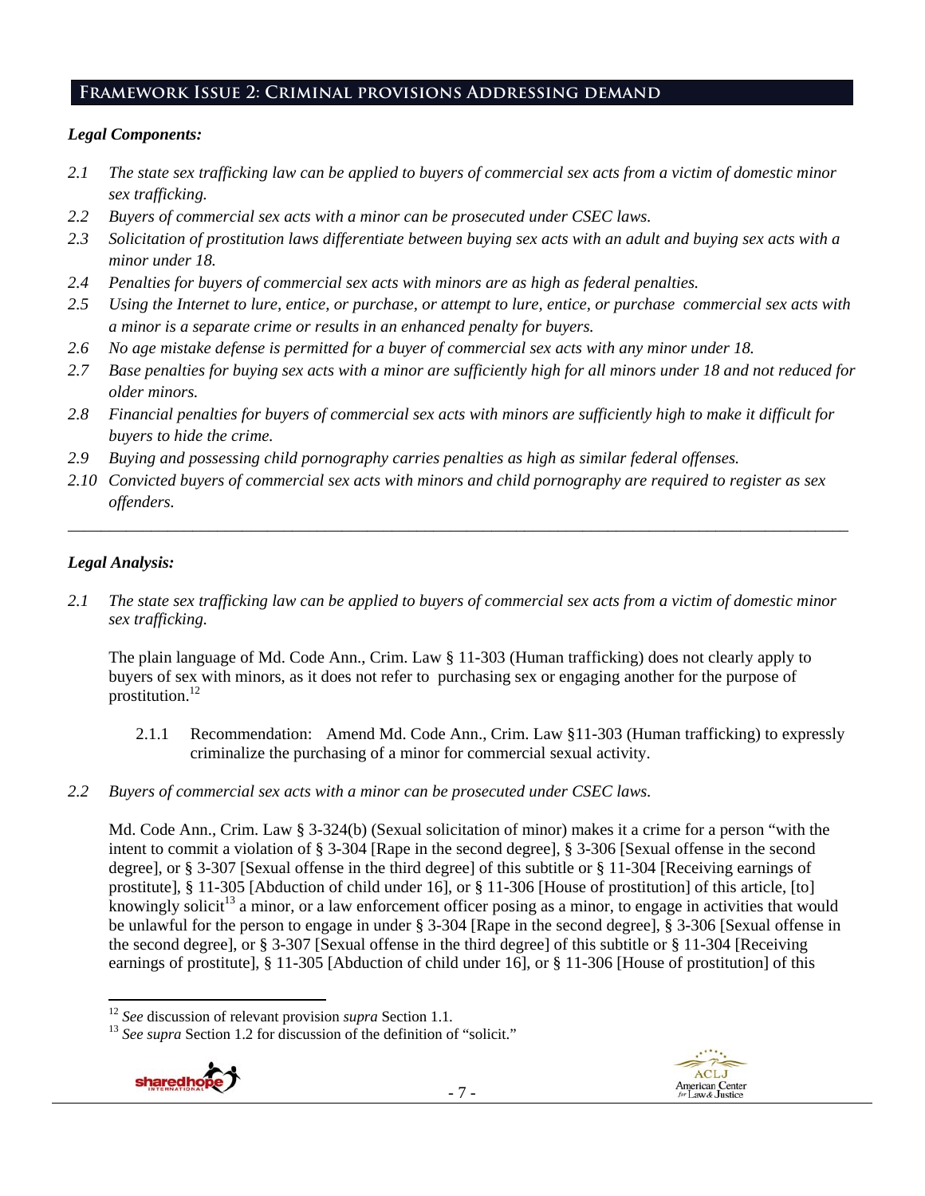## Framework Issue 2: Criminal provisions Addressing demand

***Legal Components:***

*2.1 The state sex trafficking law can be applied to buyers of commercial sex acts from a victim of domestic minor sex trafficking.*

*2.2 Buyers of commercial sex acts with a minor can be prosecuted under CSEC laws.*

*2.3 Solicitation of prostitution laws differentiate between buying sex acts with an adult and buying sex acts with a minor under 18.*

*2.4 Penalties for buyers of commercial sex acts with minors are as high as federal penalties.*

*2.5 Using the Internet to lure, entice, or purchase, or attempt to lure, entice, or purchase commercial sex acts with a minor is a separate crime or results in an enhanced penalty for buyers.*

*2.6 No age mistake defense is permitted for a buyer of commercial sex acts with any minor under 18.*

*2.7 Base penalties for buying sex acts with a minor are sufficiently high for all minors under 18 and not reduced for older minors.*

*2.8 Financial penalties for buyers of commercial sex acts with minors are sufficiently high to make it difficult for buyers to hide the crime.*

*2.9 Buying and possessing child pornography carries penalties as high as similar federal offenses.*

*2.10 Convicted buyers of commercial sex acts with minors and child pornography are required to register as sex offenders.*

---

***Legal Analysis:***

*2.1 The state sex trafficking law can be applied to buyers of commercial sex acts from a victim of domestic minor sex trafficking.*

The plain language of Md. Code Ann., Crim. Law § 11-303 (Human trafficking) does not clearly apply to buyers of sex with minors, as it does not refer to purchasing sex or engaging another for the purpose of prostitution.[12]

2.1.1 Recommendation: Amend Md. Code Ann., Crim. Law §11-303 (Human trafficking) to expressly criminalize the purchasing of a minor for commercial sexual activity.

*2.2 Buyers of commercial sex acts with a minor can be prosecuted under CSEC laws.*

Md. Code Ann., Crim. Law § 3-324(b) (Sexual solicitation of minor) makes it a crime for a person "with the intent to commit a violation of § 3-304 [Rape in the second degree], § 3-306 [Sexual offense in the second degree], or § 3-307 [Sexual offense in the third degree] of this subtitle or § 11-304 [Receiving earnings of prostitute], § 11-305 [Abduction of child under 16], or § 11-306 [House of prostitution] of this article, [to] knowingly solicit[13] a minor, or a law enforcement officer posing as a minor, to engage in activities that would be unlawful for the person to engage in under § 3-304 [Rape in the second degree], § 3-306 [Sexual offense in the second degree], or § 3-307 [Sexual offense in the third degree] of this subtitle or § 11-304 [Receiving earnings of prostitute], § 11-305 [Abduction of child under 16], or § 11-306 [House of prostitution] of this

---

[12] *See* discussion of relevant provision *supra* Section 1.1.

[13] *See supra* Section 1.2 for discussion of the definition of "solicit."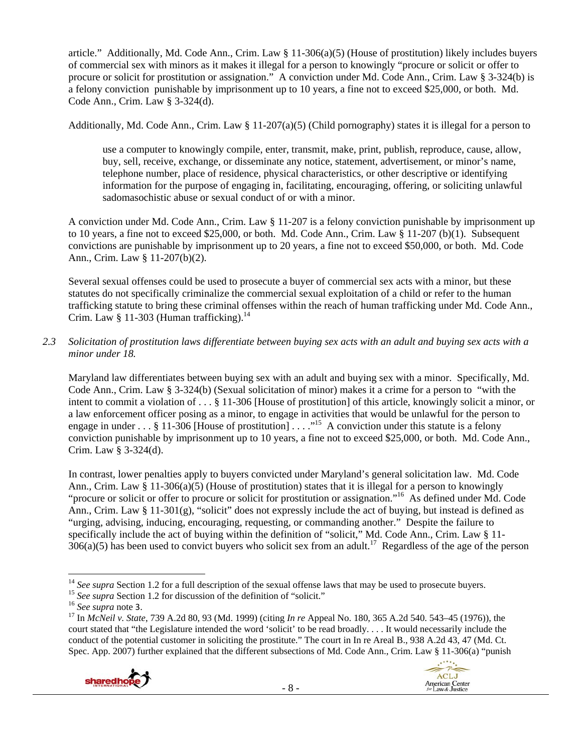article." Additionally, Md. Code Ann., Crim. Law § 11-306(a)(5) (House of prostitution) likely includes buyers of commercial sex with minors as it makes it illegal for a person to knowingly "procure or solicit or offer to procure or solicit for prostitution or assignation." A conviction under Md. Code Ann., Crim. Law § 3-324(b) is a felony conviction punishable by imprisonment up to 10 years, a fine not to exceed $25,000, or both. Md. Code Ann., Crim. Law § 3-324(d).

Additionally, Md. Code Ann., Crim. Law § 11-207(a)(5) (Child pornography) states it is illegal for a person to

> use a computer to knowingly compile, enter, transmit, make, print, publish, reproduce, cause, allow, buy, sell, receive, exchange, or disseminate any notice, statement, advertisement, or minor's name, telephone number, place of residence, physical characteristics, or other descriptive or identifying information for the purpose of engaging in, facilitating, encouraging, offering, or soliciting unlawful sadomasochistic abuse or sexual conduct of or with a minor.

A conviction under Md. Code Ann., Crim. Law § 11-207 is a felony conviction punishable by imprisonment up to 10 years, a fine not to exceed $25,000, or both. Md. Code Ann., Crim. Law § 11-207 (b)(1). Subsequent convictions are punishable by imprisonment up to 20 years, a fine not to exceed $50,000, or both. Md. Code Ann., Crim. Law § 11-207(b)(2).

Several sexual offenses could be used to prosecute a buyer of commercial sex acts with a minor, but these statutes do not specifically criminalize the commercial sexual exploitation of a child or refer to the human trafficking statute to bring these criminal offenses within the reach of human trafficking under Md. Code Ann., Crim. Law § 11-303 (Human trafficking).[14]

*2.3 Solicitation of prostitution laws differentiate between buying sex acts with an adult and buying sex acts with a minor under 18.*

Maryland law differentiates between buying sex with an adult and buying sex with a minor. Specifically, Md. Code Ann., Crim. Law § 3-324(b) (Sexual solicitation of minor) makes it a crime for a person to "with the intent to commit a violation of . . . § 11-306 [House of prostitution] of this article, knowingly solicit a minor, or a law enforcement officer posing as a minor, to engage in activities that would be unlawful for the person to engage in under . . . § 11-306 [House of prostitution] . . . ."[15] A conviction under this statute is a felony conviction punishable by imprisonment up to 10 years, a fine not to exceed $25,000, or both. Md. Code Ann., Crim. Law § 3-324(d).

In contrast, lower penalties apply to buyers convicted under Maryland's general solicitation law. Md. Code Ann., Crim. Law § 11-306(a)(5) (House of prostitution) states that it is illegal for a person to knowingly "procure or solicit or offer to procure or solicit for prostitution or assignation."[16] As defined under Md. Code Ann., Crim. Law § 11-301(g), "solicit" does not expressly include the act of buying, but instead is defined as "urging, advising, inducing, encouraging, requesting, or commanding another." Despite the failure to specifically include the act of buying within the definition of "solicit," Md. Code Ann., Crim. Law § 11-306(a)(5) has been used to convict buyers who solicit sex from an adult.[17] Regardless of the age of the person

---

[14] *See supra* Section 1.2 for a full description of the sexual offense laws that may be used to prosecute buyers.

[15] *See supra* Section 1.2 for discussion of the definition of "solicit."

[16] *See supra* note 3.

[17] In *McNeil v. State*, 739 A.2d 80, 93 (Md. 1999) (citing *In re* Appeal No. 180, 365 A.2d 540. 543–45 (1976)), the court stated that "the Legislature intended the word 'solicit' to be read broadly. . . . It would necessarily include the conduct of the potential customer in soliciting the prostitute." The court in In re Areal B., 938 A.2d 43, 47 (Md. Ct. Spec. App. 2007) further explained that the different subsections of Md. Code Ann., Crim. Law § 11-306(a) "punish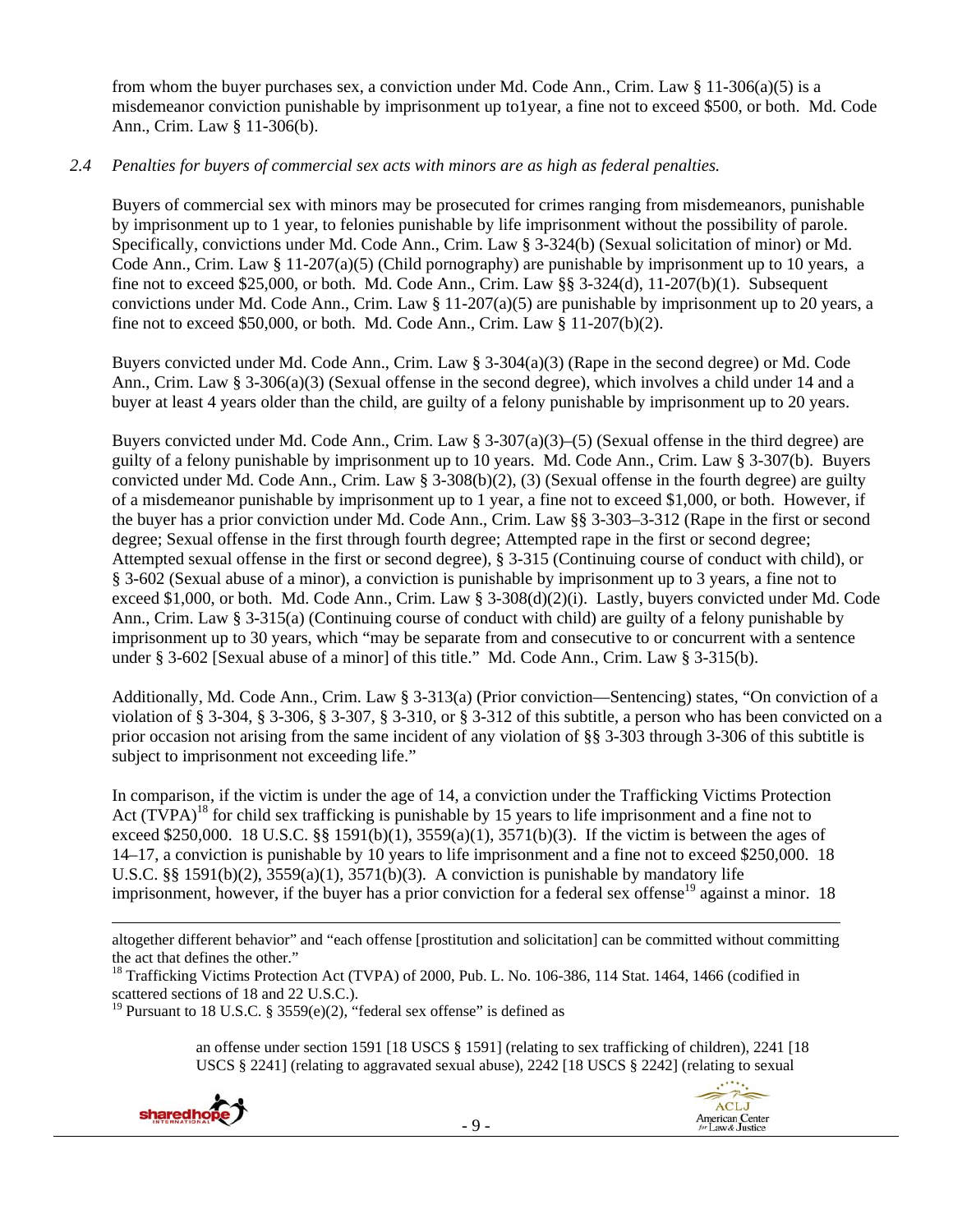from whom the buyer purchases sex, a conviction under Md. Code Ann., Crim. Law § 11-306(a)(5) is a misdemeanor conviction punishable by imprisonment up to1year, a fine not to exceed $500, or both. Md. Code Ann., Crim. Law § 11-306(b).

*2.4 Penalties for buyers of commercial sex acts with minors are as high as federal penalties.*

Buyers of commercial sex with minors may be prosecuted for crimes ranging from misdemeanors, punishable by imprisonment up to 1 year, to felonies punishable by life imprisonment without the possibility of parole. Specifically, convictions under Md. Code Ann., Crim. Law § 3-324(b) (Sexual solicitation of minor) or Md. Code Ann., Crim. Law § 11-207(a)(5) (Child pornography) are punishable by imprisonment up to 10 years, a fine not to exceed $25,000, or both. Md. Code Ann., Crim. Law §§ 3-324(d), 11-207(b)(1). Subsequent convictions under Md. Code Ann., Crim. Law § 11-207(a)(5) are punishable by imprisonment up to 20 years, a fine not to exceed $50,000, or both. Md. Code Ann., Crim. Law § 11-207(b)(2).

Buyers convicted under Md. Code Ann., Crim. Law § 3-304(a)(3) (Rape in the second degree) or Md. Code Ann., Crim. Law § 3-306(a)(3) (Sexual offense in the second degree), which involves a child under 14 and a buyer at least 4 years older than the child, are guilty of a felony punishable by imprisonment up to 20 years.

Buyers convicted under Md. Code Ann., Crim. Law § 3-307(a)(3)–(5) (Sexual offense in the third degree) are guilty of a felony punishable by imprisonment up to 10 years. Md. Code Ann., Crim. Law § 3-307(b). Buyers convicted under Md. Code Ann., Crim. Law § 3-308(b)(2), (3) (Sexual offense in the fourth degree) are guilty of a misdemeanor punishable by imprisonment up to 1 year, a fine not to exceed $1,000, or both. However, if the buyer has a prior conviction under Md. Code Ann., Crim. Law §§ 3-303–3-312 (Rape in the first or second degree; Sexual offense in the first through fourth degree; Attempted rape in the first or second degree; Attempted sexual offense in the first or second degree), § 3-315 (Continuing course of conduct with child), or § 3-602 (Sexual abuse of a minor), a conviction is punishable by imprisonment up to 3 years, a fine not to exceed $1,000, or both. Md. Code Ann., Crim. Law § 3-308(d)(2)(i). Lastly, buyers convicted under Md. Code Ann., Crim. Law § 3-315(a) (Continuing course of conduct with child) are guilty of a felony punishable by imprisonment up to 30 years, which "may be separate from and consecutive to or concurrent with a sentence under § 3-602 [Sexual abuse of a minor] of this title." Md. Code Ann., Crim. Law § 3-315(b).

Additionally, Md. Code Ann., Crim. Law § 3-313(a) (Prior conviction—Sentencing) states, "On conviction of a violation of § 3-304, § 3-306, § 3-307, § 3-310, or § 3-312 of this subtitle, a person who has been convicted on a prior occasion not arising from the same incident of any violation of §§ 3-303 through 3-306 of this subtitle is subject to imprisonment not exceeding life."

In comparison, if the victim is under the age of 14, a conviction under the Trafficking Victims Protection Act (TVPA)[18] for child sex trafficking is punishable by 15 years to life imprisonment and a fine not to exceed $250,000. 18 U.S.C. §§ 1591(b)(1), 3559(a)(1), 3571(b)(3). If the victim is between the ages of 14–17, a conviction is punishable by 10 years to life imprisonment and a fine not to exceed $250,000. 18 U.S.C. §§ 1591(b)(2), 3559(a)(1), 3571(b)(3). A conviction is punishable by mandatory life imprisonment, however, if the buyer has a prior conviction for a federal sex offense[19] against a minor. 18

---

altogether different behavior" and "each offense [prostitution and solicitation] can be committed without committing the act that defines the other."

[18] Trafficking Victims Protection Act (TVPA) of 2000, Pub. L. No. 106-386, 114 Stat. 1464, 1466 (codified in scattered sections of 18 and 22 U.S.C.).

[19] Pursuant to 18 U.S.C. § 3559(e)(2), "federal sex offense" is defined as

> an offense under section 1591 [18 USCS § 1591] (relating to sex trafficking of children), 2241 [18 USCS § 2241] (relating to aggravated sexual abuse), 2242 [18 USCS § 2242] (relating to sexual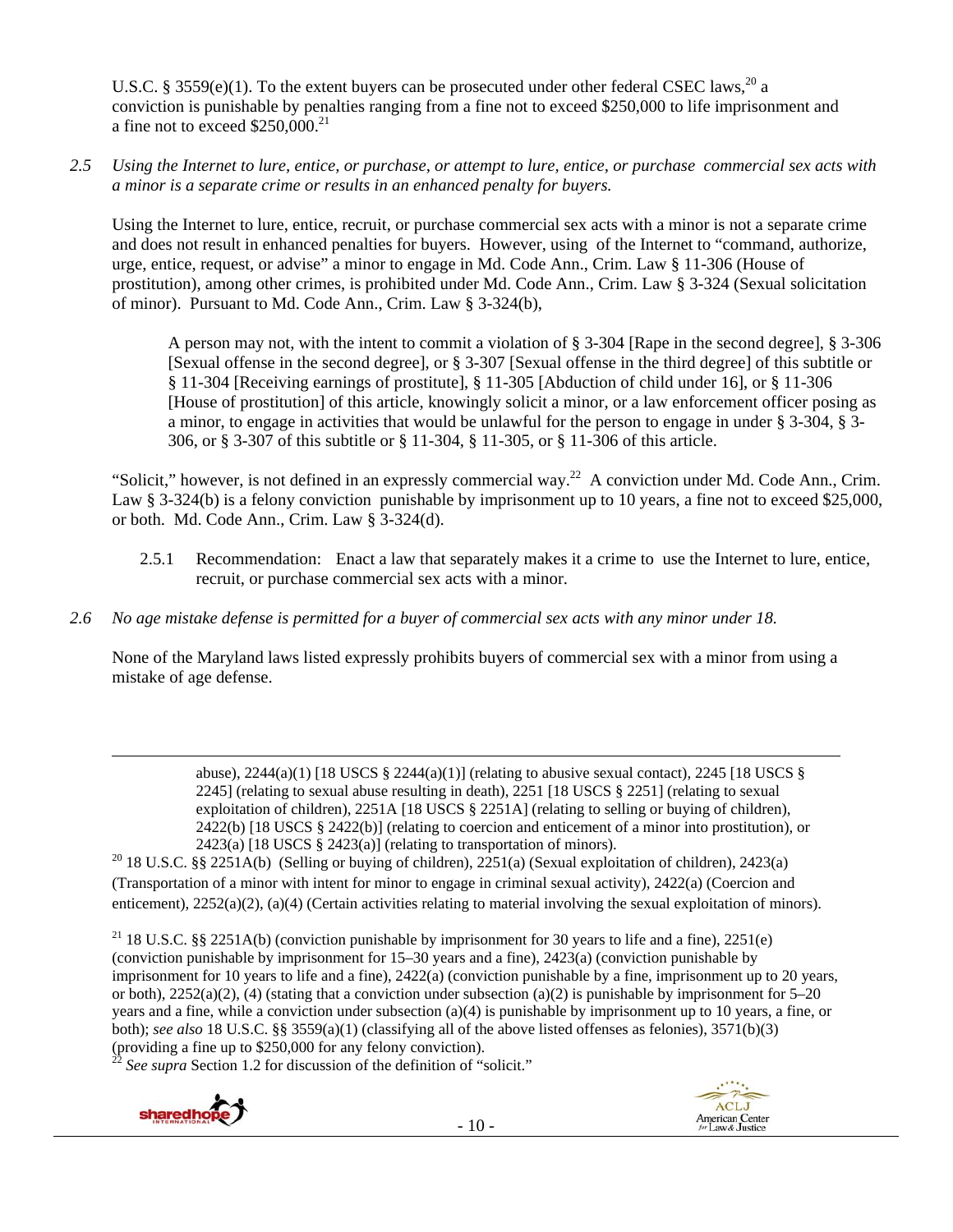U.S.C. § 3559(e)(1). To the extent buyers can be prosecuted under other federal CSEC laws,[20] a conviction is punishable by penalties ranging from a fine not to exceed $250,000 to life imprisonment and a fine not to exceed $250,000.[21]

*2.5 Using the Internet to lure, entice, or purchase, or attempt to lure, entice, or purchase commercial sex acts with a minor is a separate crime or results in an enhanced penalty for buyers.*

Using the Internet to lure, entice, recruit, or purchase commercial sex acts with a minor is not a separate crime and does not result in enhanced penalties for buyers. However, using of the Internet to "command, authorize, urge, entice, request, or advise" a minor to engage in Md. Code Ann., Crim. Law § 11-306 (House of prostitution), among other crimes, is prohibited under Md. Code Ann., Crim. Law § 3-324 (Sexual solicitation of minor). Pursuant to Md. Code Ann., Crim. Law § 3-324(b),

> A person may not, with the intent to commit a violation of § 3-304 [Rape in the second degree], § 3-306 [Sexual offense in the second degree], or § 3-307 [Sexual offense in the third degree] of this subtitle or § 11-304 [Receiving earnings of prostitute], § 11-305 [Abduction of child under 16], or § 11-306 [House of prostitution] of this article, knowingly solicit a minor, or a law enforcement officer posing as a minor, to engage in activities that would be unlawful for the person to engage in under § 3-304, § 3-306, or § 3-307 of this subtitle or § 11-304, § 11-305, or § 11-306 of this article.

"Solicit," however, is not defined in an expressly commercial way.[22] A conviction under Md. Code Ann., Crim. Law § 3-324(b) is a felony conviction punishable by imprisonment up to 10 years, a fine not to exceed $25,000, or both. Md. Code Ann., Crim. Law § 3-324(d).

2.5.1 Recommendation: Enact a law that separately makes it a crime to use the Internet to lure, entice, recruit, or purchase commercial sex acts with a minor.

*2.6 No age mistake defense is permitted for a buyer of commercial sex acts with any minor under 18.*

None of the Maryland laws listed expressly prohibits buyers of commercial sex with a minor from using a mistake of age defense.

---

abuse), 2244(a)(1) [18 USCS § 2244(a)(1)] (relating to abusive sexual contact), 2245 [18 USCS § 2245] (relating to sexual abuse resulting in death), 2251 [18 USCS § 2251] (relating to sexual exploitation of children), 2251A [18 USCS § 2251A] (relating to selling or buying of children), 2422(b) [18 USCS § 2422(b)] (relating to coercion and enticement of a minor into prostitution), or 2423(a) [18 USCS § 2423(a)] (relating to transportation of minors).

[20] 18 U.S.C. §§ 2251A(b) (Selling or buying of children), 2251(a) (Sexual exploitation of children), 2423(a) (Transportation of a minor with intent for minor to engage in criminal sexual activity), 2422(a) (Coercion and enticement), 2252(a)(2), (a)(4) (Certain activities relating to material involving the sexual exploitation of minors).

[21] 18 U.S.C. §§ 2251A(b) (conviction punishable by imprisonment for 30 years to life and a fine), 2251(e) (conviction punishable by imprisonment for 15–30 years and a fine), 2423(a) (conviction punishable by imprisonment for 10 years to life and a fine), 2422(a) (conviction punishable by a fine, imprisonment up to 20 years, or both), 2252(a)(2), (4) (stating that a conviction under subsection (a)(2) is punishable by imprisonment for 5–20 years and a fine, while a conviction under subsection (a)(4) is punishable by imprisonment up to 10 years, a fine, or both); *see also* 18 U.S.C. §§ 3559(a)(1) (classifying all of the above listed offenses as felonies), 3571(b)(3) (providing a fine up to $250,000 for any felony conviction).

[22] *See supra* Section 1.2 for discussion of the definition of "solicit."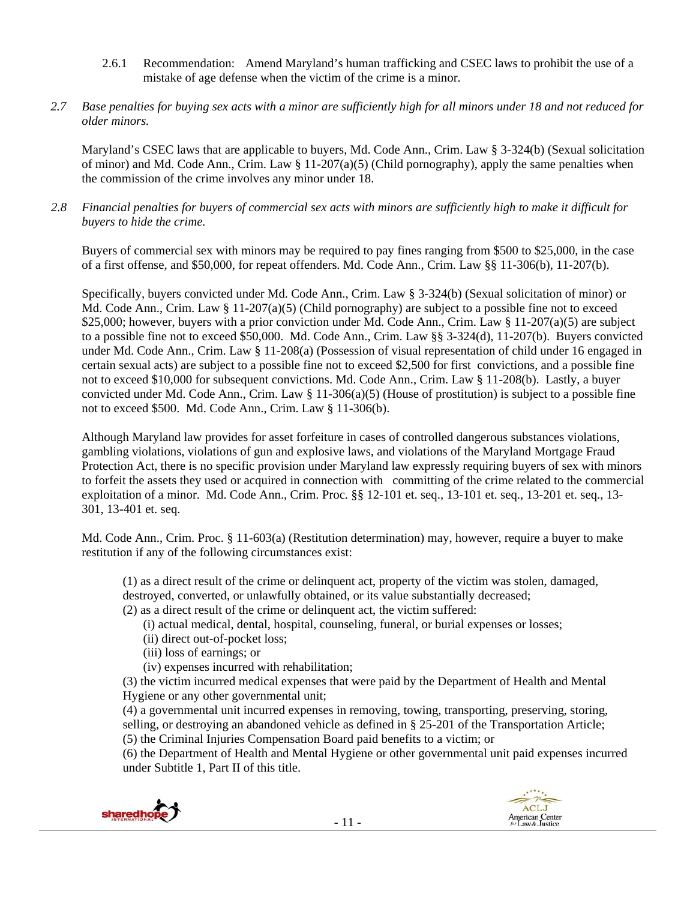2.6.1 Recommendation: Amend Maryland's human trafficking and CSEC laws to prohibit the use of a mistake of age defense when the victim of the crime is a minor.

*2.7 Base penalties for buying sex acts with a minor are sufficiently high for all minors under 18 and not reduced for older minors.*

Maryland's CSEC laws that are applicable to buyers, Md. Code Ann., Crim. Law § 3-324(b) (Sexual solicitation of minor) and Md. Code Ann., Crim. Law § 11-207(a)(5) (Child pornography), apply the same penalties when the commission of the crime involves any minor under 18.

*2.8 Financial penalties for buyers of commercial sex acts with minors are sufficiently high to make it difficult for buyers to hide the crime.*

Buyers of commercial sex with minors may be required to pay fines ranging from $500 to $25,000, in the case of a first offense, and $50,000, for repeat offenders. Md. Code Ann., Crim. Law §§ 11-306(b), 11-207(b).

Specifically, buyers convicted under Md. Code Ann., Crim. Law § 3-324(b) (Sexual solicitation of minor) or Md. Code Ann., Crim. Law § 11-207(a)(5) (Child pornography) are subject to a possible fine not to exceed $25,000; however, buyers with a prior conviction under Md. Code Ann., Crim. Law § 11-207(a)(5) are subject to a possible fine not to exceed $50,000. Md. Code Ann., Crim. Law §§ 3-324(d), 11-207(b). Buyers convicted under Md. Code Ann., Crim. Law § 11-208(a) (Possession of visual representation of child under 16 engaged in certain sexual acts) are subject to a possible fine not to exceed $2,500 for first convictions, and a possible fine not to exceed $10,000 for subsequent convictions. Md. Code Ann., Crim. Law § 11-208(b). Lastly, a buyer convicted under Md. Code Ann., Crim. Law § 11-306(a)(5) (House of prostitution) is subject to a possible fine not to exceed $500. Md. Code Ann., Crim. Law § 11-306(b).

Although Maryland law provides for asset forfeiture in cases of controlled dangerous substances violations, gambling violations, violations of gun and explosive laws, and violations of the Maryland Mortgage Fraud Protection Act, there is no specific provision under Maryland law expressly requiring buyers of sex with minors to forfeit the assets they used or acquired in connection with committing of the crime related to the commercial exploitation of a minor. Md. Code Ann., Crim. Proc. §§ 12-101 et. seq., 13-101 et. seq., 13-201 et. seq., 13-301, 13-401 et. seq.

Md. Code Ann., Crim. Proc. § 11-603(a) (Restitution determination) may, however, require a buyer to make restitution if any of the following circumstances exist:

> (1) as a direct result of the crime or delinquent act, property of the victim was stolen, damaged, destroyed, converted, or unlawfully obtained, or its value substantially decreased;
> (2) as a direct result of the crime or delinquent act, the victim suffered:
> (i) actual medical, dental, hospital, counseling, funeral, or burial expenses or losses;
> (ii) direct out-of-pocket loss;
> (iii) loss of earnings; or
> (iv) expenses incurred with rehabilitation;
> (3) the victim incurred medical expenses that were paid by the Department of Health and Mental Hygiene or any other governmental unit;
> (4) a governmental unit incurred expenses in removing, towing, transporting, preserving, storing, selling, or destroying an abandoned vehicle as defined in § 25-201 of the Transportation Article;
> (5) the Criminal Injuries Compensation Board paid benefits to a victim; or
> (6) the Department of Health and Mental Hygiene or other governmental unit paid expenses incurred under Subtitle 1, Part II of this title.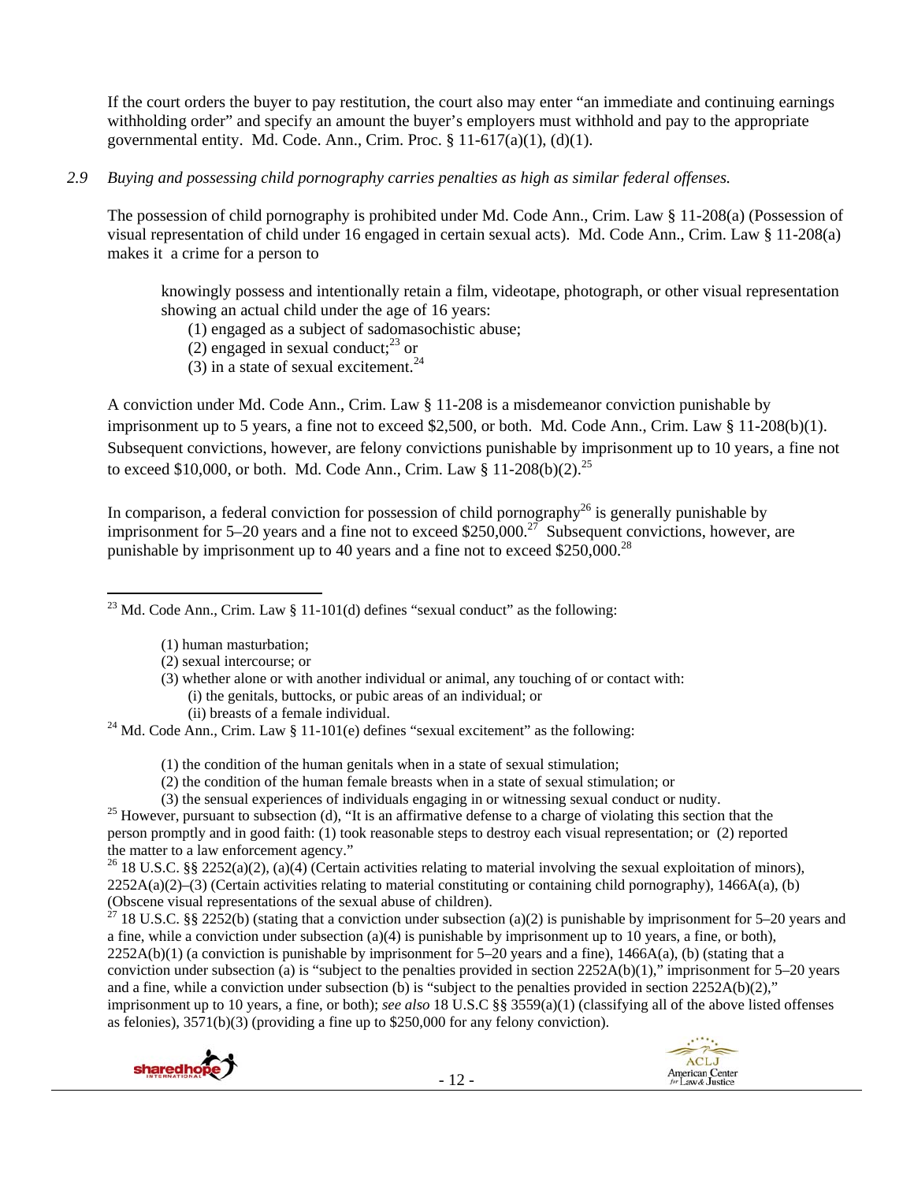If the court orders the buyer to pay restitution, the court also may enter "an immediate and continuing earnings withholding order" and specify an amount the buyer's employers must withhold and pay to the appropriate governmental entity. Md. Code Ann., Crim. Proc. § 11-617(a)(1), (d)(1).

*2.9 Buying and possessing child pornography carries penalties as high as similar federal offenses.*

The possession of child pornography is prohibited under Md. Code Ann., Crim. Law § 11-208(a) (Possession of visual representation of child under 16 engaged in certain sexual acts). Md. Code Ann., Crim. Law § 11-208(a) makes it a crime for a person to

> knowingly possess and intentionally retain a film, videotape, photograph, or other visual representation showing an actual child under the age of 16 years:
> (1) engaged as a subject of sadomasochistic abuse;
> (2) engaged in sexual conduct;[23] or
> (3) in a state of sexual excitement.[24]

A conviction under Md. Code Ann., Crim. Law § 11-208 is a misdemeanor conviction punishable by imprisonment up to 5 years, a fine not to exceed $2,500, or both. Md. Code Ann., Crim. Law § 11-208(b)(1). Subsequent convictions, however, are felony convictions punishable by imprisonment up to 10 years, a fine not to exceed $10,000, or both. Md. Code Ann., Crim. Law § 11-208(b)(2).[25]

In comparison, a federal conviction for possession of child pornography[26] is generally punishable by imprisonment for 5–20 years and a fine not to exceed $250,000.[27] Subsequent convictions, however, are punishable by imprisonment up to 40 years and a fine not to exceed $250,000.[28]

---

[23] Md. Code Ann., Crim. Law § 11-101(d) defines "sexual conduct" as the following:

> (1) human masturbation;
> (2) sexual intercourse; or
> (3) whether alone or with another individual or animal, any touching of or contact with:
> (i) the genitals, buttocks, or pubic areas of an individual; or
> (ii) breasts of a female individual.

[24] Md. Code Ann., Crim. Law § 11-101(e) defines "sexual excitement" as the following:

> (1) the condition of the human genitals when in a state of sexual stimulation;
> (2) the condition of the human female breasts when in a state of sexual stimulation; or
> (3) the sensual experiences of individuals engaging in or witnessing sexual conduct or nudity.

[25] However, pursuant to subsection (d), "It is an affirmative defense to a charge of violating this section that the person promptly and in good faith: (1) took reasonable steps to destroy each visual representation; or (2) reported the matter to a law enforcement agency."

[26] 18 U.S.C. §§ 2252(a)(2), (a)(4) (Certain activities relating to material involving the sexual exploitation of minors), 2252A(a)(2)–(3) (Certain activities relating to material constituting or containing child pornography), 1466A(a), (b) (Obscene visual representations of the sexual abuse of children).

[27] 18 U.S.C. §§ 2252(b) (stating that a conviction under subsection (a)(2) is punishable by imprisonment for 5–20 years and a fine, while a conviction under subsection (a)(4) is punishable by imprisonment up to 10 years, a fine, or both), 2252A(b)(1) (a conviction is punishable by imprisonment for 5–20 years and a fine), 1466A(a), (b) (stating that a conviction under subsection (a) is "subject to the penalties provided in section 2252A(b)(1)," imprisonment for 5–20 years and a fine, while a conviction under subsection (b) is "subject to the penalties provided in section 2252A(b)(2)," imprisonment up to 10 years, a fine, or both); *see also* 18 U.S.C §§ 3559(a)(1) (classifying all of the above listed offenses as felonies), 3571(b)(3) (providing a fine up to $250,000 for any felony conviction).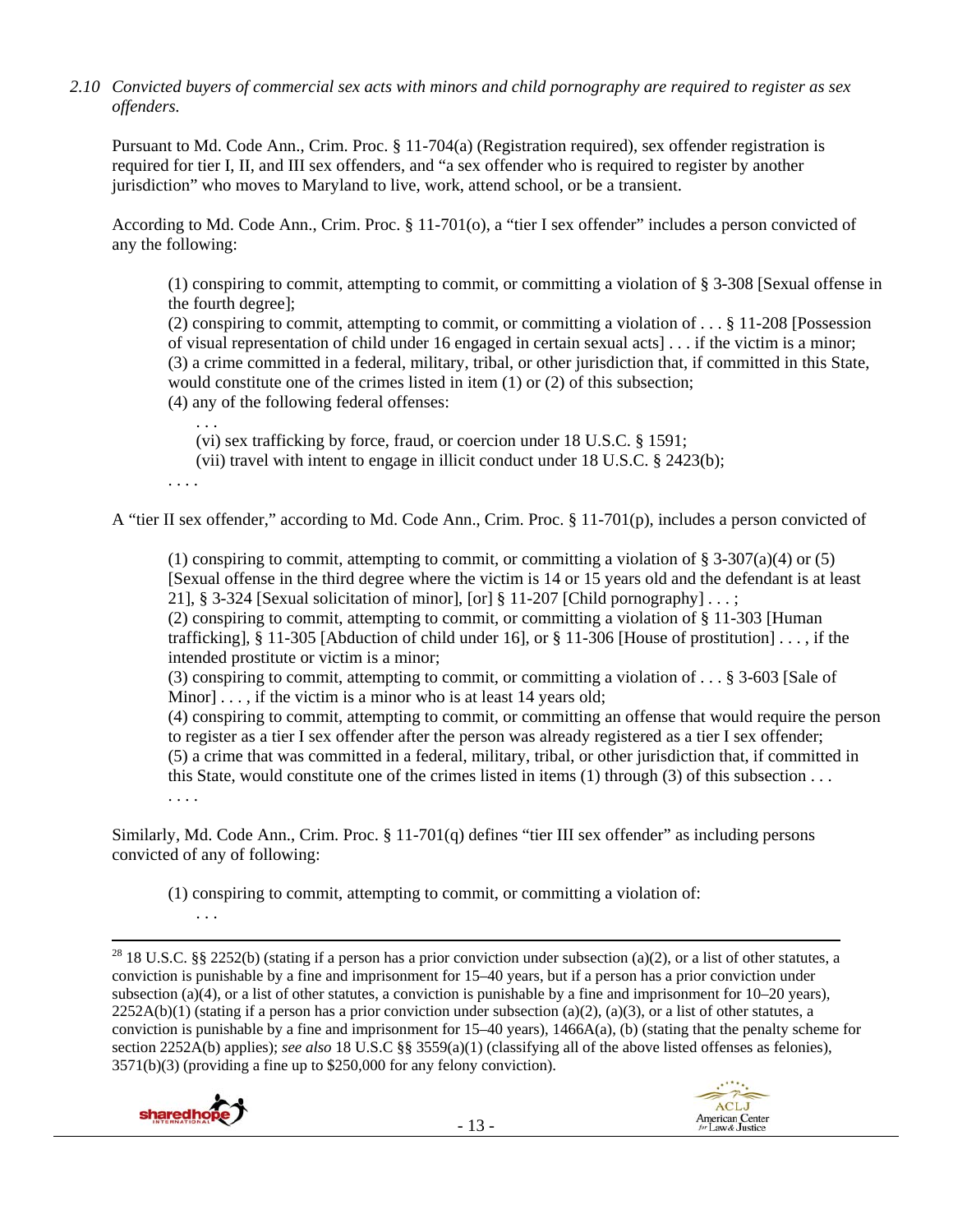*2.10 Convicted buyers of commercial sex acts with minors and child pornography are required to register as sex offenders.*

Pursuant to Md. Code Ann., Crim. Proc. § 11-704(a) (Registration required), sex offender registration is required for tier I, II, and III sex offenders, and "a sex offender who is required to register by another jurisdiction" who moves to Maryland to live, work, attend school, or be a transient.

According to Md. Code Ann., Crim. Proc. § 11-701(o), a "tier I sex offender" includes a person convicted of any the following:

> (1) conspiring to commit, attempting to commit, or committing a violation of § 3-308 [Sexual offense in the fourth degree];
> (2) conspiring to commit, attempting to commit, or committing a violation of . . . § 11-208 [Possession of visual representation of child under 16 engaged in certain sexual acts] . . . if the victim is a minor;
> (3) a crime committed in a federal, military, tribal, or other jurisdiction that, if committed in this State, would constitute one of the crimes listed in item (1) or (2) of this subsection;
> (4) any of the following federal offenses:
>
> > . . .
> > (vi) sex trafficking by force, fraud, or coercion under 18 U.S.C. § 1591;
> > (vii) travel with intent to engage in illicit conduct under 18 U.S.C. § 2423(b);
>
> . . . .

A "tier II sex offender," according to Md. Code Ann., Crim. Proc. § 11-701(p), includes a person convicted of

> (1) conspiring to commit, attempting to commit, or committing a violation of § 3-307(a)(4) or (5) [Sexual offense in the third degree where the victim is 14 or 15 years old and the defendant is at least 21], § 3-324 [Sexual solicitation of minor], [or] § 11-207 [Child pornography] . . . ;
> (2) conspiring to commit, attempting to commit, or committing a violation of § 11-303 [Human trafficking], § 11-305 [Abduction of child under 16], or § 11-306 [House of prostitution] . . . , if the intended prostitute or victim is a minor;
> (3) conspiring to commit, attempting to commit, or committing a violation of . . . § 3-603 [Sale of Minor] . . . , if the victim is a minor who is at least 14 years old;
> (4) conspiring to commit, attempting to commit, or committing an offense that would require the person to register as a tier I sex offender after the person was already registered as a tier I sex offender;
> (5) a crime that was committed in a federal, military, tribal, or other jurisdiction that, if committed in this State, would constitute one of the crimes listed in items (1) through (3) of this subsection . . .
> . . . .

Similarly, Md. Code Ann., Crim. Proc. § 11-701(q) defines "tier III sex offender" as including persons convicted of any of following:

> (1) conspiring to commit, attempting to commit, or committing a violation of:
>
> > . . .

---

[28] 18 U.S.C. §§ 2252(b) (stating if a person has a prior conviction under subsection (a)(2), or a list of other statutes, a conviction is punishable by a fine and imprisonment for 15–40 years, but if a person has a prior conviction under subsection (a)(4), or a list of other statutes, a conviction is punishable by a fine and imprisonment for 10–20 years), 2252A(b)(1) (stating if a person has a prior conviction under subsection (a)(2), (a)(3), or a list of other statutes, a conviction is punishable by a fine and imprisonment for 15–40 years), 1466A(a), (b) (stating that the penalty scheme for section 2252A(b) applies); *see also* 18 U.S.C §§ 3559(a)(1) (classifying all of the above listed offenses as felonies), 3571(b)(3) (providing a fine up to $250,000 for any felony conviction).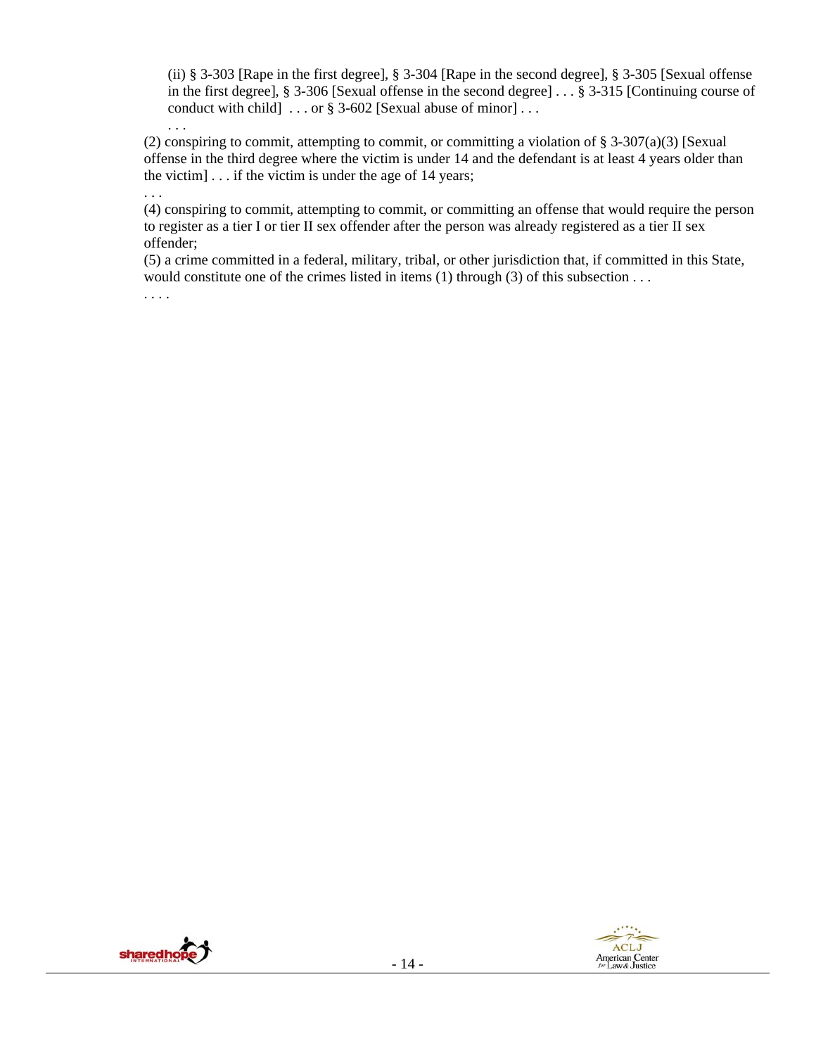(ii) § 3-303 [Rape in the first degree], § 3-304 [Rape in the second degree], § 3-305 [Sexual offense in the first degree], § 3-306 [Sexual offense in the second degree] . . . § 3-315 [Continuing course of conduct with child] . . . or § 3-602 [Sexual abuse of minor] . . .

. . .

(2) conspiring to commit, attempting to commit, or committing a violation of § 3-307(a)(3) [Sexual offense in the third degree where the victim is under 14 and the defendant is at least 4 years older than the victim] . . . if the victim is under the age of 14 years;

. . .

(4) conspiring to commit, attempting to commit, or committing an offense that would require the person to register as a tier I or tier II sex offender after the person was already registered as a tier II sex offender;

(5) a crime committed in a federal, military, tribal, or other jurisdiction that, if committed in this State, would constitute one of the crimes listed in items (1) through (3) of this subsection . . .

. . . .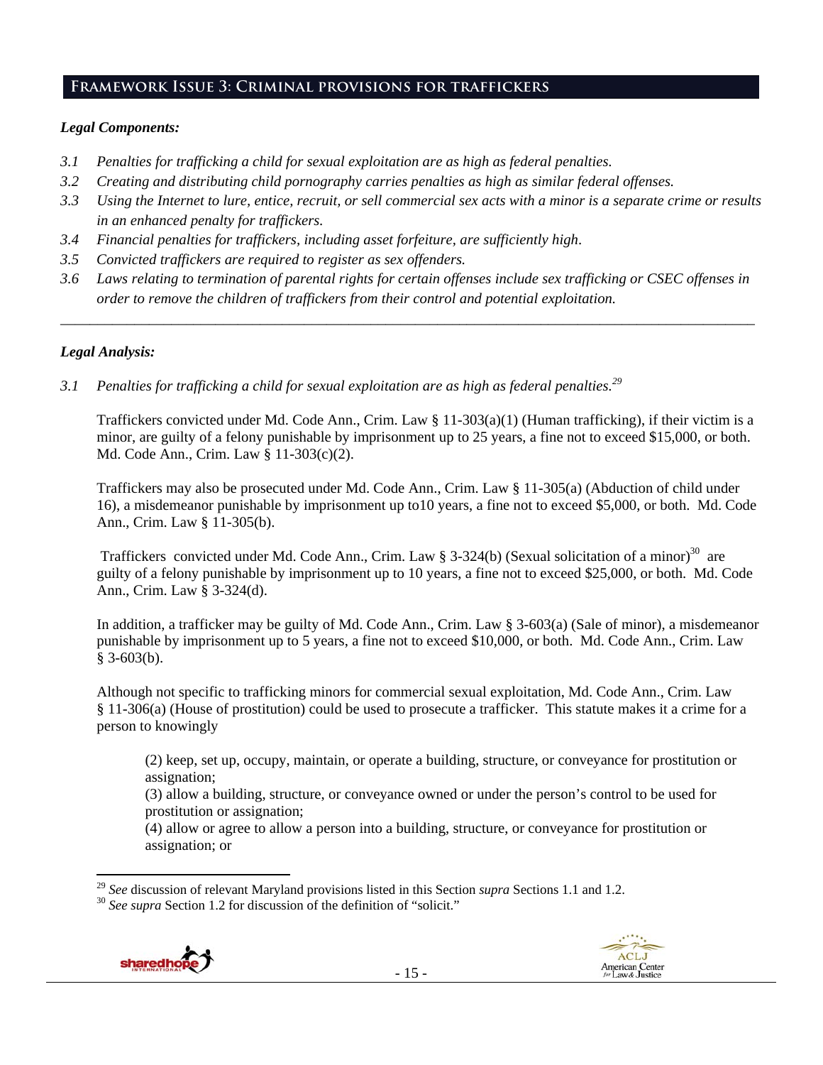## Framework Issue 3: Criminal provisions for traffickers

### *Legal Components:*

*3.1 Penalties for trafficking a child for sexual exploitation are as high as federal penalties.*

*3.2 Creating and distributing child pornography carries penalties as high as similar federal offenses.*

*3.3 Using the Internet to lure, entice, recruit, or sell commercial sex acts with a minor is a separate crime or results in an enhanced penalty for traffickers.*

*3.4 Financial penalties for traffickers, including asset forfeiture, are sufficiently high.*

*3.5 Convicted traffickers are required to register as sex offenders.*

*3.6 Laws relating to termination of parental rights for certain offenses include sex trafficking or CSEC offenses in order to remove the children of traffickers from their control and potential exploitation.*

---

### *Legal Analysis:*

*3.1 Penalties for trafficking a child for sexual exploitation are as high as federal penalties.*[29]

Traffickers convicted under Md. Code Ann., Crim. Law § 11-303(a)(1) (Human trafficking), if their victim is a minor, are guilty of a felony punishable by imprisonment up to 25 years, a fine not to exceed $15,000, or both. Md. Code Ann., Crim. Law § 11-303(c)(2).

Traffickers may also be prosecuted under Md. Code Ann., Crim. Law § 11-305(a) (Abduction of child under 16), a misdemeanor punishable by imprisonment up to10 years, a fine not to exceed $5,000, or both. Md. Code Ann., Crim. Law § 11-305(b).

Traffickers convicted under Md. Code Ann., Crim. Law § 3-324(b) (Sexual solicitation of a minor)[30] are guilty of a felony punishable by imprisonment up to 10 years, a fine not to exceed $25,000, or both. Md. Code Ann., Crim. Law § 3-324(d).

In addition, a trafficker may be guilty of Md. Code Ann., Crim. Law § 3-603(a) (Sale of minor), a misdemeanor punishable by imprisonment up to 5 years, a fine not to exceed $10,000, or both. Md. Code Ann., Crim. Law § 3-603(b).

Although not specific to trafficking minors for commercial sexual exploitation, Md. Code Ann., Crim. Law § 11-306(a) (House of prostitution) could be used to prosecute a trafficker. This statute makes it a crime for a person to knowingly

> (2) keep, set up, occupy, maintain, or operate a building, structure, or conveyance for prostitution or assignation;
> (3) allow a building, structure, or conveyance owned or under the person's control to be used for prostitution or assignation;
> (4) allow or agree to allow a person into a building, structure, or conveyance for prostitution or assignation; or

---

[29] *See* discussion of relevant Maryland provisions listed in this Section *supra* Sections 1.1 and 1.2.

[30] *See supra* Section 1.2 for discussion of the definition of "solicit."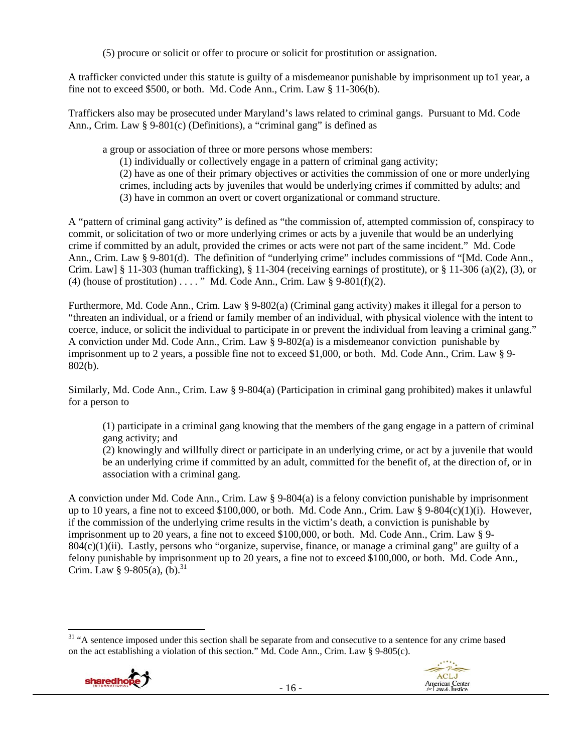(5) procure or solicit or offer to procure or solicit for prostitution or assignation.

A trafficker convicted under this statute is guilty of a misdemeanor punishable by imprisonment up to1 year, a fine not to exceed $500, or both. Md. Code Ann., Crim. Law § 11-306(b).

Traffickers also may be prosecuted under Maryland's laws related to criminal gangs. Pursuant to Md. Code Ann., Crim. Law § 9-801(c) (Definitions), a "criminal gang" is defined as

> a group or association of three or more persons whose members:
> (1) individually or collectively engage in a pattern of criminal gang activity;
> (2) have as one of their primary objectives or activities the commission of one or more underlying crimes, including acts by juveniles that would be underlying crimes if committed by adults; and
> (3) have in common an overt or covert organizational or command structure.

A "pattern of criminal gang activity" is defined as "the commission of, attempted commission of, conspiracy to commit, or solicitation of two or more underlying crimes or acts by a juvenile that would be an underlying crime if committed by an adult, provided the crimes or acts were not part of the same incident." Md. Code Ann., Crim. Law § 9-801(d). The definition of "underlying crime" includes commissions of "[Md. Code Ann., Crim. Law] § 11-303 (human trafficking), § 11-304 (receiving earnings of prostitute), or § 11-306 (a)(2), (3), or (4) (house of prostitution) . . . . " Md. Code Ann., Crim. Law § 9-801(f)(2).

Furthermore, Md. Code Ann., Crim. Law § 9-802(a) (Criminal gang activity) makes it illegal for a person to "threaten an individual, or a friend or family member of an individual, with physical violence with the intent to coerce, induce, or solicit the individual to participate in or prevent the individual from leaving a criminal gang." A conviction under Md. Code Ann., Crim. Law § 9-802(a) is a misdemeanor conviction punishable by imprisonment up to 2 years, a possible fine not to exceed $1,000, or both. Md. Code Ann., Crim. Law § 9-802(b).

Similarly, Md. Code Ann., Crim. Law § 9-804(a) (Participation in criminal gang prohibited) makes it unlawful for a person to

> (1) participate in a criminal gang knowing that the members of the gang engage in a pattern of criminal gang activity; and
> (2) knowingly and willfully direct or participate in an underlying crime, or act by a juvenile that would be an underlying crime if committed by an adult, committed for the benefit of, at the direction of, or in association with a criminal gang.

A conviction under Md. Code Ann., Crim. Law § 9-804(a) is a felony conviction punishable by imprisonment up to 10 years, a fine not to exceed $100,000, or both. Md. Code Ann., Crim. Law § 9-804(c)(1)(i). However, if the commission of the underlying crime results in the victim's death, a conviction is punishable by imprisonment up to 20 years, a fine not to exceed $100,000, or both. Md. Code Ann., Crim. Law § 9-804(c)(1)(ii). Lastly, persons who "organize, supervise, finance, or manage a criminal gang" are guilty of a felony punishable by imprisonment up to 20 years, a fine not to exceed $100,000, or both. Md. Code Ann., Crim. Law § 9-805(a), (b).[31]

---

[31] "A sentence imposed under this section shall be separate from and consecutive to a sentence for any crime based on the act establishing a violation of this section." Md. Code Ann., Crim. Law § 9-805(c).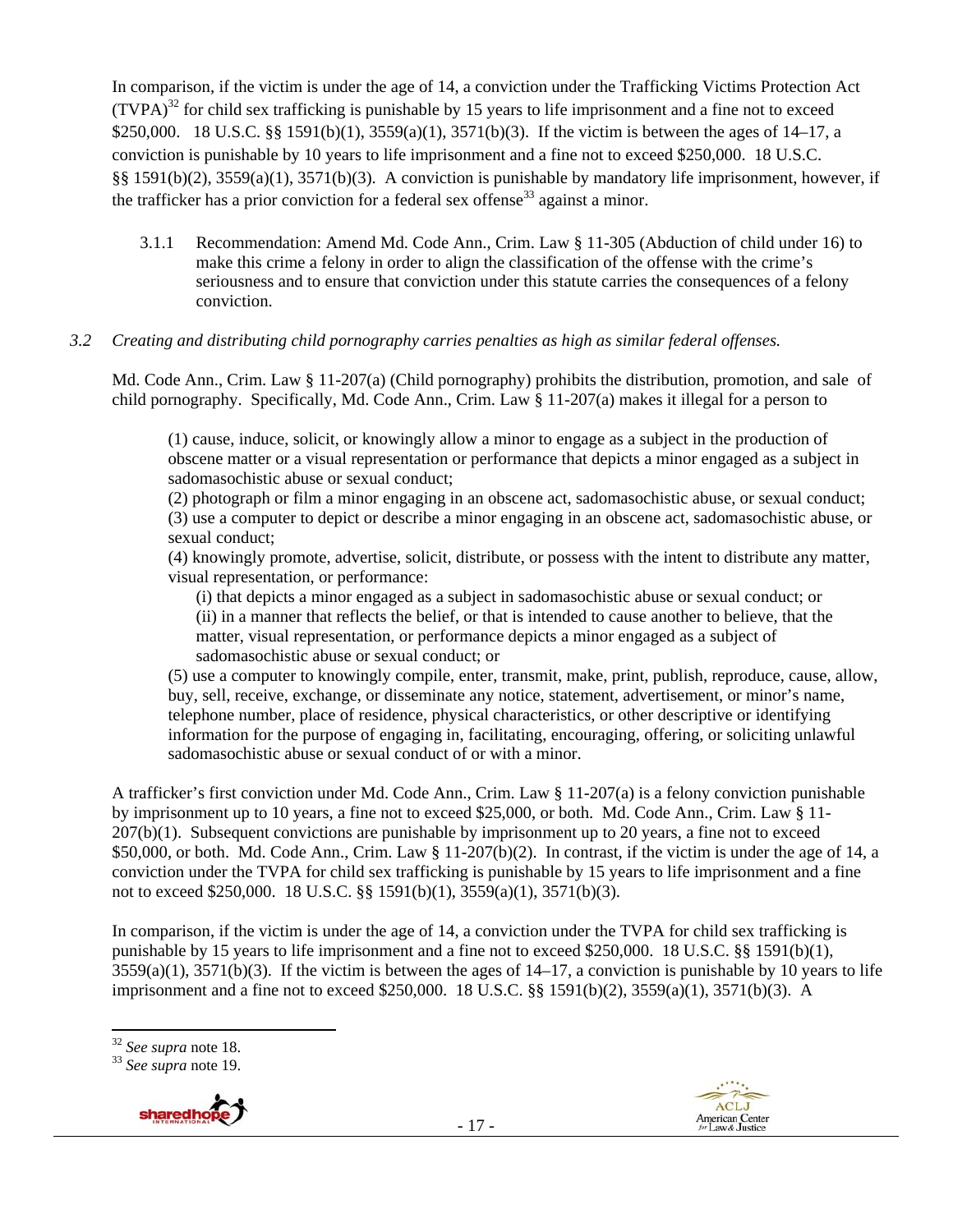In comparison, if the victim is under the age of 14, a conviction under the Trafficking Victims Protection Act (TVPA)[32] for child sex trafficking is punishable by 15 years to life imprisonment and a fine not to exceed $250,000. 18 U.S.C. §§ 1591(b)(1), 3559(a)(1), 3571(b)(3). If the victim is between the ages of 14–17, a conviction is punishable by 10 years to life imprisonment and a fine not to exceed $250,000. 18 U.S.C. §§ 1591(b)(2), 3559(a)(1), 3571(b)(3). A conviction is punishable by mandatory life imprisonment, however, if the trafficker has a prior conviction for a federal sex offense[33] against a minor.

3.1.1 Recommendation: Amend Md. Code Ann., Crim. Law § 11-305 (Abduction of child under 16) to make this crime a felony in order to align the classification of the offense with the crime's seriousness and to ensure that conviction under this statute carries the consequences of a felony conviction.

*3.2 Creating and distributing child pornography carries penalties as high as similar federal offenses.*

Md. Code Ann., Crim. Law § 11-207(a) (Child pornography) prohibits the distribution, promotion, and sale of child pornography. Specifically, Md. Code Ann., Crim. Law § 11-207(a) makes it illegal for a person to

> (1) cause, induce, solicit, or knowingly allow a minor to engage as a subject in the production of obscene matter or a visual representation or performance that depicts a minor engaged as a subject in sadomasochistic abuse or sexual conduct;
> (2) photograph or film a minor engaging in an obscene act, sadomasochistic abuse, or sexual conduct;
> (3) use a computer to depict or describe a minor engaging in an obscene act, sadomasochistic abuse, or sexual conduct;
> (4) knowingly promote, advertise, solicit, distribute, or possess with the intent to distribute any matter, visual representation, or performance:
> (i) that depicts a minor engaged as a subject in sadomasochistic abuse or sexual conduct; or
> (ii) in a manner that reflects the belief, or that is intended to cause another to believe, that the matter, visual representation, or performance depicts a minor engaged as a subject of sadomasochistic abuse or sexual conduct; or
> (5) use a computer to knowingly compile, enter, transmit, make, print, publish, reproduce, cause, allow, buy, sell, receive, exchange, or disseminate any notice, statement, advertisement, or minor's name, telephone number, place of residence, physical characteristics, or other descriptive or identifying information for the purpose of engaging in, facilitating, encouraging, offering, or soliciting unlawful sadomasochistic abuse or sexual conduct of or with a minor.

A trafficker's first conviction under Md. Code Ann., Crim. Law § 11-207(a) is a felony conviction punishable by imprisonment up to 10 years, a fine not to exceed $25,000, or both. Md. Code Ann., Crim. Law § 11-207(b)(1). Subsequent convictions are punishable by imprisonment up to 20 years, a fine not to exceed $50,000, or both. Md. Code Ann., Crim. Law § 11-207(b)(2). In contrast, if the victim is under the age of 14, a conviction under the TVPA for child sex trafficking is punishable by 15 years to life imprisonment and a fine not to exceed $250,000. 18 U.S.C. §§ 1591(b)(1), 3559(a)(1), 3571(b)(3).

In comparison, if the victim is under the age of 14, a conviction under the TVPA for child sex trafficking is punishable by 15 years to life imprisonment and a fine not to exceed $250,000. 18 U.S.C. §§ 1591(b)(1), 3559(a)(1), 3571(b)(3). If the victim is between the ages of 14–17, a conviction is punishable by 10 years to life imprisonment and a fine not to exceed $250,000. 18 U.S.C. §§ 1591(b)(2), 3559(a)(1), 3571(b)(3). A

---

[32] *See supra* note 18.

[33] *See supra* note 19.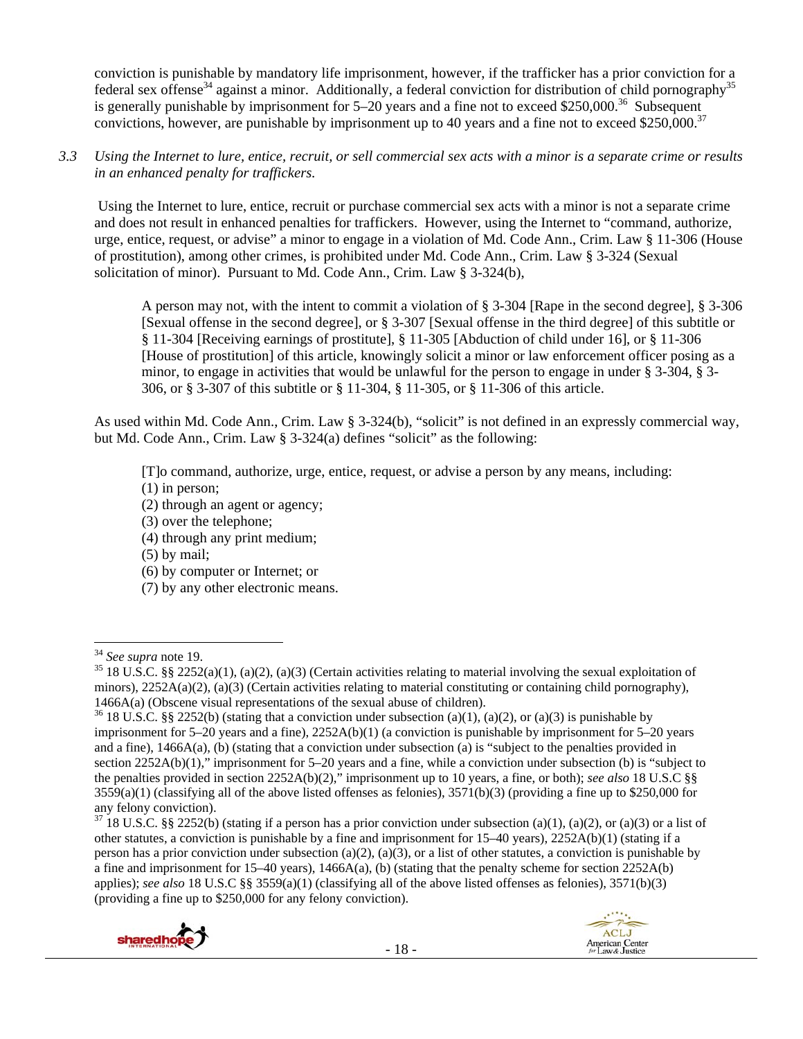conviction is punishable by mandatory life imprisonment, however, if the trafficker has a prior conviction for a federal sex offense[34] against a minor. Additionally, a federal conviction for distribution of child pornography[35] is generally punishable by imprisonment for 5–20 years and a fine not to exceed $250,000.[36] Subsequent convictions, however, are punishable by imprisonment up to 40 years and a fine not to exceed $250,000.[37]

*3.3 Using the Internet to lure, entice, recruit, or sell commercial sex acts with a minor is a separate crime or results in an enhanced penalty for traffickers.*

Using the Internet to lure, entice, recruit or purchase commercial sex acts with a minor is not a separate crime and does not result in enhanced penalties for traffickers. However, using the Internet to "command, authorize, urge, entice, request, or advise" a minor to engage in a violation of Md. Code Ann., Crim. Law § 11-306 (House of prostitution), among other crimes, is prohibited under Md. Code Ann., Crim. Law § 3-324 (Sexual solicitation of minor). Pursuant to Md. Code Ann., Crim. Law § 3-324(b),

> A person may not, with the intent to commit a violation of § 3-304 [Rape in the second degree], § 3-306 [Sexual offense in the second degree], or § 3-307 [Sexual offense in the third degree] of this subtitle or § 11-304 [Receiving earnings of prostitute], § 11-305 [Abduction of child under 16], or § 11-306 [House of prostitution] of this article, knowingly solicit a minor or law enforcement officer posing as a minor, to engage in activities that would be unlawful for the person to engage in under § 3-304, § 3-306, or § 3-307 of this subtitle or § 11-304, § 11-305, or § 11-306 of this article.

As used within Md. Code Ann., Crim. Law § 3-324(b), "solicit" is not defined in an expressly commercial way, but Md. Code Ann., Crim. Law § 3-324(a) defines "solicit" as the following:

> [T]o command, authorize, urge, entice, request, or advise a person by any means, including:
> (1) in person;
> (2) through an agent or agency;
> (3) over the telephone;
> (4) through any print medium;
> (5) by mail;
> (6) by computer or Internet; or
> (7) by any other electronic means.

---

[34] *See supra* note 19.

[35] 18 U.S.C. §§ 2252(a)(1), (a)(2), (a)(3) (Certain activities relating to material involving the sexual exploitation of minors), 2252A(a)(2), (a)(3) (Certain activities relating to material constituting or containing child pornography), 1466A(a) (Obscene visual representations of the sexual abuse of children).

[36] 18 U.S.C. §§ 2252(b) (stating that a conviction under subsection (a)(1), (a)(2), or (a)(3) is punishable by imprisonment for 5–20 years and a fine), 2252A(b)(1) (a conviction is punishable by imprisonment for 5–20 years and a fine), 1466A(a), (b) (stating that a conviction under subsection (a) is "subject to the penalties provided in section 2252A(b)(1)," imprisonment for 5–20 years and a fine, while a conviction under subsection (b) is "subject to the penalties provided in section 2252A(b)(2)," imprisonment up to 10 years, a fine, or both); *see also* 18 U.S.C §§ 3559(a)(1) (classifying all of the above listed offenses as felonies), 3571(b)(3) (providing a fine up to $250,000 for any felony conviction).

[37] 18 U.S.C. §§ 2252(b) (stating if a person has a prior conviction under subsection (a)(1), (a)(2), or (a)(3) or a list of other statutes, a conviction is punishable by a fine and imprisonment for 15–40 years), 2252A(b)(1) (stating if a person has a prior conviction under subsection (a)(2), (a)(3), or a list of other statutes, a conviction is punishable by a fine and imprisonment for 15–40 years), 1466A(a), (b) (stating that the penalty scheme for section 2252A(b) applies); *see also* 18 U.S.C §§ 3559(a)(1) (classifying all of the above listed offenses as felonies), 3571(b)(3) (providing a fine up to $250,000 for any felony conviction).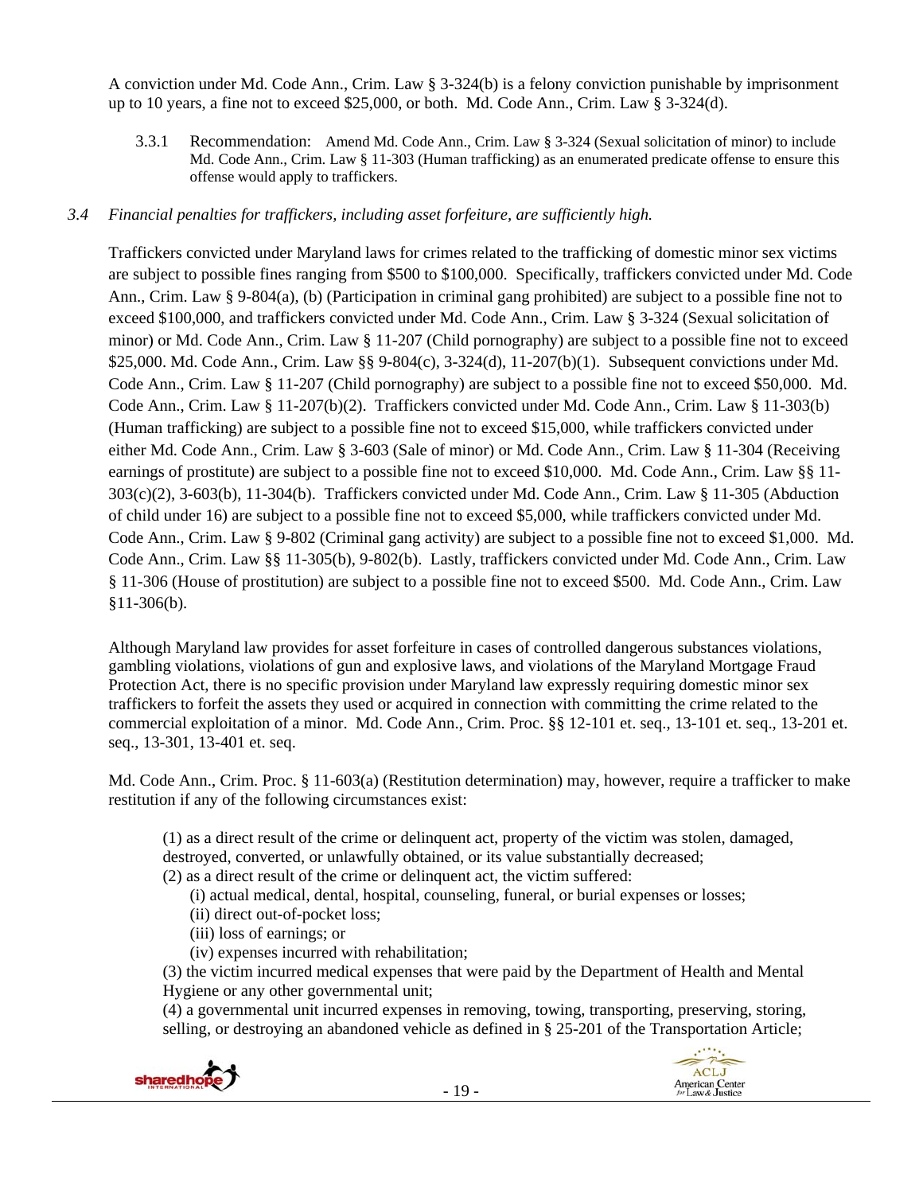A conviction under Md. Code Ann., Crim. Law § 3-324(b) is a felony conviction punishable by imprisonment up to 10 years, a fine not to exceed $25,000, or both. Md. Code Ann., Crim. Law § 3-324(d).

3.3.1 Recommendation: Amend Md. Code Ann., Crim. Law § 3-324 (Sexual solicitation of minor) to include Md. Code Ann., Crim. Law § 11-303 (Human trafficking) as an enumerated predicate offense to ensure this offense would apply to traffickers.

*3.4 Financial penalties for traffickers, including asset forfeiture, are sufficiently high.*

Traffickers convicted under Maryland laws for crimes related to the trafficking of domestic minor sex victims are subject to possible fines ranging from $500 to $100,000. Specifically, traffickers convicted under Md. Code Ann., Crim. Law § 9-804(a), (b) (Participation in criminal gang prohibited) are subject to a possible fine not to exceed $100,000, and traffickers convicted under Md. Code Ann., Crim. Law § 3-324 (Sexual solicitation of minor) or Md. Code Ann., Crim. Law § 11-207 (Child pornography) are subject to a possible fine not to exceed $25,000. Md. Code Ann., Crim. Law §§ 9-804(c), 3-324(d), 11-207(b)(1). Subsequent convictions under Md. Code Ann., Crim. Law § 11-207 (Child pornography) are subject to a possible fine not to exceed $50,000. Md. Code Ann., Crim. Law § 11-207(b)(2). Traffickers convicted under Md. Code Ann., Crim. Law § 11-303(b) (Human trafficking) are subject to a possible fine not to exceed $15,000, while traffickers convicted under either Md. Code Ann., Crim. Law § 3-603 (Sale of minor) or Md. Code Ann., Crim. Law § 11-304 (Receiving earnings of prostitute) are subject to a possible fine not to exceed $10,000. Md. Code Ann., Crim. Law §§ 11-303(c)(2), 3-603(b), 11-304(b). Traffickers convicted under Md. Code Ann., Crim. Law § 11-305 (Abduction of child under 16) are subject to a possible fine not to exceed $5,000, while traffickers convicted under Md. Code Ann., Crim. Law § 9-802 (Criminal gang activity) are subject to a possible fine not to exceed $1,000. Md. Code Ann., Crim. Law §§ 11-305(b), 9-802(b). Lastly, traffickers convicted under Md. Code Ann., Crim. Law § 11-306 (House of prostitution) are subject to a possible fine not to exceed $500. Md. Code Ann., Crim. Law §11-306(b).

Although Maryland law provides for asset forfeiture in cases of controlled dangerous substances violations, gambling violations, violations of gun and explosive laws, and violations of the Maryland Mortgage Fraud Protection Act, there is no specific provision under Maryland law expressly requiring domestic minor sex traffickers to forfeit the assets they used or acquired in connection with committing the crime related to the commercial exploitation of a minor. Md. Code Ann., Crim. Proc. §§ 12-101 et. seq., 13-101 et. seq., 13-201 et. seq., 13-301, 13-401 et. seq.

Md. Code Ann., Crim. Proc. § 11-603(a) (Restitution determination) may, however, require a trafficker to make restitution if any of the following circumstances exist:

> (1) as a direct result of the crime or delinquent act, property of the victim was stolen, damaged, destroyed, converted, or unlawfully obtained, or its value substantially decreased;
> (2) as a direct result of the crime or delinquent act, the victim suffered:
>   (i) actual medical, dental, hospital, counseling, funeral, or burial expenses or losses;
>   (ii) direct out-of-pocket loss;
>   (iii) loss of earnings; or
>   (iv) expenses incurred with rehabilitation;
> (3) the victim incurred medical expenses that were paid by the Department of Health and Mental Hygiene or any other governmental unit;
> (4) a governmental unit incurred expenses in removing, towing, transporting, preserving, storing, selling, or destroying an abandoned vehicle as defined in § 25-201 of the Transportation Article;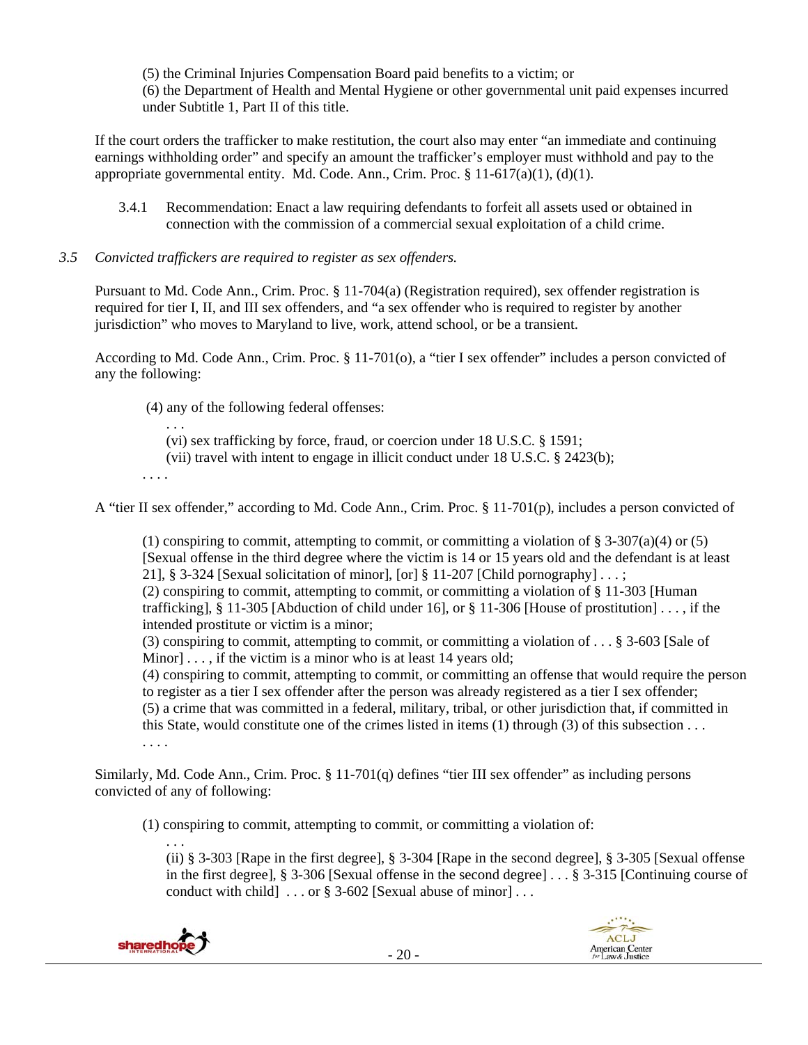(5) the Criminal Injuries Compensation Board paid benefits to a victim; or
(6) the Department of Health and Mental Hygiene or other governmental unit paid expenses incurred under Subtitle 1, Part II of this title.

If the court orders the trafficker to make restitution, the court also may enter "an immediate and continuing earnings withholding order" and specify an amount the trafficker's employer must withhold and pay to the appropriate governmental entity. Md. Code Ann., Crim. Proc. § 11-617(a)(1), (d)(1).

3.4.1 Recommendation: Enact a law requiring defendants to forfeit all assets used or obtained in connection with the commission of a commercial sexual exploitation of a child crime.

*3.5 Convicted traffickers are required to register as sex offenders.*

Pursuant to Md. Code Ann., Crim. Proc. § 11-704(a) (Registration required), sex offender registration is required for tier I, II, and III sex offenders, and "a sex offender who is required to register by another jurisdiction" who moves to Maryland to live, work, attend school, or be a transient.

According to Md. Code Ann., Crim. Proc. § 11-701(o), a "tier I sex offender" includes a person convicted of any the following:

> (4) any of the following federal offenses:
> . . .
> (vi) sex trafficking by force, fraud, or coercion under 18 U.S.C. § 1591;
> (vii) travel with intent to engage in illicit conduct under 18 U.S.C. § 2423(b);
> . . . .

A "tier II sex offender," according to Md. Code Ann., Crim. Proc. § 11-701(p), includes a person convicted of

> (1) conspiring to commit, attempting to commit, or committing a violation of § 3-307(a)(4) or (5) [Sexual offense in the third degree where the victim is 14 or 15 years old and the defendant is at least 21], § 3-324 [Sexual solicitation of minor], [or] § 11-207 [Child pornography] . . . ;
> (2) conspiring to commit, attempting to commit, or committing a violation of § 11-303 [Human trafficking], § 11-305 [Abduction of child under 16], or § 11-306 [House of prostitution] . . . , if the intended prostitute or victim is a minor;
> (3) conspiring to commit, attempting to commit, or committing a violation of . . . § 3-603 [Sale of Minor] . . . , if the victim is a minor who is at least 14 years old;
> (4) conspiring to commit, attempting to commit, or committing an offense that would require the person to register as a tier I sex offender after the person was already registered as a tier I sex offender;
> (5) a crime that was committed in a federal, military, tribal, or other jurisdiction that, if committed in this State, would constitute one of the crimes listed in items (1) through (3) of this subsection . . .
> . . . .

Similarly, Md. Code Ann., Crim. Proc. § 11-701(q) defines "tier III sex offender" as including persons convicted of any of following:

> (1) conspiring to commit, attempting to commit, or committing a violation of:
> . . .
> (ii) § 3-303 [Rape in the first degree], § 3-304 [Rape in the second degree], § 3-305 [Sexual offense in the first degree], § 3-306 [Sexual offense in the second degree] . . . § 3-315 [Continuing course of conduct with child] . . . or § 3-602 [Sexual abuse of minor] . . .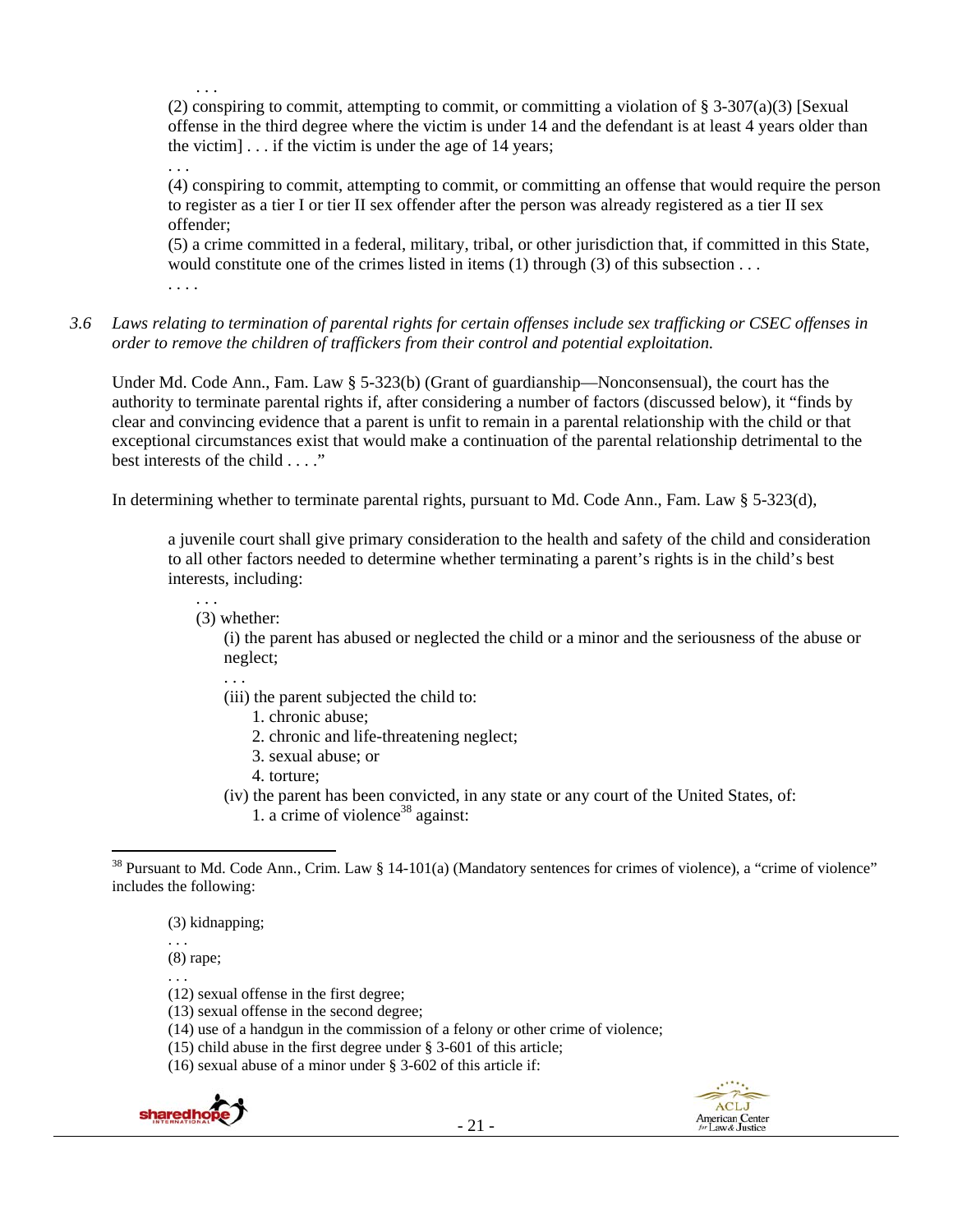. . .

(2) conspiring to commit, attempting to commit, or committing a violation of § 3-307(a)(3) [Sexual offense in the third degree where the victim is under 14 and the defendant is at least 4 years older than the victim] . . . if the victim is under the age of 14 years;

. . .

(4) conspiring to commit, attempting to commit, or committing an offense that would require the person to register as a tier I or tier II sex offender after the person was already registered as a tier II sex offender;

(5) a crime committed in a federal, military, tribal, or other jurisdiction that, if committed in this State, would constitute one of the crimes listed in items (1) through (3) of this subsection . . .

. . . .

*3.6 Laws relating to termination of parental rights for certain offenses include sex trafficking or CSEC offenses in order to remove the children of traffickers from their control and potential exploitation.*

Under Md. Code Ann., Fam. Law § 5-323(b) (Grant of guardianship—Nonconsensual), the court has the authority to terminate parental rights if, after considering a number of factors (discussed below), it "finds by clear and convincing evidence that a parent is unfit to remain in a parental relationship with the child or that exceptional circumstances exist that would make a continuation of the parental relationship detrimental to the best interests of the child . . . ."

In determining whether to terminate parental rights, pursuant to Md. Code Ann., Fam. Law § 5-323(d),

> a juvenile court shall give primary consideration to the health and safety of the child and consideration to all other factors needed to determine whether terminating a parent's rights is in the child's best interests, including:
>
> . . .
>
> (3) whether:
>
> (i) the parent has abused or neglected the child or a minor and the seriousness of the abuse or neglect;
>
> . . .
>
> (iii) the parent subjected the child to:
>
> 1. chronic abuse;
> 2. chronic and life-threatening neglect;
> 3. sexual abuse; or
> 4. torture;
>
> (iv) the parent has been convicted, in any state or any court of the United States, of:
>
> 1. a crime of violence[38] against:

---

[38] Pursuant to Md. Code Ann., Crim. Law § 14-101(a) (Mandatory sentences for crimes of violence), a "crime of violence" includes the following:

> (3) kidnapping;
>
> . . .
>
> (8) rape;
>
> . . .
>
> (12) sexual offense in the first degree;
>
> (13) sexual offense in the second degree;
>
> (14) use of a handgun in the commission of a felony or other crime of violence;
>
> (15) child abuse in the first degree under § 3-601 of this article;
>
> (16) sexual abuse of a minor under § 3-602 of this article if: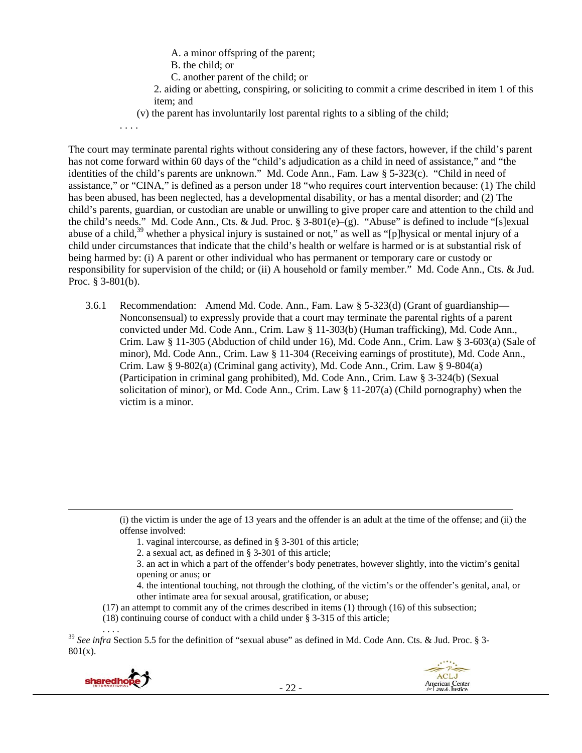A. a minor offspring of the parent;

B. the child; or

C. another parent of the child; or

2. aiding or abetting, conspiring, or soliciting to commit a crime described in item 1 of this item; and

(v) the parent has involuntarily lost parental rights to a sibling of the child;

. . . .

The court may terminate parental rights without considering any of these factors, however, if the child's parent has not come forward within 60 days of the "child's adjudication as a child in need of assistance," and "the identities of the child's parents are unknown." Md. Code Ann., Fam. Law § 5-323(c). "Child in need of assistance," or "CINA," is defined as a person under 18 "who requires court intervention because: (1) The child has been abused, has been neglected, has a developmental disability, or has a mental disorder; and (2) The child's parents, guardian, or custodian are unable or unwilling to give proper care and attention to the child and the child's needs." Md. Code Ann., Cts. & Jud. Proc. § 3-801(e)–(g). "Abuse" is defined to include "[s]exual abuse of a child,[39] whether a physical injury is sustained or not," as well as "[p]hysical or mental injury of a child under circumstances that indicate that the child's health or welfare is harmed or is at substantial risk of being harmed by: (i) A parent or other individual who has permanent or temporary care or custody or responsibility for supervision of the child; or (ii) A household or family member." Md. Code Ann., Cts. & Jud. Proc. § 3-801(b).

3.6.1 Recommendation: Amend Md. Code. Ann., Fam. Law § 5-323(d) (Grant of guardianship—Nonconsensual) to expressly provide that a court may terminate the parental rights of a parent convicted under Md. Code Ann., Crim. Law § 11-303(b) (Human trafficking), Md. Code Ann., Crim. Law § 11-305 (Abduction of child under 16), Md. Code Ann., Crim. Law § 3-603(a) (Sale of minor), Md. Code Ann., Crim. Law § 11-304 (Receiving earnings of prostitute), Md. Code Ann., Crim. Law § 9-802(a) (Criminal gang activity), Md. Code Ann., Crim. Law § 9-804(a) (Participation in criminal gang prohibited), Md. Code Ann., Crim. Law § 3-324(b) (Sexual solicitation of minor), or Md. Code Ann., Crim. Law § 11-207(a) (Child pornography) when the victim is a minor.

---

(i) the victim is under the age of 13 years and the offender is an adult at the time of the offense; and (ii) the offense involved:

1. vaginal intercourse, as defined in § 3-301 of this article;

2. a sexual act, as defined in § 3-301 of this article;

3. an act in which a part of the offender's body penetrates, however slightly, into the victim's genital opening or anus; or

4. the intentional touching, not through the clothing, of the victim's or the offender's genital, anal, or other intimate area for sexual arousal, gratification, or abuse;

(17) an attempt to commit any of the crimes described in items (1) through (16) of this subsection;

(18) continuing course of conduct with a child under § 3-315 of this article;

. . . .

[39] *See infra* Section 5.5 for the definition of "sexual abuse" as defined in Md. Code Ann. Cts. & Jud. Proc. § 3-801(x).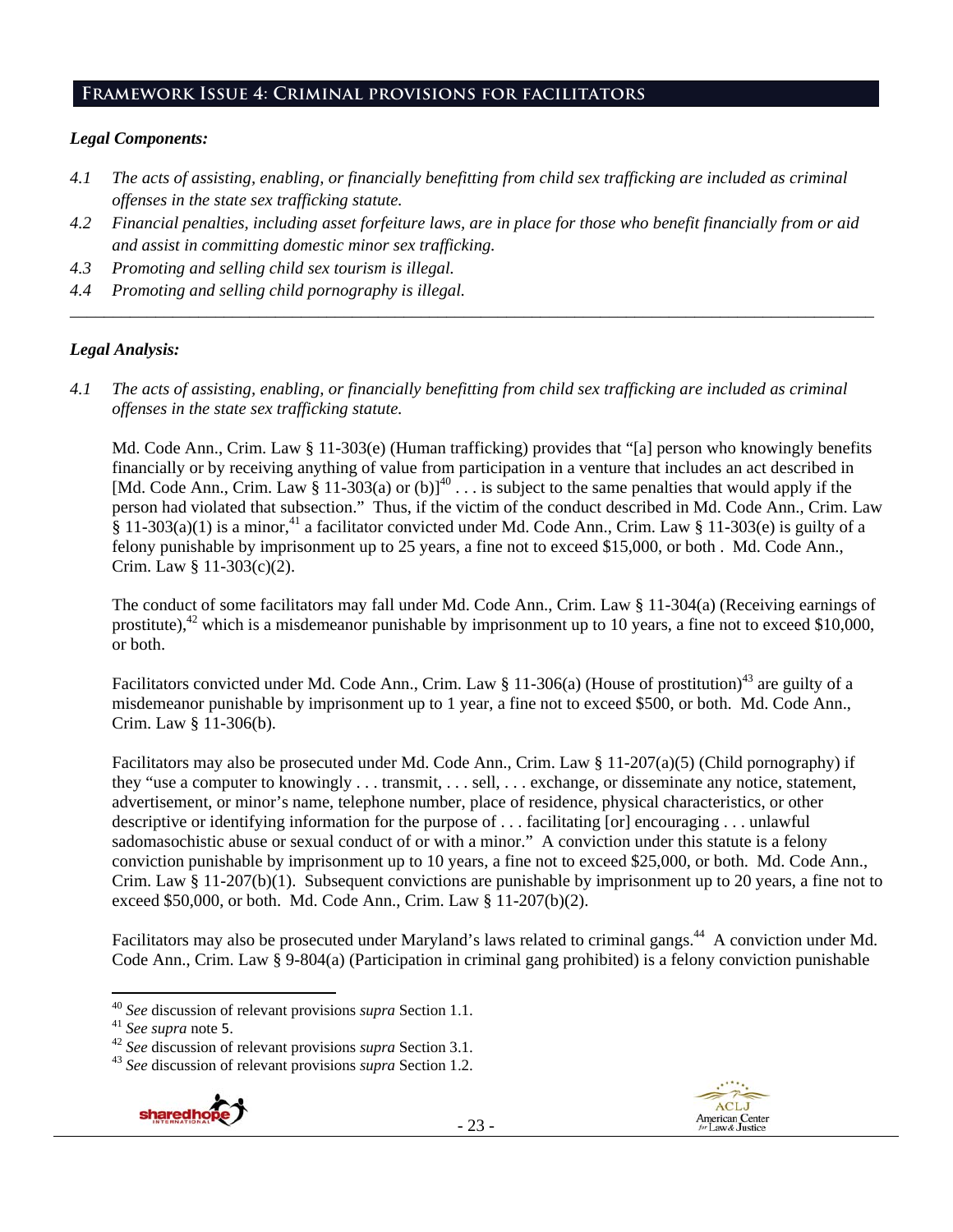## Framework Issue 4: Criminal provisions for facilitators

### *Legal Components:*

*4.1 The acts of assisting, enabling, or financially benefitting from child sex trafficking are included as criminal offenses in the state sex trafficking statute.*

*4.2 Financial penalties, including asset forfeiture laws, are in place for those who benefit financially from or aid and assist in committing domestic minor sex trafficking.*

*4.3 Promoting and selling child sex tourism is illegal.*

*4.4 Promoting and selling child pornography is illegal.*

---

### *Legal Analysis:*

*4.1 The acts of assisting, enabling, or financially benefitting from child sex trafficking are included as criminal offenses in the state sex trafficking statute.*

Md. Code Ann., Crim. Law § 11-303(e) (Human trafficking) provides that "[a] person who knowingly benefits financially or by receiving anything of value from participation in a venture that includes an act described in [Md. Code Ann., Crim. Law § 11-303(a) or (b)][40] . . . is subject to the same penalties that would apply if the person had violated that subsection." Thus, if the victim of the conduct described in Md. Code Ann., Crim. Law § 11-303(a)(1) is a minor,[41] a facilitator convicted under Md. Code Ann., Crim. Law § 11-303(e) is guilty of a felony punishable by imprisonment up to 25 years, a fine not to exceed $15,000, or both . Md. Code Ann., Crim. Law § 11-303(c)(2).

The conduct of some facilitators may fall under Md. Code Ann., Crim. Law § 11-304(a) (Receiving earnings of prostitute),[42] which is a misdemeanor punishable by imprisonment up to 10 years, a fine not to exceed $10,000, or both.

Facilitators convicted under Md. Code Ann., Crim. Law § 11-306(a) (House of prostitution)[43] are guilty of a misdemeanor punishable by imprisonment up to 1 year, a fine not to exceed $500, or both. Md. Code Ann., Crim. Law § 11-306(b).

Facilitators may also be prosecuted under Md. Code Ann., Crim. Law § 11-207(a)(5) (Child pornography) if they "use a computer to knowingly . . . transmit, . . . sell, . . . exchange, or disseminate any notice, statement, advertisement, or minor's name, telephone number, place of residence, physical characteristics, or other descriptive or identifying information for the purpose of . . . facilitating [or] encouraging . . . unlawful sadomasochistic abuse or sexual conduct of or with a minor." A conviction under this statute is a felony conviction punishable by imprisonment up to 10 years, a fine not to exceed $25,000, or both. Md. Code Ann., Crim. Law § 11-207(b)(1). Subsequent convictions are punishable by imprisonment up to 20 years, a fine not to exceed $50,000, or both. Md. Code Ann., Crim. Law § 11-207(b)(2).

Facilitators may also be prosecuted under Maryland's laws related to criminal gangs.[44] A conviction under Md. Code Ann., Crim. Law § 9-804(a) (Participation in criminal gang prohibited) is a felony conviction punishable

---

[40] *See* discussion of relevant provisions *supra* Section 1.1.

[41] *See supra* note 5.

[42] *See* discussion of relevant provisions *supra* Section 3.1.

[43] *See* discussion of relevant provisions *supra* Section 1.2.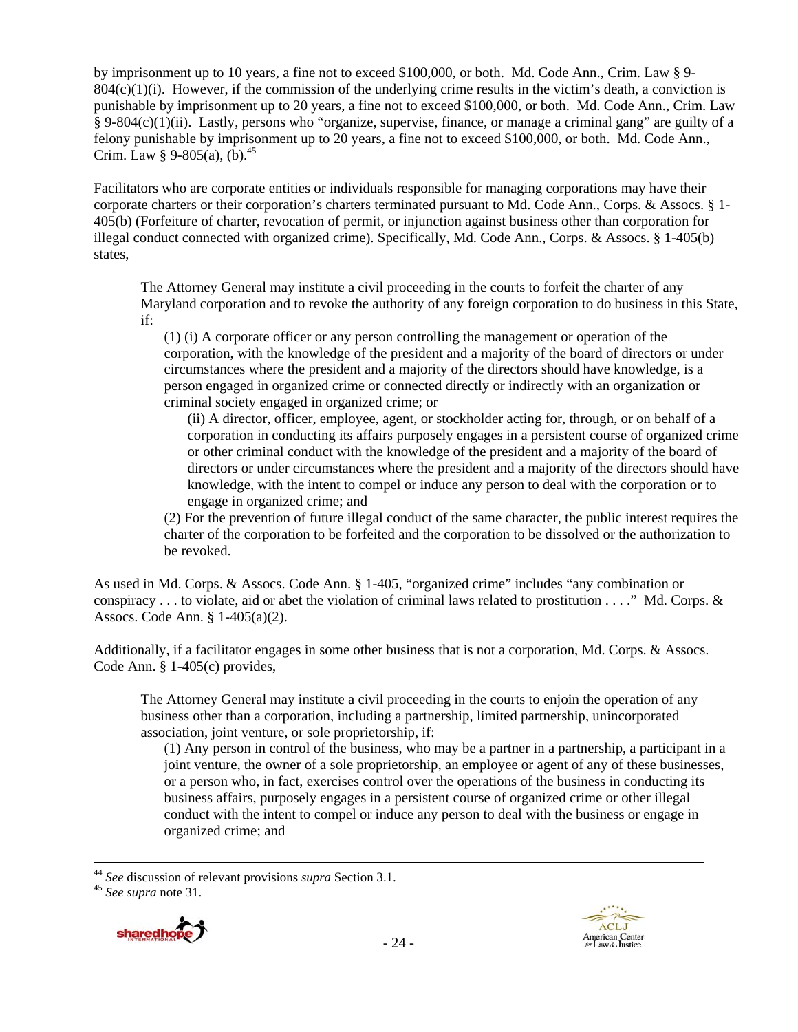by imprisonment up to 10 years, a fine not to exceed $100,000, or both. Md. Code Ann., Crim. Law § 9-804(c)(1)(i). However, if the commission of the underlying crime results in the victim's death, a conviction is punishable by imprisonment up to 20 years, a fine not to exceed $100,000, or both. Md. Code Ann., Crim. Law § 9-804(c)(1)(ii). Lastly, persons who "organize, supervise, finance, or manage a criminal gang" are guilty of a felony punishable by imprisonment up to 20 years, a fine not to exceed $100,000, or both. Md. Code Ann., Crim. Law § 9-805(a), (b).[45]

Facilitators who are corporate entities or individuals responsible for managing corporations may have their corporate charters or their corporation's charters terminated pursuant to Md. Code Ann., Corps. & Assocs. § 1-405(b) (Forfeiture of charter, revocation of permit, or injunction against business other than corporation for illegal conduct connected with organized crime). Specifically, Md. Code Ann., Corps. & Assocs. § 1-405(b) states,

> The Attorney General may institute a civil proceeding in the courts to forfeit the charter of any Maryland corporation and to revoke the authority of any foreign corporation to do business in this State, if:
>
> (1) (i) A corporate officer or any person controlling the management or operation of the corporation, with the knowledge of the president and a majority of the board of directors or under circumstances where the president and a majority of the directors should have knowledge, is a person engaged in organized crime or connected directly or indirectly with an organization or criminal society engaged in organized crime; or
>
> (ii) A director, officer, employee, agent, or stockholder acting for, through, or on behalf of a corporation in conducting its affairs purposely engages in a persistent course of organized crime or other criminal conduct with the knowledge of the president and a majority of the board of directors or under circumstances where the president and a majority of the directors should have knowledge, with the intent to compel or induce any person to deal with the corporation or to engage in organized crime; and
>
> (2) For the prevention of future illegal conduct of the same character, the public interest requires the charter of the corporation to be forfeited and the corporation to be dissolved or the authorization to be revoked.

As used in Md. Corps. & Assocs. Code Ann. § 1-405, "organized crime" includes "any combination or conspiracy . . . to violate, aid or abet the violation of criminal laws related to prostitution . . . ." Md. Corps. & Assocs. Code Ann. § 1-405(a)(2).

Additionally, if a facilitator engages in some other business that is not a corporation, Md. Corps. & Assocs. Code Ann. § 1-405(c) provides,

> The Attorney General may institute a civil proceeding in the courts to enjoin the operation of any business other than a corporation, including a partnership, limited partnership, unincorporated association, joint venture, or sole proprietorship, if:
>
> (1) Any person in control of the business, who may be a partner in a partnership, a participant in a joint venture, the owner of a sole proprietorship, an employee or agent of any of these businesses, or a person who, in fact, exercises control over the operations of the business in conducting its business affairs, purposely engages in a persistent course of organized crime or other illegal conduct with the intent to compel or induce any person to deal with the business or engage in organized crime; and

---

[44] *See* discussion of relevant provisions *supra* Section 3.1.

[45] *See supra* note 31.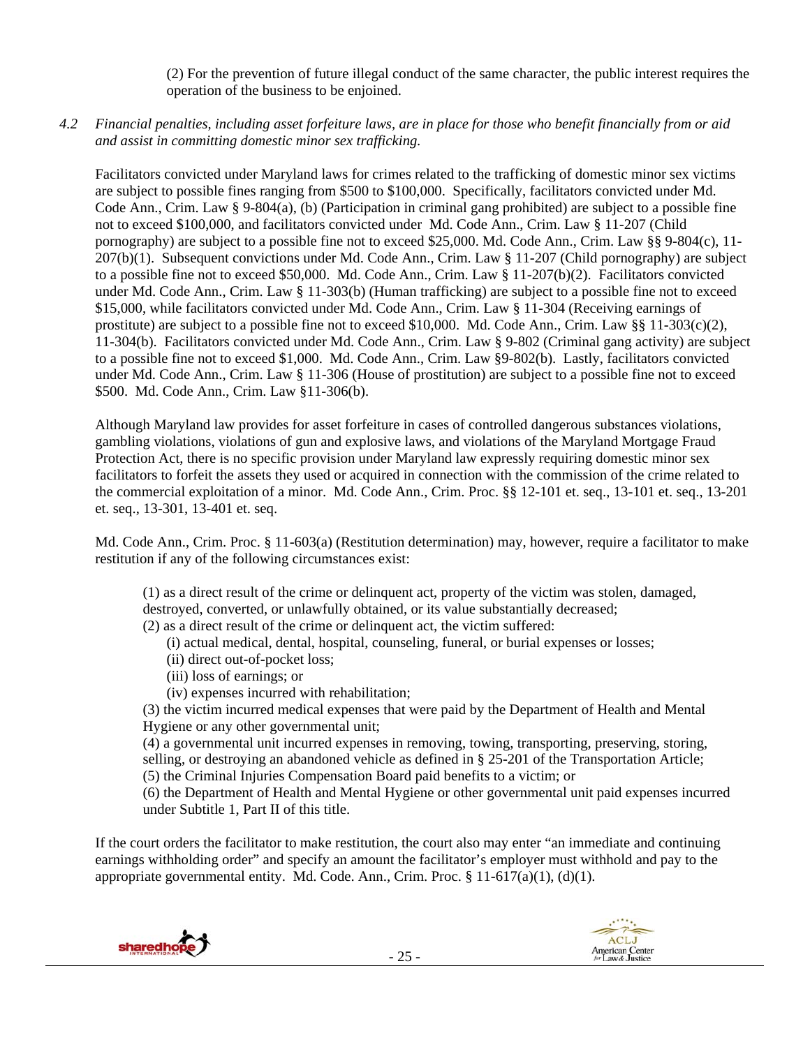(2) For the prevention of future illegal conduct of the same character, the public interest requires the operation of the business to be enjoined.

*4.2 Financial penalties, including asset forfeiture laws, are in place for those who benefit financially from or aid and assist in committing domestic minor sex trafficking.*

Facilitators convicted under Maryland laws for crimes related to the trafficking of domestic minor sex victims are subject to possible fines ranging from $500 to $100,000. Specifically, facilitators convicted under Md. Code Ann., Crim. Law § 9-804(a), (b) (Participation in criminal gang prohibited) are subject to a possible fine not to exceed $100,000, and facilitators convicted under Md. Code Ann., Crim. Law § 11-207 (Child pornography) are subject to a possible fine not to exceed $25,000. Md. Code Ann., Crim. Law §§ 9-804(c), 11-207(b)(1). Subsequent convictions under Md. Code Ann., Crim. Law § 11-207 (Child pornography) are subject to a possible fine not to exceed $50,000. Md. Code Ann., Crim. Law § 11-207(b)(2). Facilitators convicted under Md. Code Ann., Crim. Law § 11-303(b) (Human trafficking) are subject to a possible fine not to exceed $15,000, while facilitators convicted under Md. Code Ann., Crim. Law § 11-304 (Receiving earnings of prostitute) are subject to a possible fine not to exceed $10,000. Md. Code Ann., Crim. Law §§ 11-303(c)(2), 11-304(b). Facilitators convicted under Md. Code Ann., Crim. Law § 9-802 (Criminal gang activity) are subject to a possible fine not to exceed $1,000. Md. Code Ann., Crim. Law §9-802(b). Lastly, facilitators convicted under Md. Code Ann., Crim. Law § 11-306 (House of prostitution) are subject to a possible fine not to exceed $500. Md. Code Ann., Crim. Law §11-306(b).

Although Maryland law provides for asset forfeiture in cases of controlled dangerous substances violations, gambling violations, violations of gun and explosive laws, and violations of the Maryland Mortgage Fraud Protection Act, there is no specific provision under Maryland law expressly requiring domestic minor sex facilitators to forfeit the assets they used or acquired in connection with the commission of the crime related to the commercial exploitation of a minor. Md. Code Ann., Crim. Proc. §§ 12-101 et. seq., 13-101 et. seq., 13-201 et. seq., 13-301, 13-401 et. seq.

Md. Code Ann., Crim. Proc. § 11-603(a) (Restitution determination) may, however, require a facilitator to make restitution if any of the following circumstances exist:

> (1) as a direct result of the crime or delinquent act, property of the victim was stolen, damaged, destroyed, converted, or unlawfully obtained, or its value substantially decreased;
> (2) as a direct result of the crime or delinquent act, the victim suffered:
>   (i) actual medical, dental, hospital, counseling, funeral, or burial expenses or losses;
>   (ii) direct out-of-pocket loss;
>   (iii) loss of earnings; or
>   (iv) expenses incurred with rehabilitation;
> (3) the victim incurred medical expenses that were paid by the Department of Health and Mental Hygiene or any other governmental unit;
> (4) a governmental unit incurred expenses in removing, towing, transporting, preserving, storing, selling, or destroying an abandoned vehicle as defined in § 25-201 of the Transportation Article;
> (5) the Criminal Injuries Compensation Board paid benefits to a victim; or
> (6) the Department of Health and Mental Hygiene or other governmental unit paid expenses incurred under Subtitle 1, Part II of this title.

If the court orders the facilitator to make restitution, the court also may enter "an immediate and continuing earnings withholding order" and specify an amount the facilitator's employer must withhold and pay to the appropriate governmental entity. Md. Code. Ann., Crim. Proc. § 11-617(a)(1), (d)(1).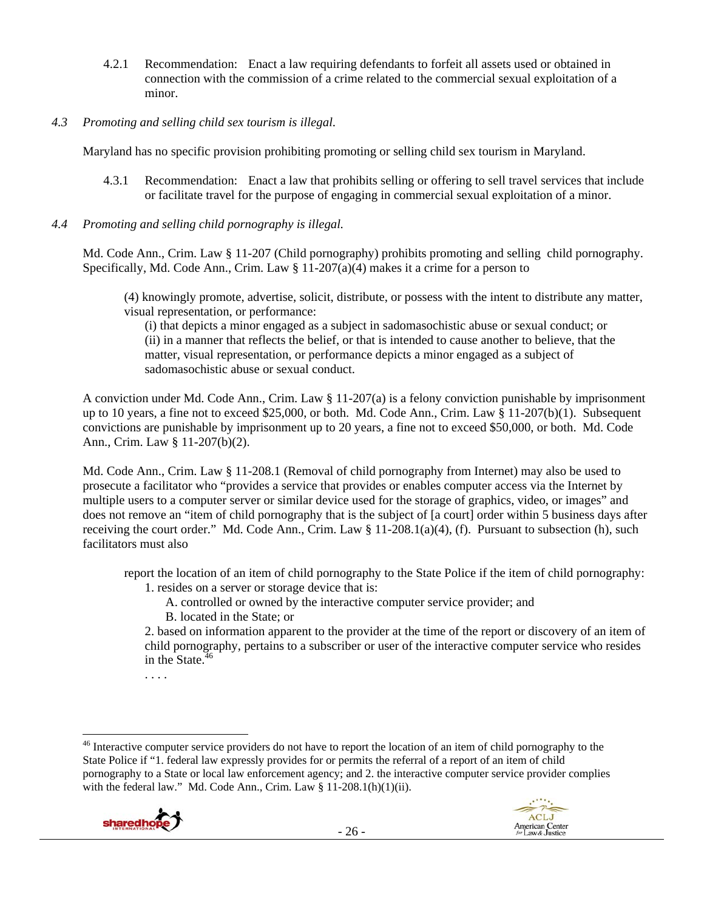4.2.1 Recommendation: Enact a law requiring defendants to forfeit all assets used or obtained in connection with the commission of a crime related to the commercial sexual exploitation of a minor.

*4.3 Promoting and selling child sex tourism is illegal.*

Maryland has no specific provision prohibiting promoting or selling child sex tourism in Maryland.

4.3.1 Recommendation: Enact a law that prohibits selling or offering to sell travel services that include or facilitate travel for the purpose of engaging in commercial sexual exploitation of a minor.

*4.4 Promoting and selling child pornography is illegal.*

Md. Code Ann., Crim. Law § 11-207 (Child pornography) prohibits promoting and selling child pornography. Specifically, Md. Code Ann., Crim. Law § 11-207(a)(4) makes it a crime for a person to

> (4) knowingly promote, advertise, solicit, distribute, or possess with the intent to distribute any matter, visual representation, or performance:
>
> (i) that depicts a minor engaged as a subject in sadomasochistic abuse or sexual conduct; or
>
> (ii) in a manner that reflects the belief, or that is intended to cause another to believe, that the matter, visual representation, or performance depicts a minor engaged as a subject of sadomasochistic abuse or sexual conduct.

A conviction under Md. Code Ann., Crim. Law § 11-207(a) is a felony conviction punishable by imprisonment up to 10 years, a fine not to exceed $25,000, or both. Md. Code Ann., Crim. Law § 11-207(b)(1). Subsequent convictions are punishable by imprisonment up to 20 years, a fine not to exceed $50,000, or both. Md. Code Ann., Crim. Law § 11-207(b)(2).

Md. Code Ann., Crim. Law § 11-208.1 (Removal of child pornography from Internet) may also be used to prosecute a facilitator who "provides a service that provides or enables computer access via the Internet by multiple users to a computer server or similar device used for the storage of graphics, video, or images" and does not remove an "item of child pornography that is the subject of [a court] order within 5 business days after receiving the court order." Md. Code Ann., Crim. Law § 11-208.1(a)(4), (f). Pursuant to subsection (h), such facilitators must also

> report the location of an item of child pornography to the State Police if the item of child pornography:
>
> 1. resides on a server or storage device that is:
>
> A. controlled or owned by the interactive computer service provider; and
>
> B. located in the State; or
>
> 2. based on information apparent to the provider at the time of the report or discovery of an item of child pornography, pertains to a subscriber or user of the interactive computer service who resides in the State.[46]
>
> . . . .

[46] Interactive computer service providers do not have to report the location of an item of child pornography to the State Police if "1. federal law expressly provides for or permits the referral of a report of an item of child pornography to a State or local law enforcement agency; and 2. the interactive computer service provider complies with the federal law." Md. Code Ann., Crim. Law § 11-208.1(h)(1)(ii).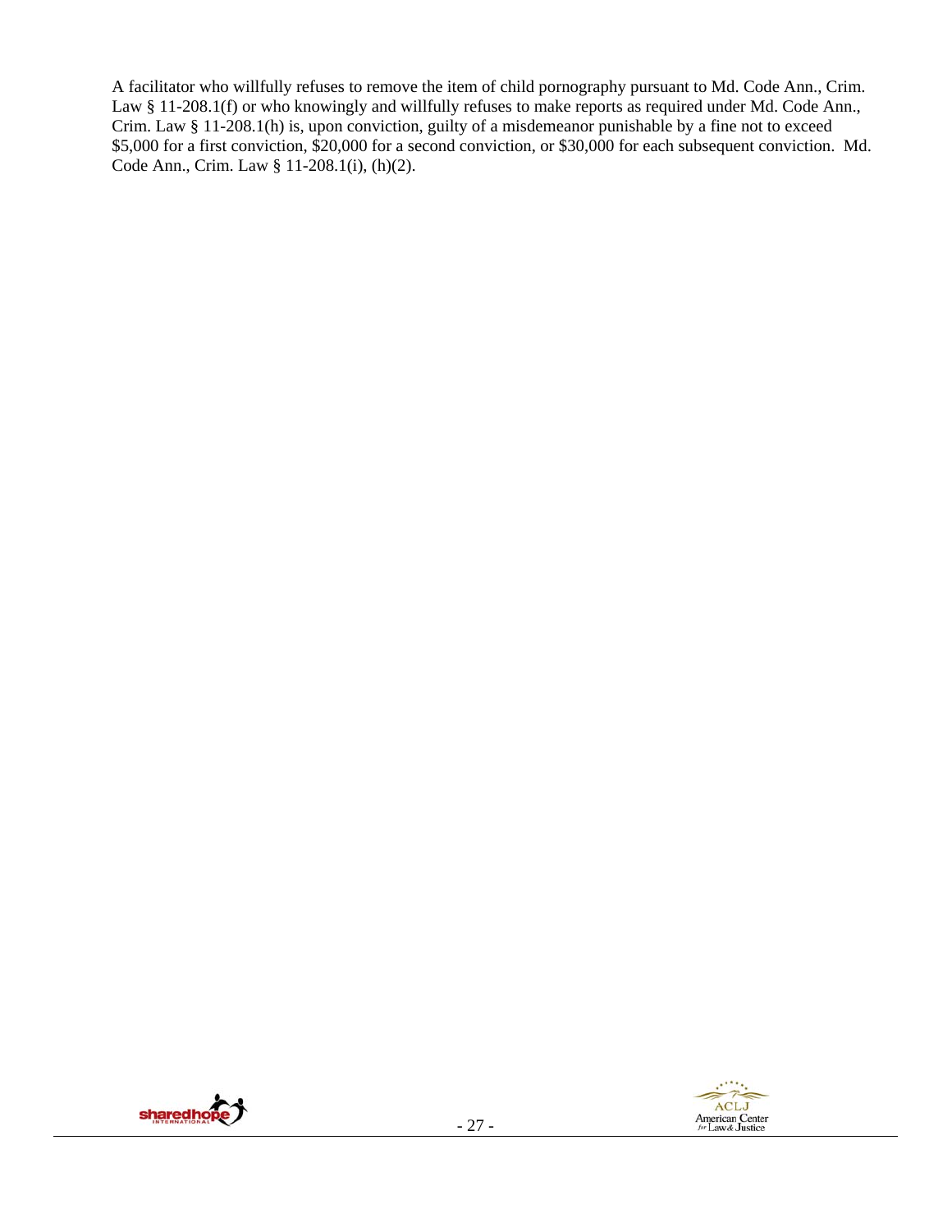A facilitator who willfully refuses to remove the item of child pornography pursuant to Md. Code Ann., Crim. Law § 11-208.1(f) or who knowingly and willfully refuses to make reports as required under Md. Code Ann., Crim. Law § 11-208.1(h) is, upon conviction, guilty of a misdemeanor punishable by a fine not to exceed $5,000 for a first conviction, $20,000 for a second conviction, or $30,000 for each subsequent conviction. Md. Code Ann., Crim. Law § 11-208.1(i), (h)(2).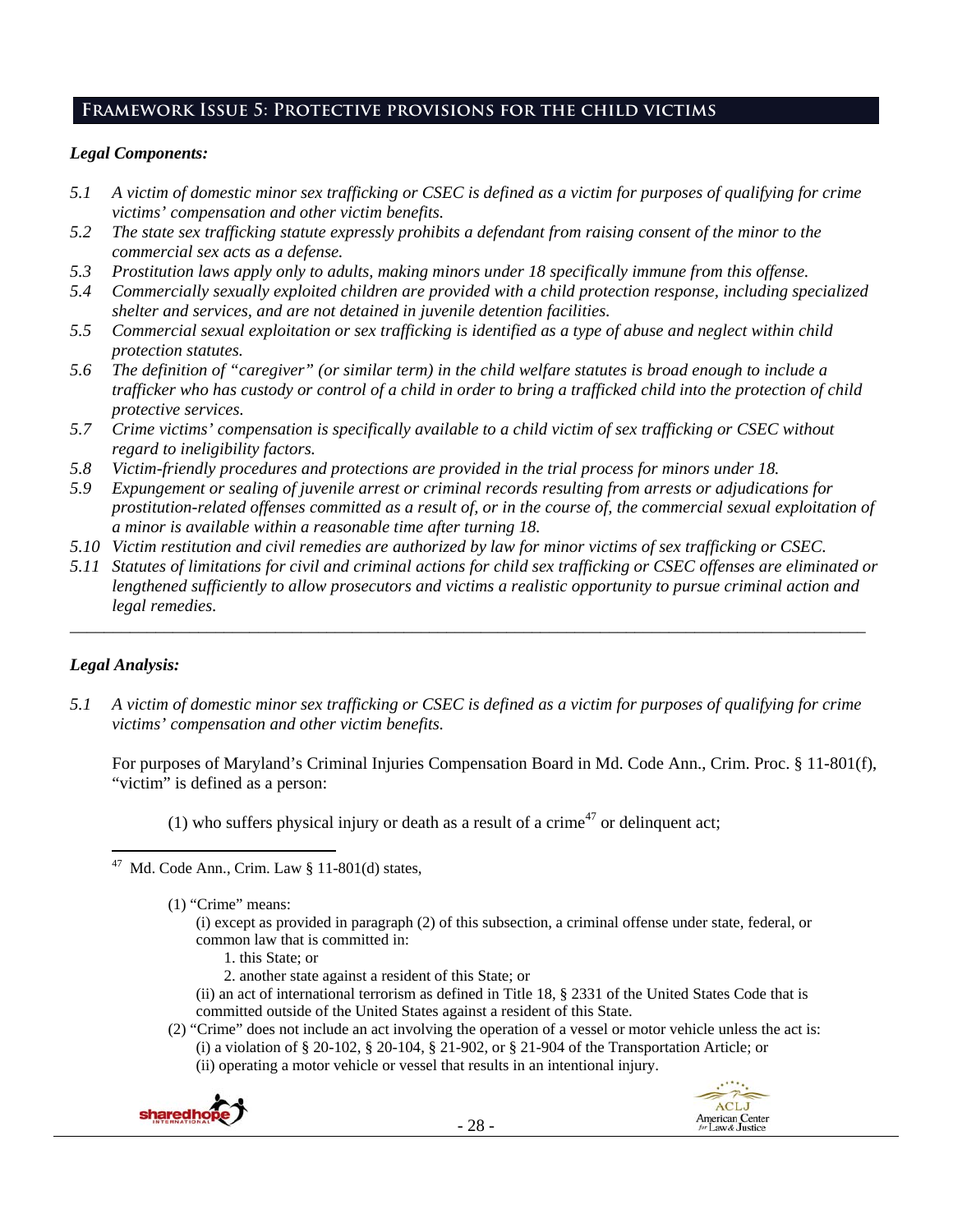## Framework Issue 5: Protective provisions for the child victims

***Legal Components:***

*5.1 A victim of domestic minor sex trafficking or CSEC is defined as a victim for purposes of qualifying for crime victims' compensation and other victim benefits.*

*5.2 The state sex trafficking statute expressly prohibits a defendant from raising consent of the minor to the commercial sex acts as a defense.*

*5.3 Prostitution laws apply only to adults, making minors under 18 specifically immune from this offense.*

*5.4 Commercially sexually exploited children are provided with a child protection response, including specialized shelter and services, and are not detained in juvenile detention facilities.*

*5.5 Commercial sexual exploitation or sex trafficking is identified as a type of abuse and neglect within child protection statutes.*

*5.6 The definition of "caregiver" (or similar term) in the child welfare statutes is broad enough to include a trafficker who has custody or control of a child in order to bring a trafficked child into the protection of child protective services.*

*5.7 Crime victims' compensation is specifically available to a child victim of sex trafficking or CSEC without regard to ineligibility factors.*

*5.8 Victim-friendly procedures and protections are provided in the trial process for minors under 18.*

*5.9 Expungement or sealing of juvenile arrest or criminal records resulting from arrests or adjudications for prostitution-related offenses committed as a result of, or in the course of, the commercial sexual exploitation of a minor is available within a reasonable time after turning 18.*

*5.10 Victim restitution and civil remedies are authorized by law for minor victims of sex trafficking or CSEC.*

*5.11 Statutes of limitations for civil and criminal actions for child sex trafficking or CSEC offenses are eliminated or lengthened sufficiently to allow prosecutors and victims a realistic opportunity to pursue criminal action and legal remedies.*

---

***Legal Analysis:***

*5.1 A victim of domestic minor sex trafficking or CSEC is defined as a victim for purposes of qualifying for crime victims' compensation and other victim benefits.*

For purposes of Maryland's Criminal Injuries Compensation Board in Md. Code Ann., Crim. Proc. § 11-801(f), "victim" is defined as a person:

> (1) who suffers physical injury or death as a result of a crime[47] or delinquent act;

---

[47] Md. Code Ann., Crim. Law § 11-801(d) states,

> (1) "Crime" means:
> > (i) except as provided in paragraph (2) of this subsection, a criminal offense under state, federal, or common law that is committed in:
> > > 1. this State; or
> > > 2. another state against a resident of this State; or
> >
> > (ii) an act of international terrorism as defined in Title 18, § 2331 of the United States Code that is committed outside of the United States against a resident of this State.
>
> (2) "Crime" does not include an act involving the operation of a vessel or motor vehicle unless the act is:
> > (i) a violation of § 20-102, § 20-104, § 21-902, or § 21-904 of the Transportation Article; or
> > (ii) operating a motor vehicle or vessel that results in an intentional injury.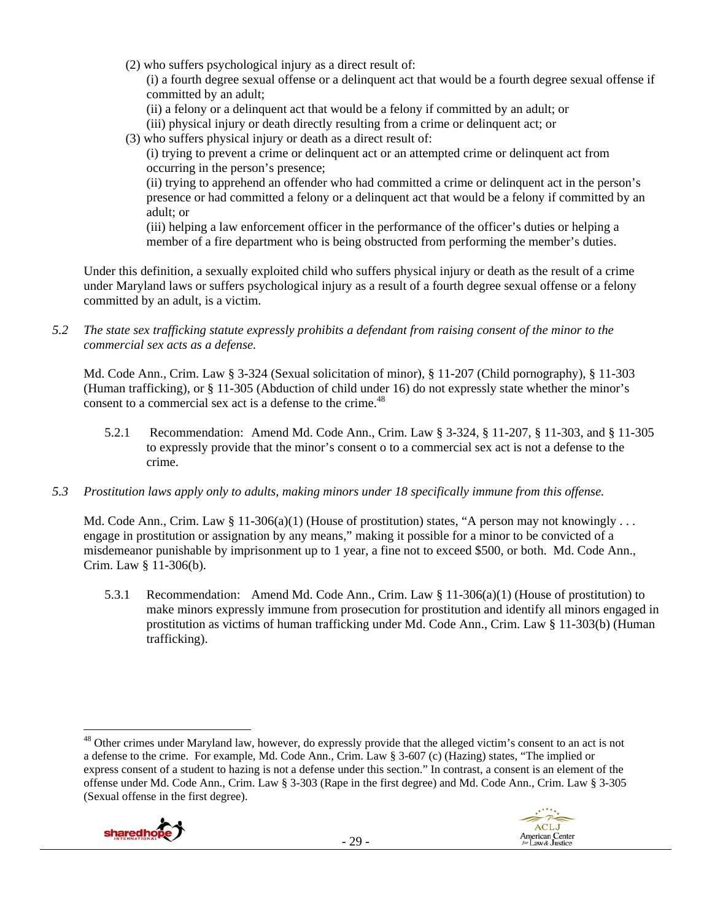(2) who suffers psychological injury as a direct result of:

(i) a fourth degree sexual offense or a delinquent act that would be a fourth degree sexual offense if committed by an adult;

(ii) a felony or a delinquent act that would be a felony if committed by an adult; or

(iii) physical injury or death directly resulting from a crime or delinquent act; or

(3) who suffers physical injury or death as a direct result of:

(i) trying to prevent a crime or delinquent act or an attempted crime or delinquent act from occurring in the person's presence;

(ii) trying to apprehend an offender who had committed a crime or delinquent act in the person's presence or had committed a felony or a delinquent act that would be a felony if committed by an adult; or

(iii) helping a law enforcement officer in the performance of the officer's duties or helping a member of a fire department who is being obstructed from performing the member's duties.

Under this definition, a sexually exploited child who suffers physical injury or death as the result of a crime under Maryland laws or suffers psychological injury as a result of a fourth degree sexual offense or a felony committed by an adult, is a victim.

*5.2 The state sex trafficking statute expressly prohibits a defendant from raising consent of the minor to the commercial sex acts as a defense.*

Md. Code Ann., Crim. Law § 3-324 (Sexual solicitation of minor), § 11-207 (Child pornography), § 11-303 (Human trafficking), or § 11-305 (Abduction of child under 16) do not expressly state whether the minor's consent to a commercial sex act is a defense to the crime.[48]

5.2.1 Recommendation: Amend Md. Code Ann., Crim. Law § 3-324, § 11-207, § 11-303, and § 11-305 to expressly provide that the minor's consent o to a commercial sex act is not a defense to the crime.

*5.3 Prostitution laws apply only to adults, making minors under 18 specifically immune from this offense.*

Md. Code Ann., Crim. Law § 11-306(a)(1) (House of prostitution) states, "A person may not knowingly . . . engage in prostitution or assignation by any means," making it possible for a minor to be convicted of a misdemeanor punishable by imprisonment up to 1 year, a fine not to exceed $500, or both. Md. Code Ann., Crim. Law § 11-306(b).

5.3.1 Recommendation: Amend Md. Code Ann., Crim. Law § 11-306(a)(1) (House of prostitution) to make minors expressly immune from prosecution for prostitution and identify all minors engaged in prostitution as victims of human trafficking under Md. Code Ann., Crim. Law § 11-303(b) (Human trafficking).

---

[48] Other crimes under Maryland law, however, do expressly provide that the alleged victim's consent to an act is not a defense to the crime. For example, Md. Code Ann., Crim. Law § 3-607 (c) (Hazing) states, "The implied or express consent of a student to hazing is not a defense under this section." In contrast, a consent is an element of the offense under Md. Code Ann., Crim. Law § 3-303 (Rape in the first degree) and Md. Code Ann., Crim. Law § 3-305 (Sexual offense in the first degree).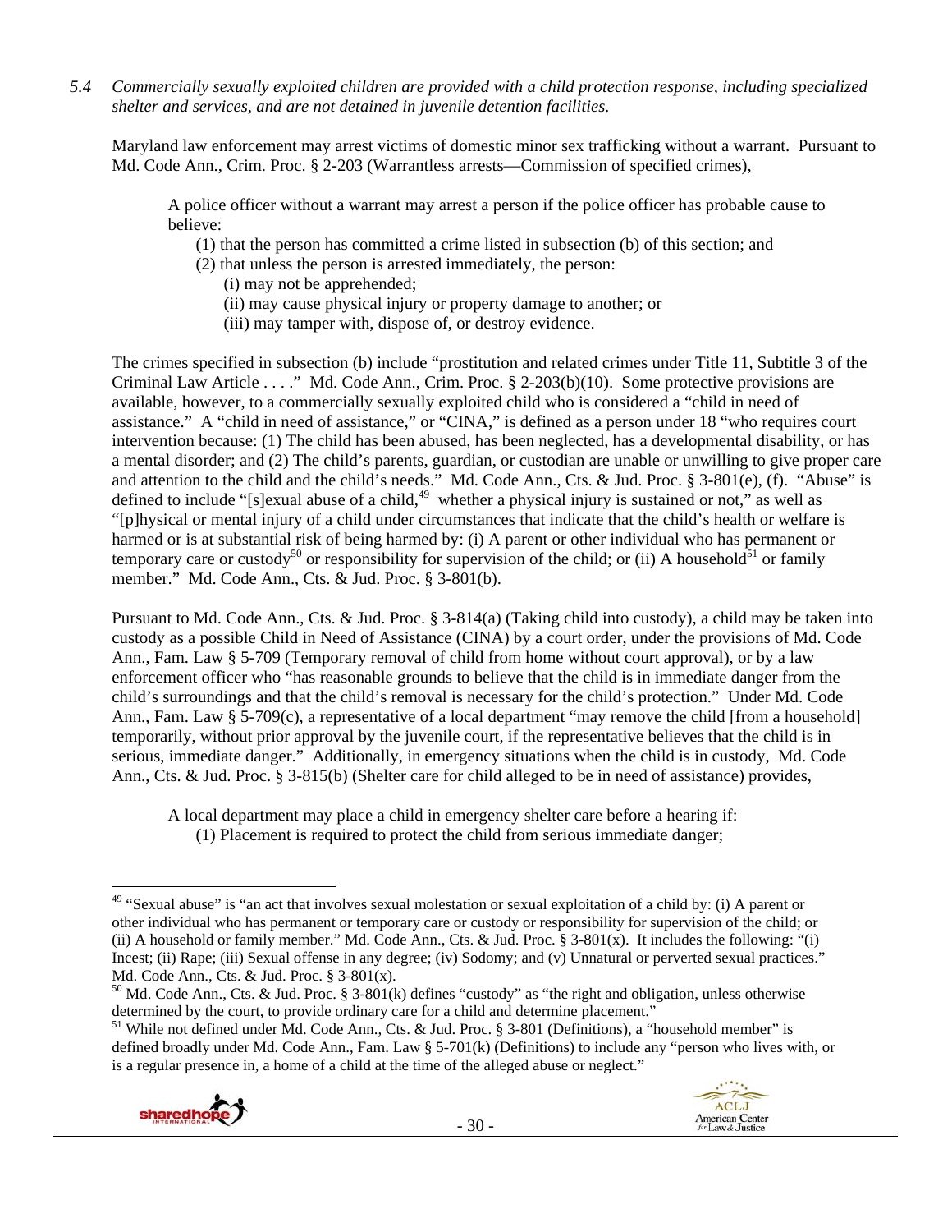*5.4 Commercially sexually exploited children are provided with a child protection response, including specialized shelter and services, and are not detained in juvenile detention facilities.*

Maryland law enforcement may arrest victims of domestic minor sex trafficking without a warrant. Pursuant to Md. Code Ann., Crim. Proc. § 2-203 (Warrantless arrests—Commission of specified crimes),

> A police officer without a warrant may arrest a person if the police officer has probable cause to believe:
>
> (1) that the person has committed a crime listed in subsection (b) of this section; and
>
> (2) that unless the person is arrested immediately, the person:
>
> (i) may not be apprehended;
>
> (ii) may cause physical injury or property damage to another; or
>
> (iii) may tamper with, dispose of, or destroy evidence.

The crimes specified in subsection (b) include "prostitution and related crimes under Title 11, Subtitle 3 of the Criminal Law Article . . . ." Md. Code Ann., Crim. Proc. § 2-203(b)(10). Some protective provisions are available, however, to a commercially sexually exploited child who is considered a "child in need of assistance." A "child in need of assistance," or "CINA," is defined as a person under 18 "who requires court intervention because: (1) The child has been abused, has been neglected, has a developmental disability, or has a mental disorder; and (2) The child's parents, guardian, or custodian are unable or unwilling to give proper care and attention to the child and the child's needs." Md. Code Ann., Cts. & Jud. Proc. § 3-801(e), (f). "Abuse" is defined to include "[s]exual abuse of a child,[49] whether a physical injury is sustained or not," as well as "[p]hysical or mental injury of a child under circumstances that indicate that the child's health or welfare is harmed or is at substantial risk of being harmed by: (i) A parent or other individual who has permanent or temporary care or custody[50] or responsibility for supervision of the child; or (ii) A household[51] or family member." Md. Code Ann., Cts. & Jud. Proc. § 3-801(b).

Pursuant to Md. Code Ann., Cts. & Jud. Proc. § 3-814(a) (Taking child into custody), a child may be taken into custody as a possible Child in Need of Assistance (CINA) by a court order, under the provisions of Md. Code Ann., Fam. Law § 5-709 (Temporary removal of child from home without court approval), or by a law enforcement officer who "has reasonable grounds to believe that the child is in immediate danger from the child's surroundings and that the child's removal is necessary for the child's protection." Under Md. Code Ann., Fam. Law § 5-709(c), a representative of a local department "may remove the child [from a household] temporarily, without prior approval by the juvenile court, if the representative believes that the child is in serious, immediate danger." Additionally, in emergency situations when the child is in custody, Md. Code Ann., Cts. & Jud. Proc. § 3-815(b) (Shelter care for child alleged to be in need of assistance) provides,

> A local department may place a child in emergency shelter care before a hearing if:
>
> (1) Placement is required to protect the child from serious immediate danger;

---

[49] "Sexual abuse" is "an act that involves sexual molestation or sexual exploitation of a child by: (i) A parent or other individual who has permanent or temporary care or custody or responsibility for supervision of the child; or (ii) A household or family member." Md. Code Ann., Cts. & Jud. Proc. § 3-801(x). It includes the following: "(i) Incest; (ii) Rape; (iii) Sexual offense in any degree; (iv) Sodomy; and (v) Unnatural or perverted sexual practices." Md. Code Ann., Cts. & Jud. Proc. § 3-801(x).

[50] Md. Code Ann., Cts. & Jud. Proc. § 3-801(k) defines "custody" as "the right and obligation, unless otherwise determined by the court, to provide ordinary care for a child and determine placement."

[51] While not defined under Md. Code Ann., Cts. & Jud. Proc. § 3-801 (Definitions), a "household member" is defined broadly under Md. Code Ann., Fam. Law § 5-701(k) (Definitions) to include any "person who lives with, or is a regular presence in, a home of a child at the time of the alleged abuse or neglect."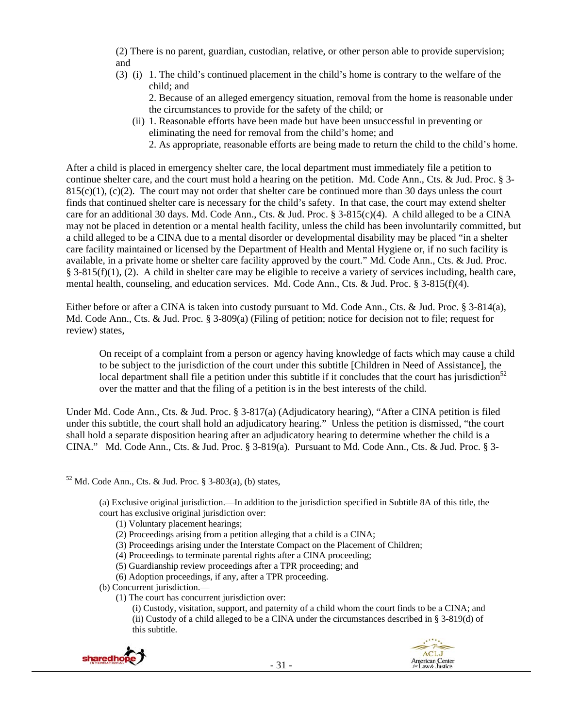(2) There is no parent, guardian, custodian, relative, or other person able to provide supervision; and

(3) (i) 1. The child's continued placement in the child's home is contrary to the welfare of the child; and

2. Because of an alleged emergency situation, removal from the home is reasonable under the circumstances to provide for the safety of the child; or

(ii) 1. Reasonable efforts have been made but have been unsuccessful in preventing or eliminating the need for removal from the child's home; and

2. As appropriate, reasonable efforts are being made to return the child to the child's home.

After a child is placed in emergency shelter care, the local department must immediately file a petition to continue shelter care, and the court must hold a hearing on the petition. Md. Code Ann., Cts. & Jud. Proc. § 3-815(c)(1), (c)(2). The court may not order that shelter care be continued more than 30 days unless the court finds that continued shelter care is necessary for the child's safety. In that case, the court may extend shelter care for an additional 30 days. Md. Code Ann., Cts. & Jud. Proc. § 3-815(c)(4). A child alleged to be a CINA may not be placed in detention or a mental health facility, unless the child has been involuntarily committed, but a child alleged to be a CINA due to a mental disorder or developmental disability may be placed "in a shelter care facility maintained or licensed by the Department of Health and Mental Hygiene or, if no such facility is available, in a private home or shelter care facility approved by the court." Md. Code Ann., Cts. & Jud. Proc. § 3-815(f)(1), (2). A child in shelter care may be eligible to receive a variety of services including, health care, mental health, counseling, and education services. Md. Code Ann., Cts. & Jud. Proc. § 3-815(f)(4).

Either before or after a CINA is taken into custody pursuant to Md. Code Ann., Cts. & Jud. Proc. § 3-814(a), Md. Code Ann., Cts. & Jud. Proc. § 3-809(a) (Filing of petition; notice for decision not to file; request for review) states,

> On receipt of a complaint from a person or agency having knowledge of facts which may cause a child to be subject to the jurisdiction of the court under this subtitle [Children in Need of Assistance], the local department shall file a petition under this subtitle if it concludes that the court has jurisdiction[52] over the matter and that the filing of a petition is in the best interests of the child.

Under Md. Code Ann., Cts. & Jud. Proc. § 3-817(a) (Adjudicatory hearing), "After a CINA petition is filed under this subtitle, the court shall hold an adjudicatory hearing." Unless the petition is dismissed, "the court shall hold a separate disposition hearing after an adjudicatory hearing to determine whether the child is a CINA." Md. Code Ann., Cts. & Jud. Proc. § 3-819(a). Pursuant to Md. Code Ann., Cts. & Jud. Proc. § 3-

---

[52] Md. Code Ann., Cts. & Jud. Proc. § 3-803(a), (b) states,

> (a) Exclusive original jurisdiction.—In addition to the jurisdiction specified in Subtitle 8A of this title, the court has exclusive original jurisdiction over:
>
> (1) Voluntary placement hearings;
> (2) Proceedings arising from a petition alleging that a child is a CINA;
> (3) Proceedings arising under the Interstate Compact on the Placement of Children;
> (4) Proceedings to terminate parental rights after a CINA proceeding;
> (5) Guardianship review proceedings after a TPR proceeding; and
> (6) Adoption proceedings, if any, after a TPR proceeding.
>
> (b) Concurrent jurisdiction.—
>
> (1) The court has concurrent jurisdiction over:
>
> (i) Custody, visitation, support, and paternity of a child whom the court finds to be a CINA; and
> (ii) Custody of a child alleged to be a CINA under the circumstances described in § 3-819(d) of this subtitle.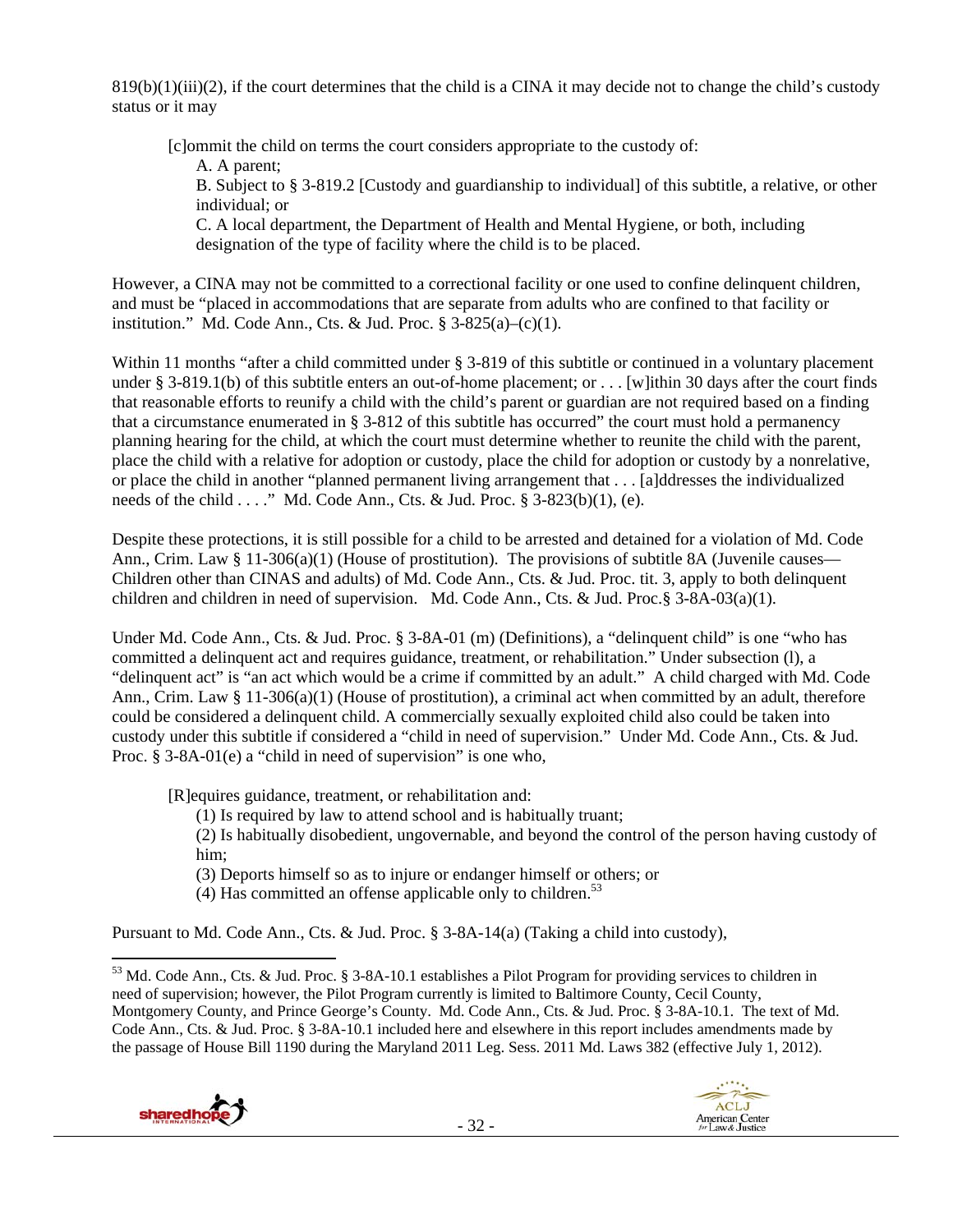819(b)(1)(iii)(2), if the court determines that the child is a CINA it may decide not to change the child's custody status or it may

> [c]ommit the child on terms the court considers appropriate to the custody of:
> A. A parent;
> B. Subject to § 3-819.2 [Custody and guardianship to individual] of this subtitle, a relative, or other individual; or
> C. A local department, the Department of Health and Mental Hygiene, or both, including designation of the type of facility where the child is to be placed.

However, a CINA may not be committed to a correctional facility or one used to confine delinquent children, and must be "placed in accommodations that are separate from adults who are confined to that facility or institution." Md. Code Ann., Cts. & Jud. Proc. § 3-825(a)–(c)(1).

Within 11 months "after a child committed under § 3-819 of this subtitle or continued in a voluntary placement under § 3-819.1(b) of this subtitle enters an out-of-home placement; or . . . [w]ithin 30 days after the court finds that reasonable efforts to reunify a child with the child's parent or guardian are not required based on a finding that a circumstance enumerated in § 3-812 of this subtitle has occurred" the court must hold a permanency planning hearing for the child, at which the court must determine whether to reunite the child with the parent, place the child with a relative for adoption or custody, place the child for adoption or custody by a nonrelative, or place the child in another "planned permanent living arrangement that . . . [a]ddresses the individualized needs of the child . . . ." Md. Code Ann., Cts. & Jud. Proc. § 3-823(b)(1), (e).

Despite these protections, it is still possible for a child to be arrested and detained for a violation of Md. Code Ann., Crim. Law § 11-306(a)(1) (House of prostitution). The provisions of subtitle 8A (Juvenile causes—Children other than CINAS and adults) of Md. Code Ann., Cts. & Jud. Proc. tit. 3, apply to both delinquent children and children in need of supervision. Md. Code Ann., Cts. & Jud. Proc.§ 3-8A-03(a)(1).

Under Md. Code Ann., Cts. & Jud. Proc. § 3-8A-01 (m) (Definitions), a "delinquent child" is one "who has committed a delinquent act and requires guidance, treatment, or rehabilitation." Under subsection (l), a "delinquent act" is "an act which would be a crime if committed by an adult." A child charged with Md. Code Ann., Crim. Law § 11-306(a)(1) (House of prostitution), a criminal act when committed by an adult, therefore could be considered a delinquent child. A commercially sexually exploited child also could be taken into custody under this subtitle if considered a "child in need of supervision." Under Md. Code Ann., Cts. & Jud. Proc. § 3-8A-01(e) a "child in need of supervision" is one who,

> [R]equires guidance, treatment, or rehabilitation and:
> (1) Is required by law to attend school and is habitually truant;
> (2) Is habitually disobedient, ungovernable, and beyond the control of the person having custody of him;
> (3) Deports himself so as to injure or endanger himself or others; or
> (4) Has committed an offense applicable only to children.[53]

Pursuant to Md. Code Ann., Cts. & Jud. Proc. § 3-8A-14(a) (Taking a child into custody),

---

[53] Md. Code Ann., Cts. & Jud. Proc. § 3-8A-10.1 establishes a Pilot Program for providing services to children in need of supervision; however, the Pilot Program currently is limited to Baltimore County, Cecil County, Montgomery County, and Prince George's County. Md. Code Ann., Cts. & Jud. Proc. § 3-8A-10.1. The text of Md. Code Ann., Cts. & Jud. Proc. § 3-8A-10.1 included here and elsewhere in this report includes amendments made by the passage of House Bill 1190 during the Maryland 2011 Leg. Sess. 2011 Md. Laws 382 (effective July 1, 2012).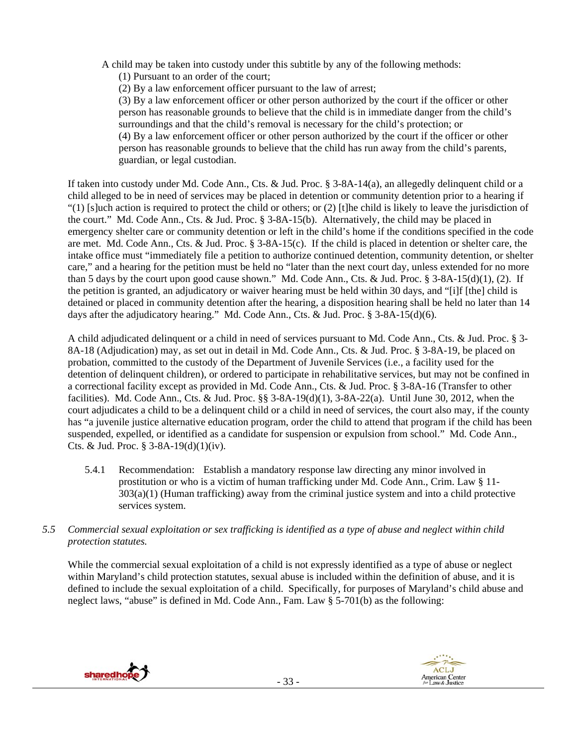> A child may be taken into custody under this subtitle by any of the following methods:
>
> (1) Pursuant to an order of the court;
>
> (2) By a law enforcement officer pursuant to the law of arrest;
>
> (3) By a law enforcement officer or other person authorized by the court if the officer or other person has reasonable grounds to believe that the child is in immediate danger from the child's surroundings and that the child's removal is necessary for the child's protection; or
>
> (4) By a law enforcement officer or other person authorized by the court if the officer or other person has reasonable grounds to believe that the child has run away from the child's parents, guardian, or legal custodian.

If taken into custody under Md. Code Ann., Cts. & Jud. Proc. § 3-8A-14(a), an allegedly delinquent child or a child alleged to be in need of services may be placed in detention or community detention prior to a hearing if "(1) [s]uch action is required to protect the child or others; or (2) [t]he child is likely to leave the jurisdiction of the court." Md. Code Ann., Cts. & Jud. Proc. § 3-8A-15(b). Alternatively, the child may be placed in emergency shelter care or community detention or left in the child's home if the conditions specified in the code are met. Md. Code Ann., Cts. & Jud. Proc. § 3-8A-15(c). If the child is placed in detention or shelter care, the intake office must "immediately file a petition to authorize continued detention, community detention, or shelter care," and a hearing for the petition must be held no "later than the next court day, unless extended for no more than 5 days by the court upon good cause shown." Md. Code Ann., Cts. & Jud. Proc. § 3-8A-15(d)(1), (2). If the petition is granted, an adjudicatory or waiver hearing must be held within 30 days, and "[i]f [the] child is detained or placed in community detention after the hearing, a disposition hearing shall be held no later than 14 days after the adjudicatory hearing." Md. Code Ann., Cts. & Jud. Proc. § 3-8A-15(d)(6).

A child adjudicated delinquent or a child in need of services pursuant to Md. Code Ann., Cts. & Jud. Proc. § 3-8A-18 (Adjudication) may, as set out in detail in Md. Code Ann., Cts. & Jud. Proc. § 3-8A-19, be placed on probation, committed to the custody of the Department of Juvenile Services (i.e., a facility used for the detention of delinquent children), or ordered to participate in rehabilitative services, but may not be confined in a correctional facility except as provided in Md. Code Ann., Cts. & Jud. Proc. § 3-8A-16 (Transfer to other facilities). Md. Code Ann., Cts. & Jud. Proc. §§ 3-8A-19(d)(1), 3-8A-22(a). Until June 30, 2012, when the court adjudicates a child to be a delinquent child or a child in need of services, the court also may, if the county has "a juvenile justice alternative education program, order the child to attend that program if the child has been suspended, expelled, or identified as a candidate for suspension or expulsion from school." Md. Code Ann., Cts. & Jud. Proc. § 3-8A-19(d)(1)(iv).

5.4.1 Recommendation: Establish a mandatory response law directing any minor involved in prostitution or who is a victim of human trafficking under Md. Code Ann., Crim. Law § 11-303(a)(1) (Human trafficking) away from the criminal justice system and into a child protective services system.

*5.5 Commercial sexual exploitation or sex trafficking is identified as a type of abuse and neglect within child protection statutes.*

While the commercial sexual exploitation of a child is not expressly identified as a type of abuse or neglect within Maryland's child protection statutes, sexual abuse is included within the definition of abuse, and it is defined to include the sexual exploitation of a child. Specifically, for purposes of Maryland's child abuse and neglect laws, "abuse" is defined in Md. Code Ann., Fam. Law § 5-701(b) as the following: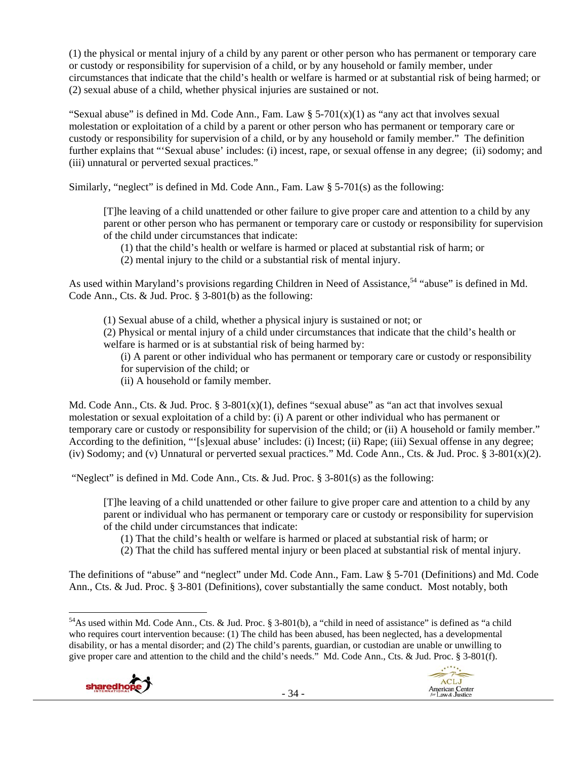(1) the physical or mental injury of a child by any parent or other person who has permanent or temporary care or custody or responsibility for supervision of a child, or by any household or family member, under circumstances that indicate that the child's health or welfare is harmed or at substantial risk of being harmed; or (2) sexual abuse of a child, whether physical injuries are sustained or not.

"Sexual abuse" is defined in Md. Code Ann., Fam. Law § 5-701(x)(1) as "any act that involves sexual molestation or exploitation of a child by a parent or other person who has permanent or temporary care or custody or responsibility for supervision of a child, or by any household or family member." The definition further explains that "'Sexual abuse' includes: (i) incest, rape, or sexual offense in any degree; (ii) sodomy; and (iii) unnatural or perverted sexual practices."

Similarly, "neglect" is defined in Md. Code Ann., Fam. Law § 5-701(s) as the following:

> [T]he leaving of a child unattended or other failure to give proper care and attention to a child by any parent or other person who has permanent or temporary care or custody or responsibility for supervision of the child under circumstances that indicate:
>
> (1) that the child's health or welfare is harmed or placed at substantial risk of harm; or
> (2) mental injury to the child or a substantial risk of mental injury.

As used within Maryland's provisions regarding Children in Need of Assistance,[54] "abuse" is defined in Md. Code Ann., Cts. & Jud. Proc. § 3-801(b) as the following:

> (1) Sexual abuse of a child, whether a physical injury is sustained or not; or
> (2) Physical or mental injury of a child under circumstances that indicate that the child's health or welfare is harmed or is at substantial risk of being harmed by:
>
> (i) A parent or other individual who has permanent or temporary care or custody or responsibility for supervision of the child; or
> (ii) A household or family member.

Md. Code Ann., Cts. & Jud. Proc. § 3-801(x)(1), defines "sexual abuse" as "an act that involves sexual molestation or sexual exploitation of a child by: (i) A parent or other individual who has permanent or temporary care or custody or responsibility for supervision of the child; or (ii) A household or family member." According to the definition, "'[s]exual abuse' includes: (i) Incest; (ii) Rape; (iii) Sexual offense in any degree; (iv) Sodomy; and (v) Unnatural or perverted sexual practices." Md. Code Ann., Cts. & Jud. Proc. § 3-801(x)(2).

"Neglect" is defined in Md. Code Ann., Cts. & Jud. Proc. § 3-801(s) as the following:

> [T]he leaving of a child unattended or other failure to give proper care and attention to a child by any parent or individual who has permanent or temporary care or custody or responsibility for supervision of the child under circumstances that indicate:
>
> (1) That the child's health or welfare is harmed or placed at substantial risk of harm; or
> (2) That the child has suffered mental injury or been placed at substantial risk of mental injury.

The definitions of "abuse" and "neglect" under Md. Code Ann., Fam. Law § 5-701 (Definitions) and Md. Code Ann., Cts. & Jud. Proc. § 3-801 (Definitions), cover substantially the same conduct. Most notably, both

---

[54] As used within Md. Code Ann., Cts. & Jud. Proc. § 3-801(b), a "child in need of assistance" is defined as "a child who requires court intervention because: (1) The child has been abused, has been neglected, has a developmental disability, or has a mental disorder; and (2) The child's parents, guardian, or custodian are unable or unwilling to give proper care and attention to the child and the child's needs." Md. Code Ann., Cts. & Jud. Proc. § 3-801(f).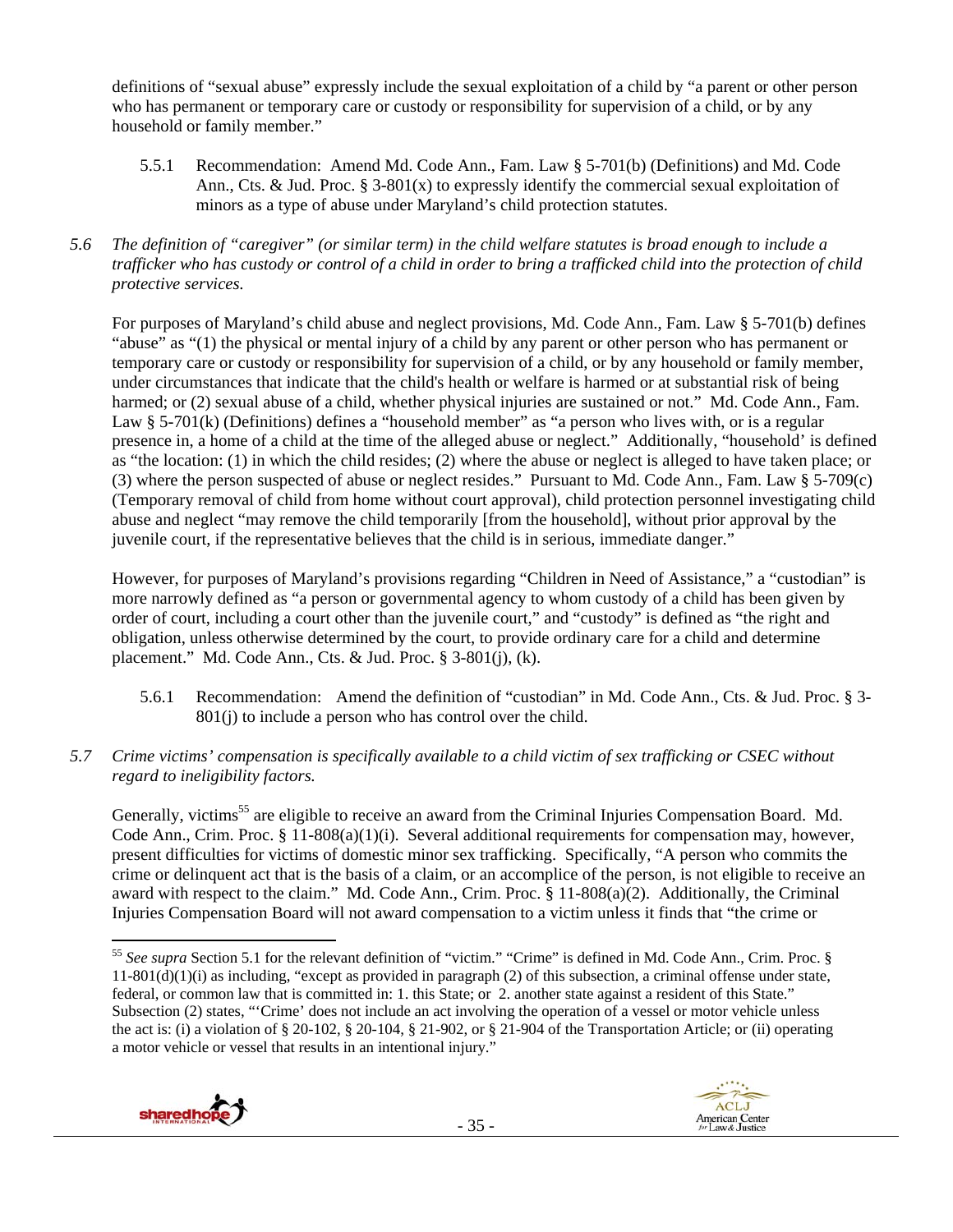definitions of "sexual abuse" expressly include the sexual exploitation of a child by "a parent or other person who has permanent or temporary care or custody or responsibility for supervision of a child, or by any household or family member."

5.5.1 Recommendation: Amend Md. Code Ann., Fam. Law § 5-701(b) (Definitions) and Md. Code Ann., Cts. & Jud. Proc. § 3-801(x) to expressly identify the commercial sexual exploitation of minors as a type of abuse under Maryland's child protection statutes.

*5.6 The definition of "caregiver" (or similar term) in the child welfare statutes is broad enough to include a trafficker who has custody or control of a child in order to bring a trafficked child into the protection of child protective services.*

For purposes of Maryland's child abuse and neglect provisions, Md. Code Ann., Fam. Law § 5-701(b) defines "abuse" as "(1) the physical or mental injury of a child by any parent or other person who has permanent or temporary care or custody or responsibility for supervision of a child, or by any household or family member, under circumstances that indicate that the child's health or welfare is harmed or at substantial risk of being harmed; or (2) sexual abuse of a child, whether physical injuries are sustained or not." Md. Code Ann., Fam. Law § 5-701(k) (Definitions) defines a "household member" as "a person who lives with, or is a regular presence in, a home of a child at the time of the alleged abuse or neglect." Additionally, "household' is defined as "the location: (1) in which the child resides; (2) where the abuse or neglect is alleged to have taken place; or (3) where the person suspected of abuse or neglect resides." Pursuant to Md. Code Ann., Fam. Law § 5-709(c) (Temporary removal of child from home without court approval), child protection personnel investigating child abuse and neglect "may remove the child temporarily [from the household], without prior approval by the juvenile court, if the representative believes that the child is in serious, immediate danger."

However, for purposes of Maryland's provisions regarding "Children in Need of Assistance," a "custodian" is more narrowly defined as "a person or governmental agency to whom custody of a child has been given by order of court, including a court other than the juvenile court," and "custody" is defined as "the right and obligation, unless otherwise determined by the court, to provide ordinary care for a child and determine placement." Md. Code Ann., Cts. & Jud. Proc. § 3-801(j), (k).

5.6.1 Recommendation: Amend the definition of "custodian" in Md. Code Ann., Cts. & Jud. Proc. § 3-801(j) to include a person who has control over the child.

*5.7 Crime victims' compensation is specifically available to a child victim of sex trafficking or CSEC without regard to ineligibility factors.*

Generally, victims[55] are eligible to receive an award from the Criminal Injuries Compensation Board. Md. Code Ann., Crim. Proc. § 11-808(a)(1)(i). Several additional requirements for compensation may, however, present difficulties for victims of domestic minor sex trafficking. Specifically, "A person who commits the crime or delinquent act that is the basis of a claim, or an accomplice of the person, is not eligible to receive an award with respect to the claim." Md. Code Ann., Crim. Proc. § 11-808(a)(2). Additionally, the Criminal Injuries Compensation Board will not award compensation to a victim unless it finds that "the crime or

[55] *See supra* Section 5.1 for the relevant definition of "victim." "Crime" is defined in Md. Code Ann., Crim. Proc. § 11-801(d)(1)(i) as including, "except as provided in paragraph (2) of this subsection, a criminal offense under state, federal, or common law that is committed in: 1. this State; or 2. another state against a resident of this State." Subsection (2) states, "'Crime' does not include an act involving the operation of a vessel or motor vehicle unless the act is: (i) a violation of § 20-102, § 20-104, § 21-902, or § 21-904 of the Transportation Article; or (ii) operating a motor vehicle or vessel that results in an intentional injury."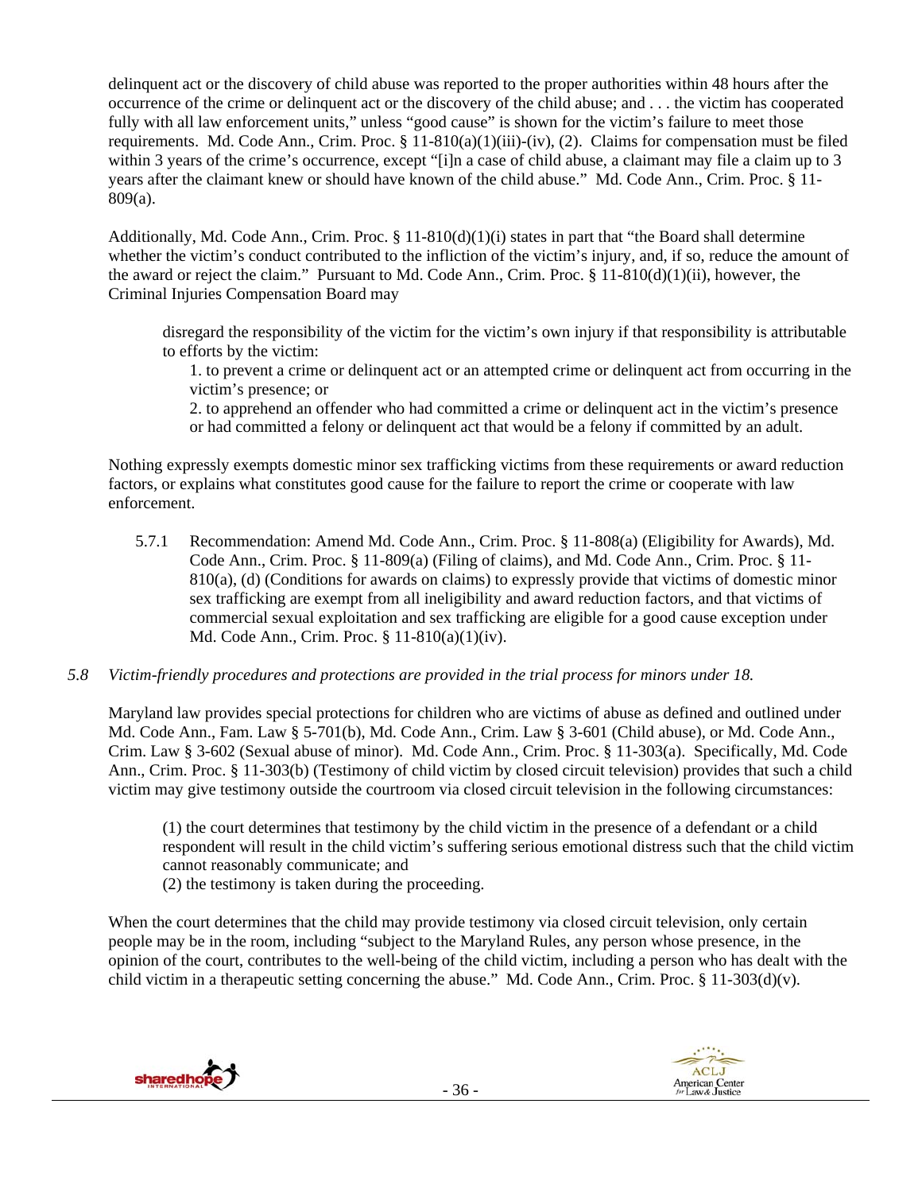delinquent act or the discovery of child abuse was reported to the proper authorities within 48 hours after the occurrence of the crime or delinquent act or the discovery of the child abuse; and . . . the victim has cooperated fully with all law enforcement units," unless "good cause" is shown for the victim's failure to meet those requirements. Md. Code Ann., Crim. Proc. § 11-810(a)(1)(iii)-(iv), (2). Claims for compensation must be filed within 3 years of the crime's occurrence, except "[i]n a case of child abuse, a claimant may file a claim up to 3 years after the claimant knew or should have known of the child abuse." Md. Code Ann., Crim. Proc. § 11-809(a).

Additionally, Md. Code Ann., Crim. Proc. § 11-810(d)(1)(i) states in part that "the Board shall determine whether the victim's conduct contributed to the infliction of the victim's injury, and, if so, reduce the amount of the award or reject the claim." Pursuant to Md. Code Ann., Crim. Proc. § 11-810(d)(1)(ii), however, the Criminal Injuries Compensation Board may

> disregard the responsibility of the victim for the victim's own injury if that responsibility is attributable to efforts by the victim:
>
> 1. to prevent a crime or delinquent act or an attempted crime or delinquent act from occurring in the victim's presence; or
> 2. to apprehend an offender who had committed a crime or delinquent act in the victim's presence or had committed a felony or delinquent act that would be a felony if committed by an adult.

Nothing expressly exempts domestic minor sex trafficking victims from these requirements or award reduction factors, or explains what constitutes good cause for the failure to report the crime or cooperate with law enforcement.

5.7.1 Recommendation: Amend Md. Code Ann., Crim. Proc. § 11-808(a) (Eligibility for Awards), Md. Code Ann., Crim. Proc. § 11-809(a) (Filing of claims), and Md. Code Ann., Crim. Proc. § 11-810(a), (d) (Conditions for awards on claims) to expressly provide that victims of domestic minor sex trafficking are exempt from all ineligibility and award reduction factors, and that victims of commercial sexual exploitation and sex trafficking are eligible for a good cause exception under Md. Code Ann., Crim. Proc. § 11-810(a)(1)(iv).

*5.8 Victim-friendly procedures and protections are provided in the trial process for minors under 18.*

Maryland law provides special protections for children who are victims of abuse as defined and outlined under Md. Code Ann., Fam. Law § 5-701(b), Md. Code Ann., Crim. Law § 3-601 (Child abuse), or Md. Code Ann., Crim. Law § 3-602 (Sexual abuse of minor). Md. Code Ann., Crim. Proc. § 11-303(a). Specifically, Md. Code Ann., Crim. Proc. § 11-303(b) (Testimony of child victim by closed circuit television) provides that such a child victim may give testimony outside the courtroom via closed circuit television in the following circumstances:

> (1) the court determines that testimony by the child victim in the presence of a defendant or a child respondent will result in the child victim's suffering serious emotional distress such that the child victim cannot reasonably communicate; and
> (2) the testimony is taken during the proceeding.

When the court determines that the child may provide testimony via closed circuit television, only certain people may be in the room, including "subject to the Maryland Rules, any person whose presence, in the opinion of the court, contributes to the well-being of the child victim, including a person who has dealt with the child victim in a therapeutic setting concerning the abuse." Md. Code Ann., Crim. Proc. § 11-303(d)(v).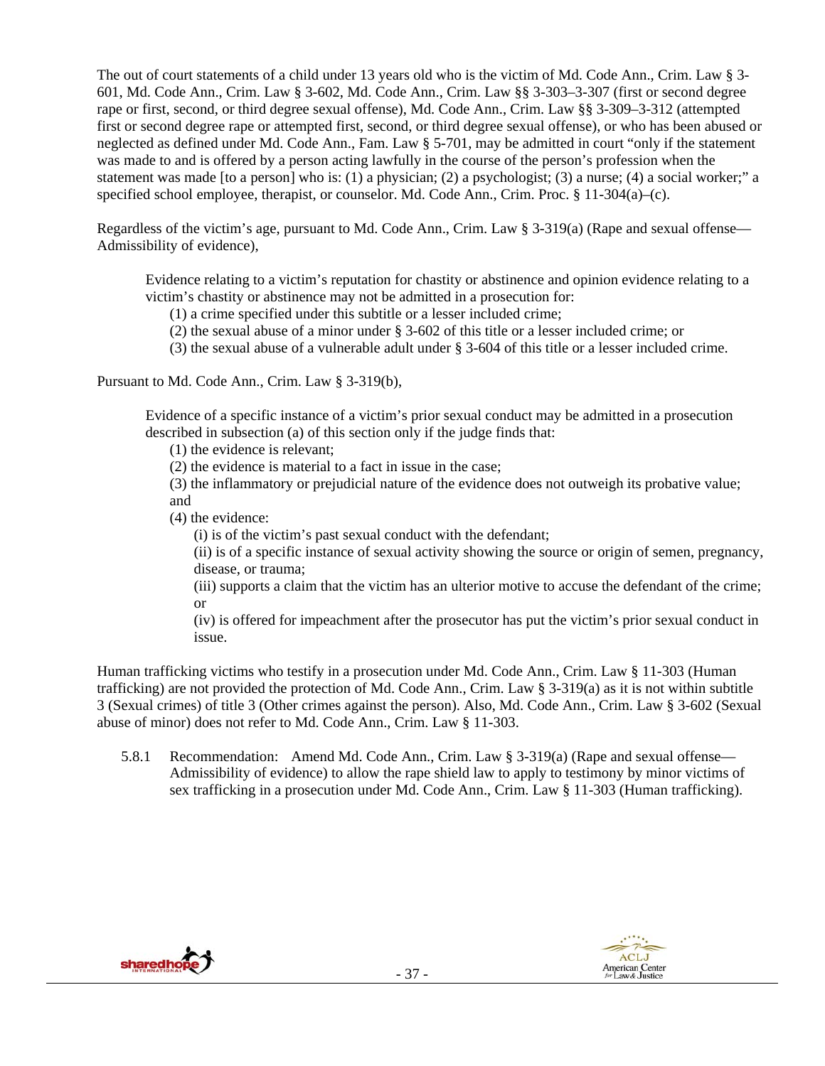The out of court statements of a child under 13 years old who is the victim of Md. Code Ann., Crim. Law § 3-601, Md. Code Ann., Crim. Law § 3-602, Md. Code Ann., Crim. Law §§ 3-303–3-307 (first or second degree rape or first, second, or third degree sexual offense), Md. Code Ann., Crim. Law §§ 3-309–3-312 (attempted first or second degree rape or attempted first, second, or third degree sexual offense), or who has been abused or neglected as defined under Md. Code Ann., Fam. Law § 5-701, may be admitted in court "only if the statement was made to and is offered by a person acting lawfully in the course of the person's profession when the statement was made [to a person] who is: (1) a physician; (2) a psychologist; (3) a nurse; (4) a social worker;" a specified school employee, therapist, or counselor. Md. Code Ann., Crim. Proc. § 11-304(a)–(c).

Regardless of the victim's age, pursuant to Md. Code Ann., Crim. Law § 3-319(a) (Rape and sexual offense—Admissibility of evidence),

> Evidence relating to a victim's reputation for chastity or abstinence and opinion evidence relating to a victim's chastity or abstinence may not be admitted in a prosecution for:
> (1) a crime specified under this subtitle or a lesser included crime;
> (2) the sexual abuse of a minor under § 3-602 of this title or a lesser included crime; or
> (3) the sexual abuse of a vulnerable adult under § 3-604 of this title or a lesser included crime.

Pursuant to Md. Code Ann., Crim. Law § 3-319(b),

> Evidence of a specific instance of a victim's prior sexual conduct may be admitted in a prosecution described in subsection (a) of this section only if the judge finds that:
> (1) the evidence is relevant;
> (2) the evidence is material to a fact in issue in the case;
> (3) the inflammatory or prejudicial nature of the evidence does not outweigh its probative value; and
> (4) the evidence:
> (i) is of the victim's past sexual conduct with the defendant;
> (ii) is of a specific instance of sexual activity showing the source or origin of semen, pregnancy, disease, or trauma;
> (iii) supports a claim that the victim has an ulterior motive to accuse the defendant of the crime; or
> (iv) is offered for impeachment after the prosecutor has put the victim's prior sexual conduct in issue.

Human trafficking victims who testify in a prosecution under Md. Code Ann., Crim. Law § 11-303 (Human trafficking) are not provided the protection of Md. Code Ann., Crim. Law § 3-319(a) as it is not within subtitle 3 (Sexual crimes) of title 3 (Other crimes against the person). Also, Md. Code Ann., Crim. Law § 3-602 (Sexual abuse of minor) does not refer to Md. Code Ann., Crim. Law § 11-303.

5.8.1 Recommendation: Amend Md. Code Ann., Crim. Law § 3-319(a) (Rape and sexual offense—Admissibility of evidence) to allow the rape shield law to apply to testimony by minor victims of sex trafficking in a prosecution under Md. Code Ann., Crim. Law § 11-303 (Human trafficking).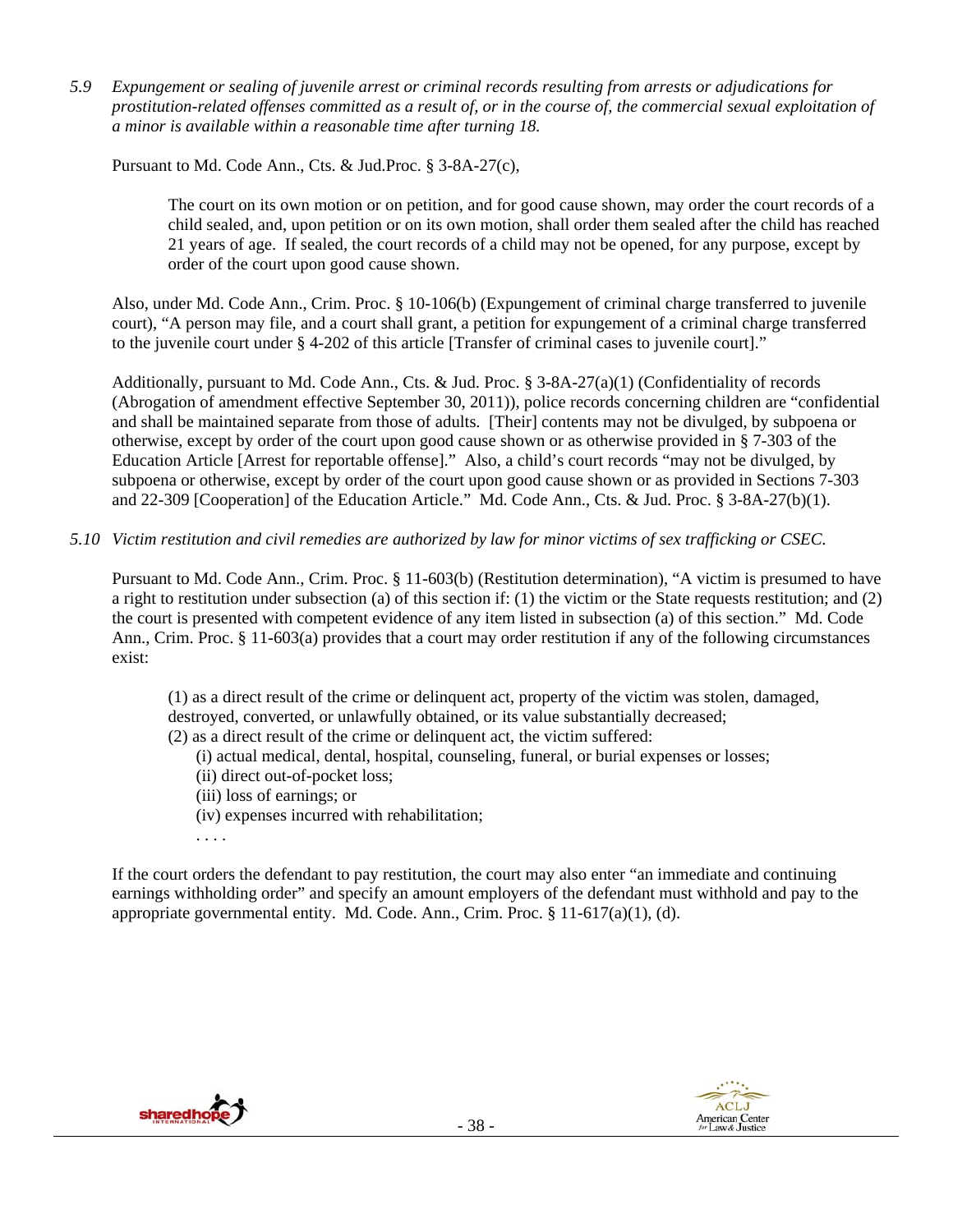*5.9 Expungement or sealing of juvenile arrest or criminal records resulting from arrests or adjudications for prostitution-related offenses committed as a result of, or in the course of, the commercial sexual exploitation of a minor is available within a reasonable time after turning 18.*

Pursuant to Md. Code Ann., Cts. & Jud.Proc. § 3-8A-27(c),

> The court on its own motion or on petition, and for good cause shown, may order the court records of a child sealed, and, upon petition or on its own motion, shall order them sealed after the child has reached 21 years of age. If sealed, the court records of a child may not be opened, for any purpose, except by order of the court upon good cause shown.

Also, under Md. Code Ann., Crim. Proc. § 10-106(b) (Expungement of criminal charge transferred to juvenile court), "A person may file, and a court shall grant, a petition for expungement of a criminal charge transferred to the juvenile court under § 4-202 of this article [Transfer of criminal cases to juvenile court]."

Additionally, pursuant to Md. Code Ann., Cts. & Jud. Proc. § 3-8A-27(a)(1) (Confidentiality of records (Abrogation of amendment effective September 30, 2011)), police records concerning children are "confidential and shall be maintained separate from those of adults. [Their] contents may not be divulged, by subpoena or otherwise, except by order of the court upon good cause shown or as otherwise provided in § 7-303 of the Education Article [Arrest for reportable offense]." Also, a child's court records "may not be divulged, by subpoena or otherwise, except by order of the court upon good cause shown or as provided in Sections 7-303 and 22-309 [Cooperation] of the Education Article." Md. Code Ann., Cts. & Jud. Proc. § 3-8A-27(b)(1).

*5.10 Victim restitution and civil remedies are authorized by law for minor victims of sex trafficking or CSEC.*

Pursuant to Md. Code Ann., Crim. Proc. § 11-603(b) (Restitution determination), "A victim is presumed to have a right to restitution under subsection (a) of this section if: (1) the victim or the State requests restitution; and (2) the court is presented with competent evidence of any item listed in subsection (a) of this section." Md. Code Ann., Crim. Proc. § 11-603(a) provides that a court may order restitution if any of the following circumstances exist:

> (1) as a direct result of the crime or delinquent act, property of the victim was stolen, damaged, destroyed, converted, or unlawfully obtained, or its value substantially decreased;
> (2) as a direct result of the crime or delinquent act, the victim suffered:
> (i) actual medical, dental, hospital, counseling, funeral, or burial expenses or losses;
> (ii) direct out-of-pocket loss;
> (iii) loss of earnings; or
> (iv) expenses incurred with rehabilitation;
> . . . .

If the court orders the defendant to pay restitution, the court may also enter "an immediate and continuing earnings withholding order" and specify an amount employers of the defendant must withhold and pay to the appropriate governmental entity. Md. Code. Ann., Crim. Proc. § 11-617(a)(1), (d).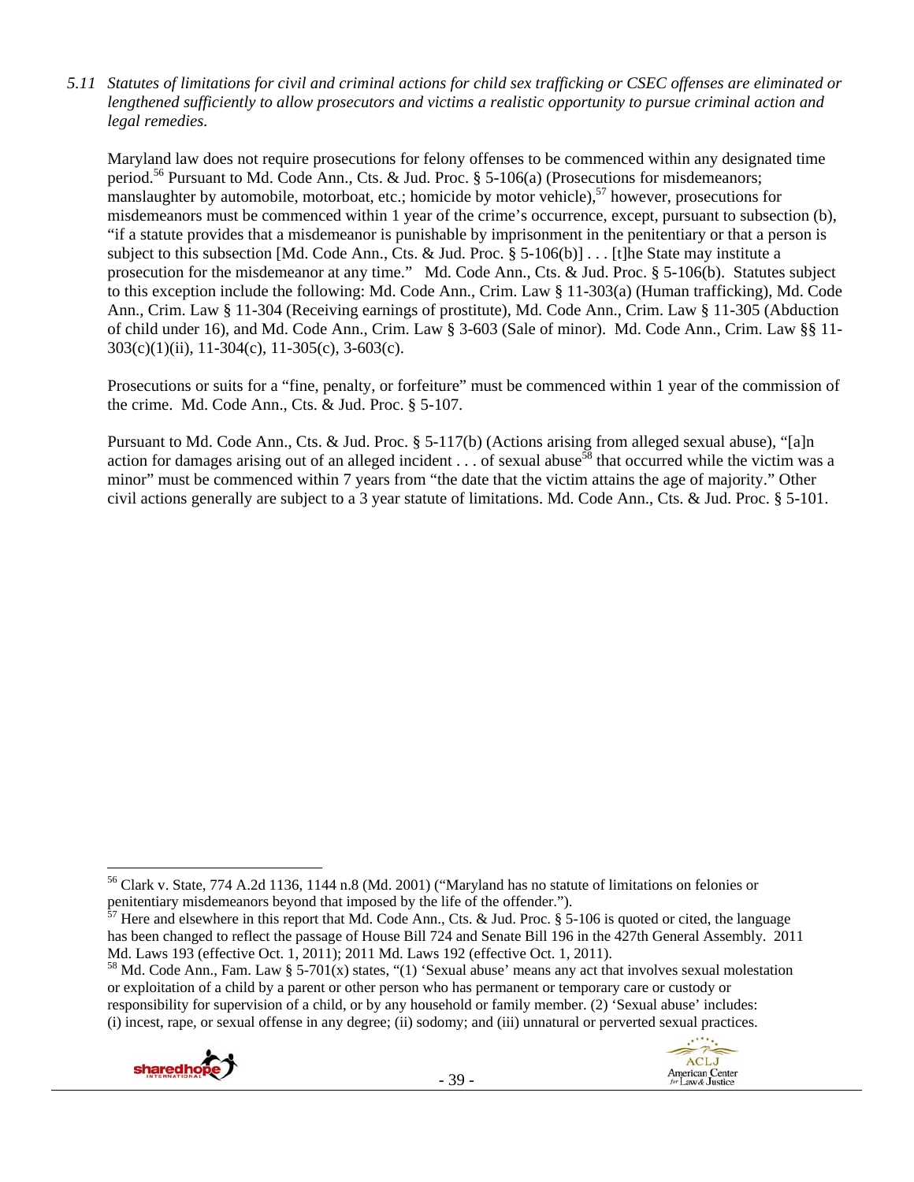*5.11 Statutes of limitations for civil and criminal actions for child sex trafficking or CSEC offenses are eliminated or lengthened sufficiently to allow prosecutors and victims a realistic opportunity to pursue criminal action and legal remedies.*

Maryland law does not require prosecutions for felony offenses to be commenced within any designated time period.[56] Pursuant to Md. Code Ann., Cts. & Jud. Proc. § 5-106(a) (Prosecutions for misdemeanors; manslaughter by automobile, motorboat, etc.; homicide by motor vehicle),[57] however, prosecutions for misdemeanors must be commenced within 1 year of the crime's occurrence, except, pursuant to subsection (b), "if a statute provides that a misdemeanor is punishable by imprisonment in the penitentiary or that a person is subject to this subsection [Md. Code Ann., Cts. & Jud. Proc. § 5-106(b)] . . . [t]he State may institute a prosecution for the misdemeanor at any time." Md. Code Ann., Cts. & Jud. Proc. § 5-106(b). Statutes subject to this exception include the following: Md. Code Ann., Crim. Law § 11-303(a) (Human trafficking), Md. Code Ann., Crim. Law § 11-304 (Receiving earnings of prostitute), Md. Code Ann., Crim. Law § 11-305 (Abduction of child under 16), and Md. Code Ann., Crim. Law § 3-603 (Sale of minor). Md. Code Ann., Crim. Law §§ 11-303(c)(1)(ii), 11-304(c), 11-305(c), 3-603(c).

Prosecutions or suits for a "fine, penalty, or forfeiture" must be commenced within 1 year of the commission of the crime. Md. Code Ann., Cts. & Jud. Proc. § 5-107.

Pursuant to Md. Code Ann., Cts. & Jud. Proc. § 5-117(b) (Actions arising from alleged sexual abuse), "[a]n action for damages arising out of an alleged incident . . . of sexual abuse[58] that occurred while the victim was a minor" must be commenced within 7 years from "the date that the victim attains the age of majority." Other civil actions generally are subject to a 3 year statute of limitations. Md. Code Ann., Cts. & Jud. Proc. § 5-101.

---

[56] Clark v. State, 774 A.2d 1136, 1144 n.8 (Md. 2001) ("Maryland has no statute of limitations on felonies or penitentiary misdemeanors beyond that imposed by the life of the offender.").

[57] Here and elsewhere in this report that Md. Code Ann., Cts. & Jud. Proc. § 5-106 is quoted or cited, the language has been changed to reflect the passage of House Bill 724 and Senate Bill 196 in the 427th General Assembly. 2011 Md. Laws 193 (effective Oct. 1, 2011); 2011 Md. Laws 192 (effective Oct. 1, 2011).

[58] Md. Code Ann., Fam. Law § 5-701(x) states, "(1) 'Sexual abuse' means any act that involves sexual molestation or exploitation of a child by a parent or other person who has permanent or temporary care or custody or responsibility for supervision of a child, or by any household or family member. (2) 'Sexual abuse' includes: (i) incest, rape, or sexual offense in any degree; (ii) sodomy; and (iii) unnatural or perverted sexual practices.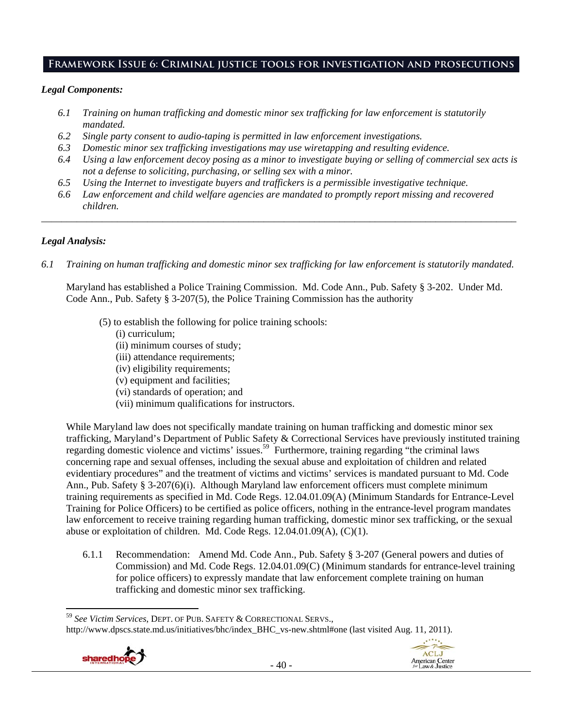## Framework Issue 6: Criminal justice tools for investigation and prosecutions

***Legal Components:***

- *6.1 Training on human trafficking and domestic minor sex trafficking for law enforcement is statutorily mandated.*
- *6.2 Single party consent to audio-taping is permitted in law enforcement investigations.*
- *6.3 Domestic minor sex trafficking investigations may use wiretapping and resulting evidence.*
- *6.4 Using a law enforcement decoy posing as a minor to investigate buying or selling of commercial sex acts is not a defense to soliciting, purchasing, or selling sex with a minor.*
- *6.5 Using the Internet to investigate buyers and traffickers is a permissible investigative technique.*
- *6.6 Law enforcement and child welfare agencies are mandated to promptly report missing and recovered children.*

---

***Legal Analysis:***

*6.1 Training on human trafficking and domestic minor sex trafficking for law enforcement is statutorily mandated.*

Maryland has established a Police Training Commission. Md. Code Ann., Pub. Safety § 3-202. Under Md. Code Ann., Pub. Safety § 3-207(5), the Police Training Commission has the authority

> (5) to establish the following for police training schools:
> (i) curriculum;
> (ii) minimum courses of study;
> (iii) attendance requirements;
> (iv) eligibility requirements;
> (v) equipment and facilities;
> (vi) standards of operation; and
> (vii) minimum qualifications for instructors.

While Maryland law does not specifically mandate training on human trafficking and domestic minor sex trafficking, Maryland's Department of Public Safety & Correctional Services have previously instituted training regarding domestic violence and victims' issues.[59] Furthermore, training regarding "the criminal laws concerning rape and sexual offenses, including the sexual abuse and exploitation of children and related evidentiary procedures" and the treatment of victims and victims' services is mandated pursuant to Md. Code Ann., Pub. Safety § 3-207(6)(i). Although Maryland law enforcement officers must complete minimum training requirements as specified in Md. Code Regs. 12.04.01.09(A) (Minimum Standards for Entrance-Level Training for Police Officers) to be certified as police officers, nothing in the entrance-level program mandates law enforcement to receive training regarding human trafficking, domestic minor sex trafficking, or the sexual abuse or exploitation of children. Md. Code Regs. 12.04.01.09(A), (C)(1).

6.1.1 Recommendation: Amend Md. Code Ann., Pub. Safety § 3-207 (General powers and duties of Commission) and Md. Code Regs. 12.04.01.09(C) (Minimum standards for entrance-level training for police officers) to expressly mandate that law enforcement complete training on human trafficking and domestic minor sex trafficking.

---

[59] *See Victim Services*, DEPT. OF PUB. SAFETY & CORRECTIONAL SERVS., http://www.dpscs.state.md.us/initiatives/bhc/index_BHC_vs-new.shtml#one (last visited Aug. 11, 2011).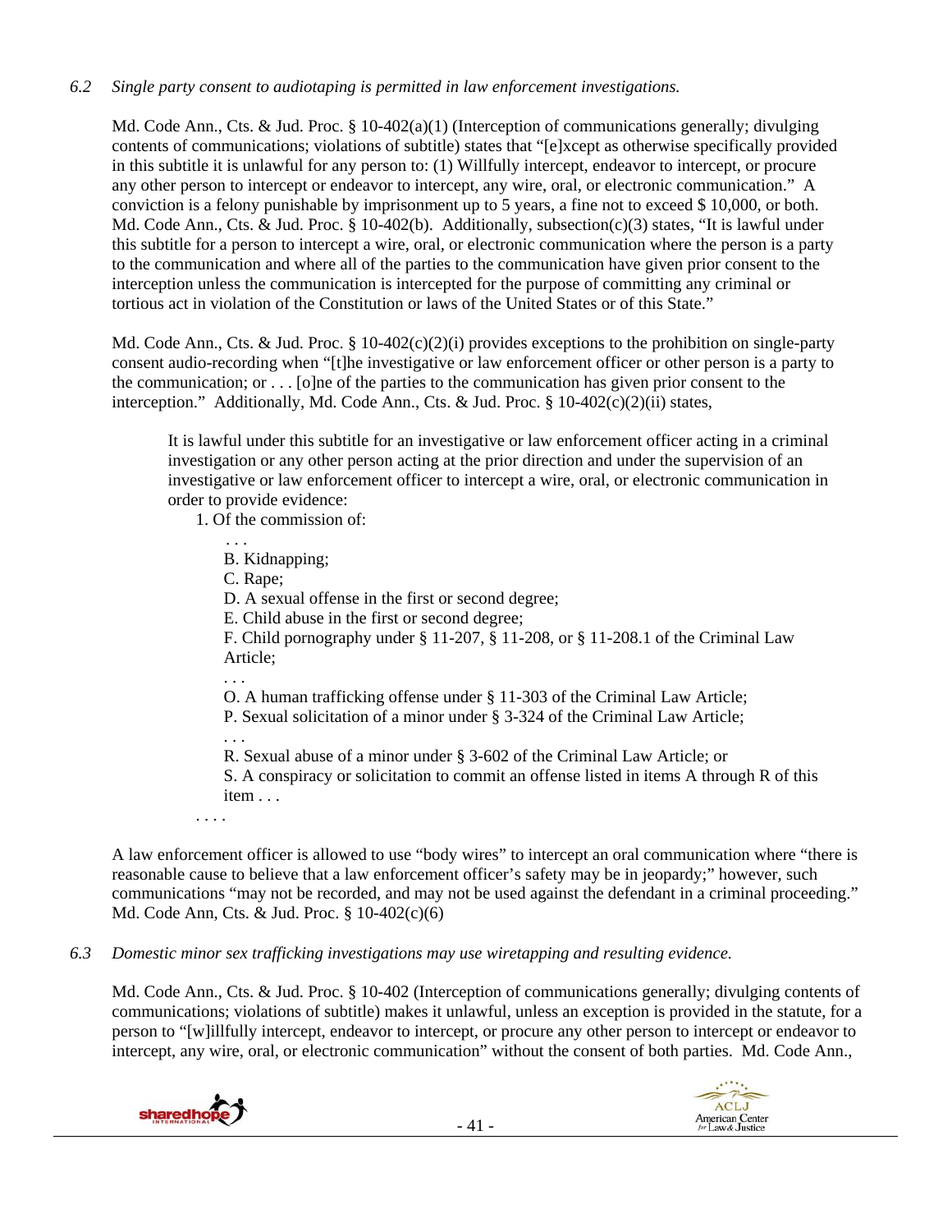*6.2 Single party consent to audiotaping is permitted in law enforcement investigations.*

Md. Code Ann., Cts. & Jud. Proc. § 10-402(a)(1) (Interception of communications generally; divulging contents of communications; violations of subtitle) states that "[e]xcept as otherwise specifically provided in this subtitle it is unlawful for any person to: (1) Willfully intercept, endeavor to intercept, or procure any other person to intercept or endeavor to intercept, any wire, oral, or electronic communication." A conviction is a felony punishable by imprisonment up to 5 years, a fine not to exceed $ 10,000, or both. Md. Code Ann., Cts. & Jud. Proc. § 10-402(b). Additionally, subsection(c)(3) states, "It is lawful under this subtitle for a person to intercept a wire, oral, or electronic communication where the person is a party to the communication and where all of the parties to the communication have given prior consent to the interception unless the communication is intercepted for the purpose of committing any criminal or tortious act in violation of the Constitution or laws of the United States or of this State."

Md. Code Ann., Cts. & Jud. Proc. § 10-402(c)(2)(i) provides exceptions to the prohibition on single-party consent audio-recording when "[t]he investigative or law enforcement officer or other person is a party to the communication; or . . . [o]ne of the parties to the communication has given prior consent to the interception." Additionally, Md. Code Ann., Cts. & Jud. Proc. § 10-402(c)(2)(ii) states,

> It is lawful under this subtitle for an investigative or law enforcement officer acting in a criminal investigation or any other person acting at the prior direction and under the supervision of an investigative or law enforcement officer to intercept a wire, oral, or electronic communication in order to provide evidence:
>
> 1. Of the commission of:
>
> . . .
>
> B. Kidnapping;
>
> C. Rape;
>
> D. A sexual offense in the first or second degree;
>
> E. Child abuse in the first or second degree;
>
> F. Child pornography under § 11-207, § 11-208, or § 11-208.1 of the Criminal Law Article;
>
> . . .
>
> O. A human trafficking offense under § 11-303 of the Criminal Law Article;
>
> P. Sexual solicitation of a minor under § 3-324 of the Criminal Law Article;
>
> . . .
>
> R. Sexual abuse of a minor under § 3-602 of the Criminal Law Article; or
>
> S. A conspiracy or solicitation to commit an offense listed in items A through R of this item . . .
>
> . . . .

A law enforcement officer is allowed to use "body wires" to intercept an oral communication where "there is reasonable cause to believe that a law enforcement officer's safety may be in jeopardy;" however, such communications "may not be recorded, and may not be used against the defendant in a criminal proceeding." Md. Code Ann, Cts. & Jud. Proc. § 10-402(c)(6)

*6.3 Domestic minor sex trafficking investigations may use wiretapping and resulting evidence.*

Md. Code Ann., Cts. & Jud. Proc. § 10-402 (Interception of communications generally; divulging contents of communications; violations of subtitle) makes it unlawful, unless an exception is provided in the statute, for a person to "[w]illfully intercept, endeavor to intercept, or procure any other person to intercept or endeavor to intercept, any wire, oral, or electronic communication" without the consent of both parties. Md. Code Ann.,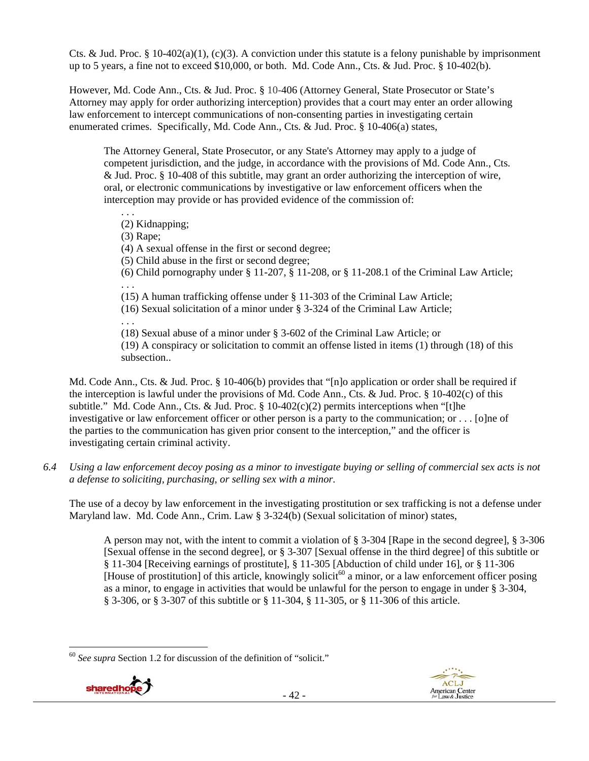Cts. & Jud. Proc. § 10-402(a)(1), (c)(3). A conviction under this statute is a felony punishable by imprisonment up to 5 years, a fine not to exceed $10,000, or both. Md. Code Ann., Cts. & Jud. Proc. § 10-402(b).

However, Md. Code Ann., Cts. & Jud. Proc. § 10-406 (Attorney General, State Prosecutor or State's Attorney may apply for order authorizing interception) provides that a court may enter an order allowing law enforcement to intercept communications of non-consenting parties in investigating certain enumerated crimes. Specifically, Md. Code Ann., Cts. & Jud. Proc. § 10-406(a) states,

> The Attorney General, State Prosecutor, or any State's Attorney may apply to a judge of competent jurisdiction, and the judge, in accordance with the provisions of Md. Code Ann., Cts. & Jud. Proc. § 10-408 of this subtitle, may grant an order authorizing the interception of wire, oral, or electronic communications by investigative or law enforcement officers when the interception may provide or has provided evidence of the commission of:
>
> . . .
> (2) Kidnapping;
> (3) Rape;
> (4) A sexual offense in the first or second degree;
> (5) Child abuse in the first or second degree;
> (6) Child pornography under § 11-207, § 11-208, or § 11-208.1 of the Criminal Law Article;
> . . .
> (15) A human trafficking offense under § 11-303 of the Criminal Law Article;
> (16) Sexual solicitation of a minor under § 3-324 of the Criminal Law Article;
> . . .
> (18) Sexual abuse of a minor under § 3-602 of the Criminal Law Article; or
> (19) A conspiracy or solicitation to commit an offense listed in items (1) through (18) of this subsection..

Md. Code Ann., Cts. & Jud. Proc. § 10-406(b) provides that "[n]o application or order shall be required if the interception is lawful under the provisions of Md. Code Ann., Cts. & Jud. Proc. § 10-402(c) of this subtitle." Md. Code Ann., Cts. & Jud. Proc. § 10-402(c)(2) permits interceptions when "[t]he investigative or law enforcement officer or other person is a party to the communication; or . . . [o]ne of the parties to the communication has given prior consent to the interception," and the officer is investigating certain criminal activity.

*6.4 Using a law enforcement decoy posing as a minor to investigate buying or selling of commercial sex acts is not a defense to soliciting, purchasing, or selling sex with a minor.*

The use of a decoy by law enforcement in the investigating prostitution or sex trafficking is not a defense under Maryland law. Md. Code Ann., Crim. Law § 3-324(b) (Sexual solicitation of minor) states,

> A person may not, with the intent to commit a violation of § 3-304 [Rape in the second degree], § 3-306 [Sexual offense in the second degree], or § 3-307 [Sexual offense in the third degree] of this subtitle or § 11-304 [Receiving earnings of prostitute], § 11-305 [Abduction of child under 16], or § 11-306 [House of prostitution] of this article, knowingly solicit[60] a minor, or a law enforcement officer posing as a minor, to engage in activities that would be unlawful for the person to engage in under § 3-304, § 3-306, or § 3-307 of this subtitle or § 11-304, § 11-305, or § 11-306 of this article.

---

[60] *See supra* Section 1.2 for discussion of the definition of "solicit."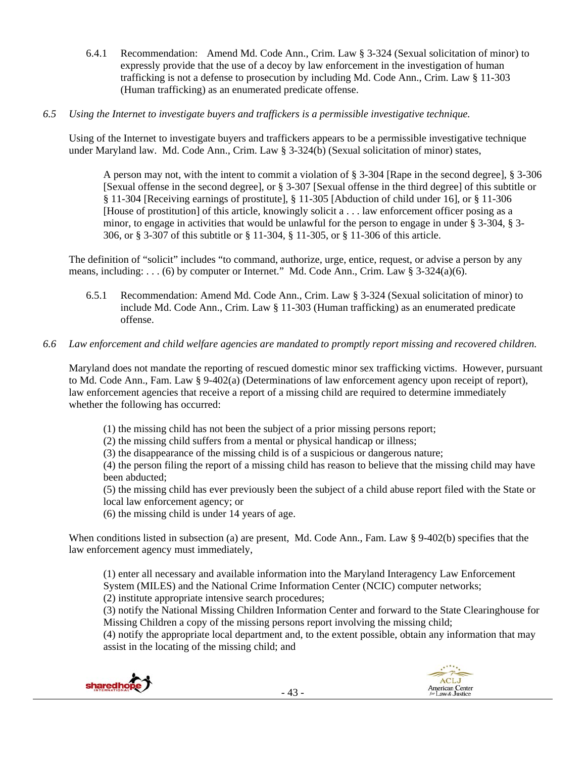6.4.1 Recommendation: Amend Md. Code Ann., Crim. Law § 3-324 (Sexual solicitation of minor) to expressly provide that the use of a decoy by law enforcement in the investigation of human trafficking is not a defense to prosecution by including Md. Code Ann., Crim. Law § 11-303 (Human trafficking) as an enumerated predicate offense.

*6.5 Using the Internet to investigate buyers and traffickers is a permissible investigative technique.*

Using of the Internet to investigate buyers and traffickers appears to be a permissible investigative technique under Maryland law. Md. Code Ann., Crim. Law § 3-324(b) (Sexual solicitation of minor) states,

> A person may not, with the intent to commit a violation of § 3-304 [Rape in the second degree], § 3-306 [Sexual offense in the second degree], or § 3-307 [Sexual offense in the third degree] of this subtitle or § 11-304 [Receiving earnings of prostitute], § 11-305 [Abduction of child under 16], or § 11-306 [House of prostitution] of this article, knowingly solicit a . . . law enforcement officer posing as a minor, to engage in activities that would be unlawful for the person to engage in under § 3-304, § 3-306, or § 3-307 of this subtitle or § 11-304, § 11-305, or § 11-306 of this article.

The definition of "solicit" includes "to command, authorize, urge, entice, request, or advise a person by any means, including: . . . (6) by computer or Internet." Md. Code Ann., Crim. Law § 3-324(a)(6).

6.5.1 Recommendation: Amend Md. Code Ann., Crim. Law § 3-324 (Sexual solicitation of minor) to include Md. Code Ann., Crim. Law § 11-303 (Human trafficking) as an enumerated predicate offense.

*6.6 Law enforcement and child welfare agencies are mandated to promptly report missing and recovered children.*

Maryland does not mandate the reporting of rescued domestic minor sex trafficking victims. However, pursuant to Md. Code Ann., Fam. Law § 9-402(a) (Determinations of law enforcement agency upon receipt of report), law enforcement agencies that receive a report of a missing child are required to determine immediately whether the following has occurred:

> (1) the missing child has not been the subject of a prior missing persons report;
> (2) the missing child suffers from a mental or physical handicap or illness;
> (3) the disappearance of the missing child is of a suspicious or dangerous nature;
> (4) the person filing the report of a missing child has reason to believe that the missing child may have been abducted;
> (5) the missing child has ever previously been the subject of a child abuse report filed with the State or local law enforcement agency; or
> (6) the missing child is under 14 years of age.

When conditions listed in subsection (a) are present, Md. Code Ann., Fam. Law § 9-402(b) specifies that the law enforcement agency must immediately,

> (1) enter all necessary and available information into the Maryland Interagency Law Enforcement System (MILES) and the National Crime Information Center (NCIC) computer networks;
> (2) institute appropriate intensive search procedures;
> (3) notify the National Missing Children Information Center and forward to the State Clearinghouse for Missing Children a copy of the missing persons report involving the missing child;
> (4) notify the appropriate local department and, to the extent possible, obtain any information that may assist in the locating of the missing child; and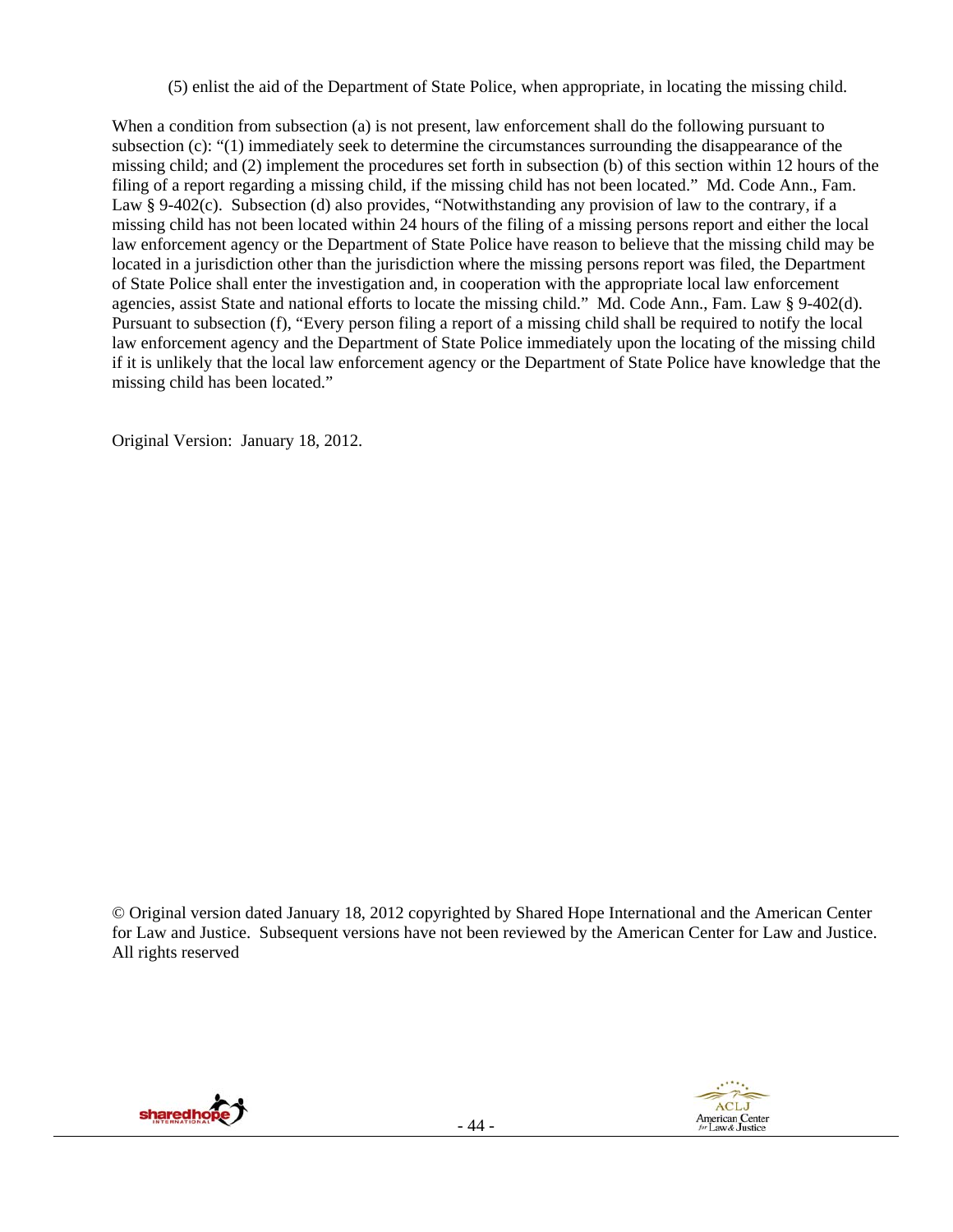(5) enlist the aid of the Department of State Police, when appropriate, in locating the missing child.

When a condition from subsection (a) is not present, law enforcement shall do the following pursuant to subsection (c): "(1) immediately seek to determine the circumstances surrounding the disappearance of the missing child; and (2) implement the procedures set forth in subsection (b) of this section within 12 hours of the filing of a report regarding a missing child, if the missing child has not been located." Md. Code Ann., Fam. Law § 9-402(c). Subsection (d) also provides, "Notwithstanding any provision of law to the contrary, if a missing child has not been located within 24 hours of the filing of a missing persons report and either the local law enforcement agency or the Department of State Police have reason to believe that the missing child may be located in a jurisdiction other than the jurisdiction where the missing persons report was filed, the Department of State Police shall enter the investigation and, in cooperation with the appropriate local law enforcement agencies, assist State and national efforts to locate the missing child." Md. Code Ann., Fam. Law § 9-402(d). Pursuant to subsection (f), "Every person filing a report of a missing child shall be required to notify the local law enforcement agency and the Department of State Police immediately upon the locating of the missing child if it is unlikely that the local law enforcement agency or the Department of State Police have knowledge that the missing child has been located."

Original Version: January 18, 2012.

© Original version dated January 18, 2012 copyrighted by Shared Hope International and the American Center for Law and Justice. Subsequent versions have not been reviewed by the American Center for Law and Justice. All rights reserved